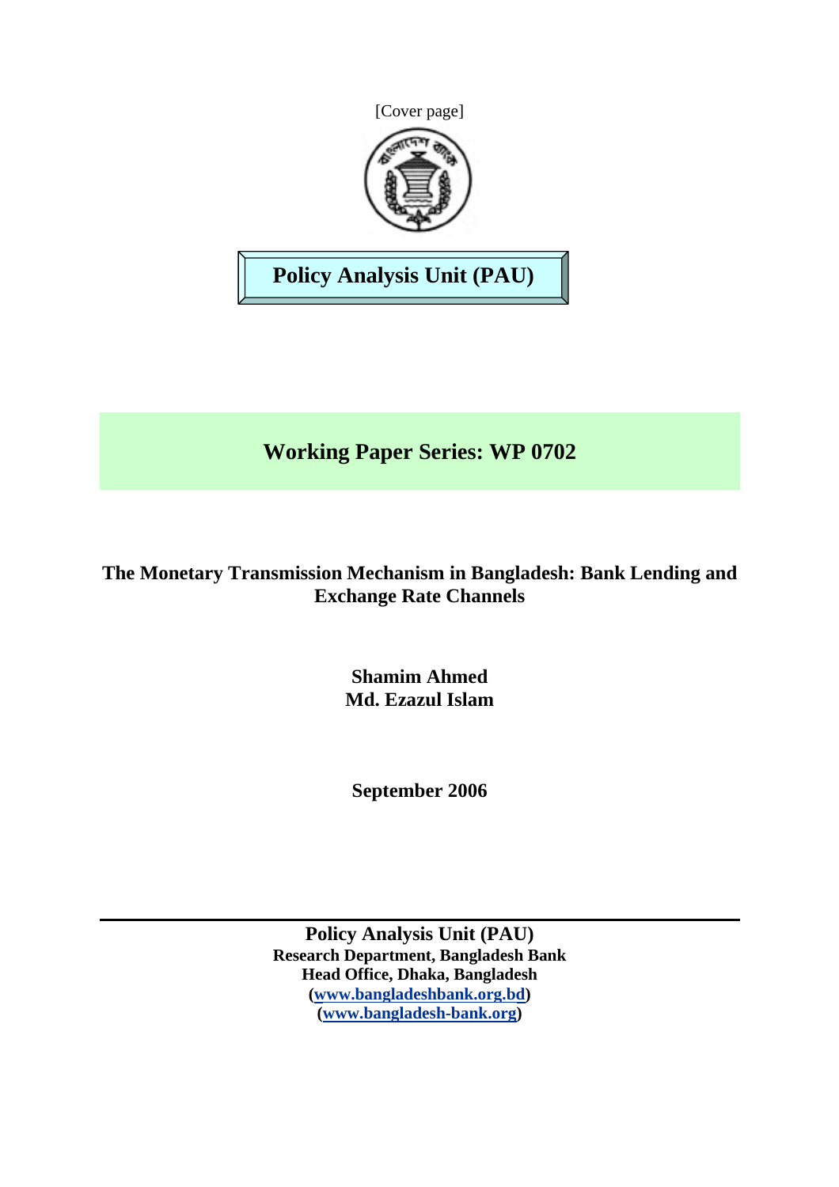[Cover page]

**Policy Analysis Unit (PAU)**

**Working Paper Series: WP 0702**

# The Monetary Transmission Mechanism in Bangladesh: Bank Lending and Exchange Rate Channels

**Shamim Ahmed**
**Md. Ezazul Islam**

**September 2006**

---

**Policy Analysis Unit (PAU)**
**Research Department, Bangladesh Bank**
**Head Office, Dhaka, Bangladesh**
**(www.bangladeshbank.org.bd)**
**(www.bangladesh-bank.org)**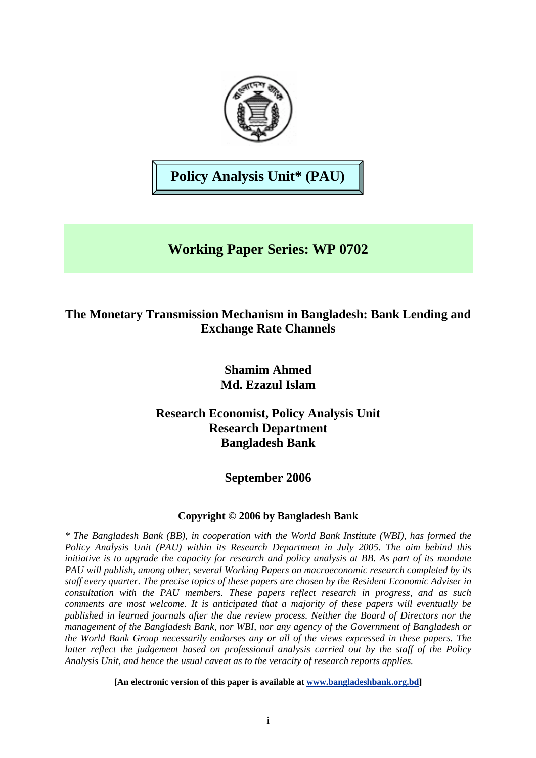**Policy Analysis Unit* (PAU)**

## Working Paper Series: WP 0702

# The Monetary Transmission Mechanism in Bangladesh: Bank Lending and Exchange Rate Channels

**Shamim Ahmed**
**Md. Ezazul Islam**

**Research Economist, Policy Analysis Unit**
**Research Department**
**Bangladesh Bank**

**September 2006**

**Copyright © 2006 by Bangladesh Bank**

*\* The Bangladesh Bank (BB), in cooperation with the World Bank Institute (WBI), has formed the Policy Analysis Unit (PAU) within its Research Department in July 2005. The aim behind this initiative is to upgrade the capacity for research and policy analysis at BB. As part of its mandate PAU will publish, among other, several Working Papers on macroeconomic research completed by its staff every quarter. The precise topics of these papers are chosen by the Resident Economic Adviser in consultation with the PAU members. These papers reflect research in progress, and as such comments are most welcome. It is anticipated that a majority of these papers will eventually be published in learned journals after the due review process. Neither the Board of Directors nor the management of the Bangladesh Bank, nor WBI, nor any agency of the Government of Bangladesh or the World Bank Group necessarily endorses any or all of the views expressed in these papers. The latter reflect the judgement based on professional analysis carried out by the staff of the Policy Analysis Unit, and hence the usual caveat as to the veracity of research reports applies.*

**[An electronic version of this paper is available at www.bangladeshbank.org.bd]**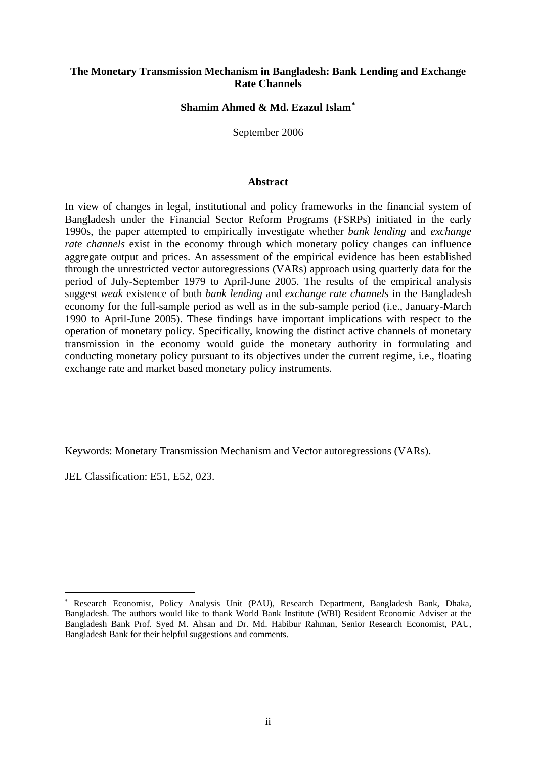**The Monetary Transmission Mechanism in Bangladesh: Bank Lending and Exchange Rate Channels**

**Shamim Ahmed & Md. Ezazul Islam**[*]

September 2006

## Abstract

In view of changes in legal, institutional and policy frameworks in the financial system of Bangladesh under the Financial Sector Reform Programs (FSRPs) initiated in the early 1990s, the paper attempted to empirically investigate whether *bank lending* and *exchange rate channels* exist in the economy through which monetary policy changes can influence aggregate output and prices. An assessment of the empirical evidence has been established through the unrestricted vector autoregressions (VARs) approach using quarterly data for the period of July-September 1979 to April-June 2005. The results of the empirical analysis suggest *weak* existence of both *bank lending* and *exchange rate channels* in the Bangladesh economy for the full-sample period as well as in the sub-sample period (i.e., January-March 1990 to April-June 2005). These findings have important implications with respect to the operation of monetary policy. Specifically, knowing the distinct active channels of monetary transmission in the economy would guide the monetary authority in formulating and conducting monetary policy pursuant to its objectives under the current regime, i.e., floating exchange rate and market based monetary policy instruments.

Keywords: Monetary Transmission Mechanism and Vector autoregressions (VARs).

JEL Classification: E51, E52, 023.

---

[*] Research Economist, Policy Analysis Unit (PAU), Research Department, Bangladesh Bank, Dhaka, Bangladesh. The authors would like to thank World Bank Institute (WBI) Resident Economic Adviser at the Bangladesh Bank Prof. Syed M. Ahsan and Dr. Md. Habibur Rahman, Senior Research Economist, PAU, Bangladesh Bank for their helpful suggestions and comments.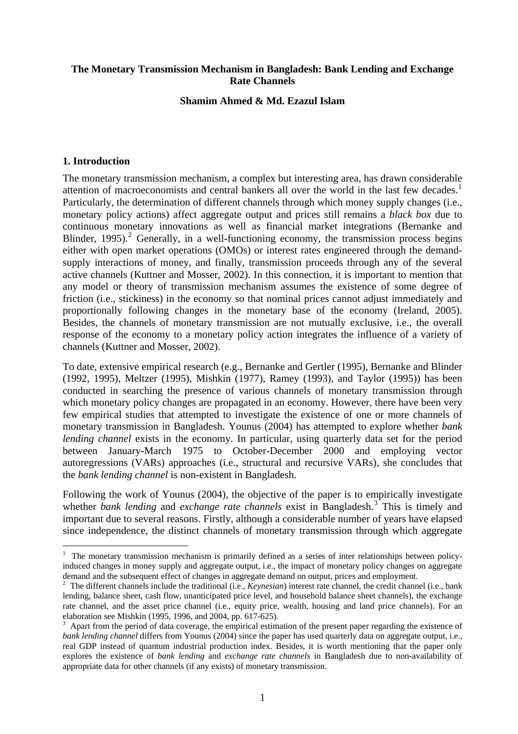**The Monetary Transmission Mechanism in Bangladesh: Bank Lending and Exchange Rate Channels**

**Shamim Ahmed & Md. Ezazul Islam**

## 1. Introduction

The monetary transmission mechanism, a complex but interesting area, has drawn considerable attention of macroeconomists and central bankers all over the world in the last few decades.[1] Particularly, the determination of different channels through which money supply changes (i.e., monetary policy actions) affect aggregate output and prices still remains a *black box* due to continuous monetary innovations as well as financial market integrations (Bernanke and Blinder, 1995).[2] Generally, in a well-functioning economy, the transmission process begins either with open market operations (OMOs) or interest rates engineered through the demand-supply interactions of money, and finally, transmission proceeds through any of the several active channels (Kuttner and Mosser, 2002). In this connection, it is important to mention that any model or theory of transmission mechanism assumes the existence of some degree of friction (i.e., stickiness) in the economy so that nominal prices cannot adjust immediately and proportionally following changes in the monetary base of the economy (Ireland, 2005). Besides, the channels of monetary transmission are not mutually exclusive, i.e., the overall response of the economy to a monetary policy action integrates the influence of a variety of channels (Kuttner and Mosser, 2002).

To date, extensive empirical research (e.g., Bernanke and Gertler (1995), Bernanke and Blinder (1992, 1995), Meltzer (1995), Mishkin (1977), Ramey (1993), and Taylor (1995)) has been conducted in searching the presence of various channels of monetary transmission through which monetary policy changes are propagated in an economy. However, there have been very few empirical studies that attempted to investigate the existence of one or more channels of monetary transmission in Bangladesh. Younus (2004) has attempted to explore whether *bank lending channel* exists in the economy. In particular, using quarterly data set for the period between January-March 1975 to October-December 2000 and employing vector autoregressions (VARs) approaches (i.e., structural and recursive VARs), she concludes that the *bank lending channel* is non-existent in Bangladesh.

Following the work of Younus (2004), the objective of the paper is to empirically investigate whether *bank lending* and *exchange rate channels* exist in Bangladesh.[3] This is timely and important due to several reasons. Firstly, although a considerable number of years have elapsed since independence, the distinct channels of monetary transmission through which aggregate

---

[1] The monetary transmission mechanism is primarily defined as a series of inter relationships between policy-induced changes in money supply and aggregate output, i.e., the impact of monetary policy changes on aggregate demand and the subsequent effect of changes in aggregate demand on output, prices and employment.

[2] The different channels include the traditional (i.e., *Keynesian*) interest rate channel, the credit channel (i.e., bank lending, balance sheet, cash flow, unanticipated price level, and household balance sheet channels), the exchange rate channel, and the asset price channel (i.e., equity price, wealth, housing and land price channels). For an elaboration see Mishkin (1995, 1996, and 2004, pp. 617-625).

[3] Apart from the period of data coverage, the empirical estimation of the present paper regarding the existence of *bank lending channel* differs from Younus (2004) since the paper has used quarterly data on aggregate output, i.e., real GDP instead of quantum industrial production index. Besides, it is worth mentioning that the paper only explores the existence of *bank lending* and *exchange rate channels* in Bangladesh due to non-availability of appropriate data for other channels (if any exists) of monetary transmission.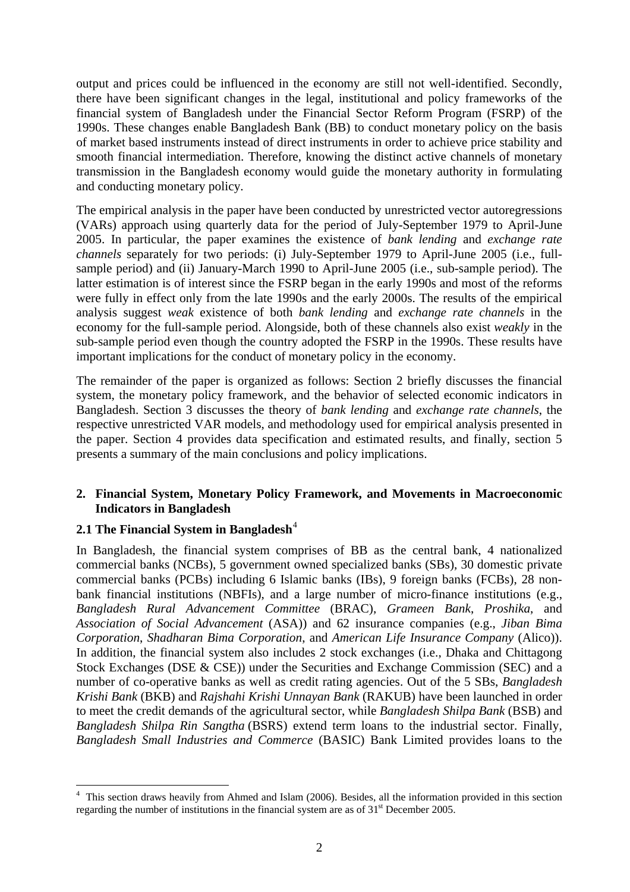output and prices could be influenced in the economy are still not well-identified. Secondly, there have been significant changes in the legal, institutional and policy frameworks of the financial system of Bangladesh under the Financial Sector Reform Program (FSRP) of the 1990s. These changes enable Bangladesh Bank (BB) to conduct monetary policy on the basis of market based instruments instead of direct instruments in order to achieve price stability and smooth financial intermediation. Therefore, knowing the distinct active channels of monetary transmission in the Bangladesh economy would guide the monetary authority in formulating and conducting monetary policy.

The empirical analysis in the paper have been conducted by unrestricted vector autoregressions (VARs) approach using quarterly data for the period of July-September 1979 to April-June 2005. In particular, the paper examines the existence of *bank lending* and *exchange rate channels* separately for two periods: (i) July-September 1979 to April-June 2005 (i.e., full-sample period) and (ii) January-March 1990 to April-June 2005 (i.e., sub-sample period). The latter estimation is of interest since the FSRP began in the early 1990s and most of the reforms were fully in effect only from the late 1990s and the early 2000s. The results of the empirical analysis suggest *weak* existence of both *bank lending* and *exchange rate channels* in the economy for the full-sample period. Alongside, both of these channels also exist *weakly* in the sub-sample period even though the country adopted the FSRP in the 1990s. These results have important implications for the conduct of monetary policy in the economy.

The remainder of the paper is organized as follows: Section 2 briefly discusses the financial system, the monetary policy framework, and the behavior of selected economic indicators in Bangladesh. Section 3 discusses the theory of *bank lending* and *exchange rate channels*, the respective unrestricted VAR models, and methodology used for empirical analysis presented in the paper. Section 4 provides data specification and estimated results, and finally, section 5 presents a summary of the main conclusions and policy implications.

## 2. Financial System, Monetary Policy Framework, and Movements in Macroeconomic Indicators in Bangladesh

### 2.1 The Financial System in Bangladesh[4]

In Bangladesh, the financial system comprises of BB as the central bank, 4 nationalized commercial banks (NCBs), 5 government owned specialized banks (SBs), 30 domestic private commercial banks (PCBs) including 6 Islamic banks (IBs), 9 foreign banks (FCBs), 28 non-bank financial institutions (NBFIs), and a large number of micro-finance institutions (e.g., *Bangladesh Rural Advancement Committee* (BRAC), *Grameen Bank*, *Proshika*, and *Association of Social Advancement* (ASA)) and 62 insurance companies (e.g., *Jiban Bima Corporation*, *Shadharan Bima Corporation*, and *American Life Insurance Company* (Alico)). In addition, the financial system also includes 2 stock exchanges (i.e., Dhaka and Chittagong Stock Exchanges (DSE & CSE)) under the Securities and Exchange Commission (SEC) and a number of co-operative banks as well as credit rating agencies. Out of the 5 SBs, *Bangladesh Krishi Bank* (BKB) and *Rajshahi Krishi Unnayan Bank* (RAKUB) have been launched in order to meet the credit demands of the agricultural sector, while *Bangladesh Shilpa Bank* (BSB) and *Bangladesh Shilpa Rin Sangtha* (BSRS) extend term loans to the industrial sector. Finally, *Bangladesh Small Industries and Commerce* (BASIC) Bank Limited provides loans to the

---

[4] This section draws heavily from Ahmed and Islam (2006). Besides, all the information provided in this section regarding the number of institutions in the financial system are as of 31st December 2005.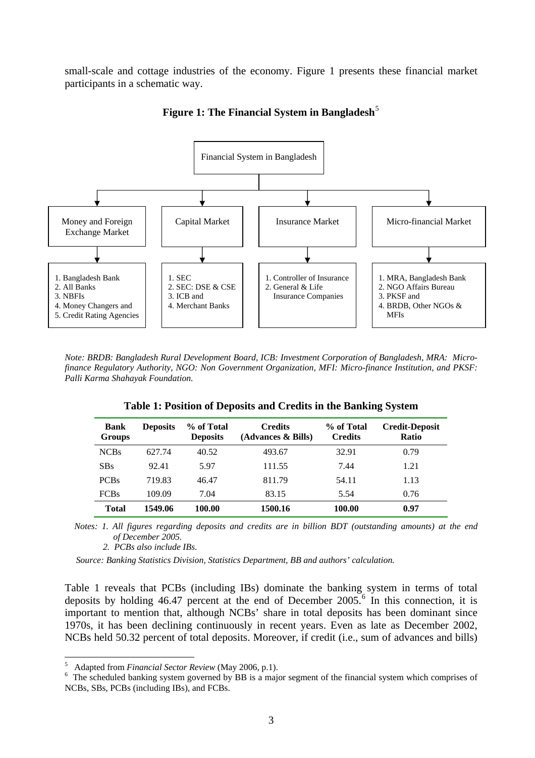small-scale and cottage industries of the economy. Figure 1 presents these financial market participants in a schematic way.

**Figure 1: The Financial System in Bangladesh**[5]

Financial System in Bangladesh

| Money and Foreign Exchange Market | Capital Market | Insurance Market | Micro-financial Market |
|---|---|---|---|
| 1. Bangladesh Bank<br>2. All Banks<br>3. NBFIs<br>4. Money Changers and<br>5. Credit Rating Agencies | 1. SEC<br>2. SEC: DSE & CSE<br>3. ICB and<br>4. Merchant Banks | 1. Controller of Insurance<br>2. General & Life Insurance Companies | 1. MRA, Bangladesh Bank<br>2. NGO Affairs Bureau<br>3. PKSF and<br>4. BRDB, Other NGOs & MFIs |

*Note: BRDB: Bangladesh Rural Development Board, ICB: Investment Corporation of Bangladesh, MRA: Micro-finance Regulatory Authority, NGO: Non Government Organization, MFI: Micro-finance Institution, and PKSF: Palli Karma Shahayak Foundation.*

**Table 1: Position of Deposits and Credits in the Banking System**

| Bank Groups | Deposits | % of Total Deposits | Credits (Advances & Bills) | % of Total Credits | Credit-Deposit Ratio |
|---|---|---|---|---|---|
| NCBs | 627.74 | 40.52 | 493.67 | 32.91 | 0.79 |
| SBs | 92.41 | 5.97 | 111.55 | 7.44 | 1.21 |
| PCBs | 719.83 | 46.47 | 811.79 | 54.11 | 1.13 |
| FCBs | 109.09 | 7.04 | 83.15 | 5.54 | 0.76 |
| **Total** | **1549.06** | **100.00** | **1500.16** | **100.00** | **0.97** |

*Notes: 1. All figures regarding deposits and credits are in billion BDT (outstanding amounts) at the end of December 2005.*
*2. PCBs also include IBs.*

*Source: Banking Statistics Division, Statistics Department, BB and authors' calculation.*

Table 1 reveals that PCBs (including IBs) dominate the banking system in terms of total deposits by holding 46.47 percent at the end of December 2005.[6] In this connection, it is important to mention that, although NCBs' share in total deposits has been dominant since 1970s, it has been declining continuously in recent years. Even as late as December 2002, NCBs held 50.32 percent of total deposits. Moreover, if credit (i.e., sum of advances and bills)

[5] Adapted from *Financial Sector Review* (May 2006, p.1).

[6] The scheduled banking system governed by BB is a major segment of the financial system which comprises of NCBs, SBs, PCBs (including IBs), and FCBs.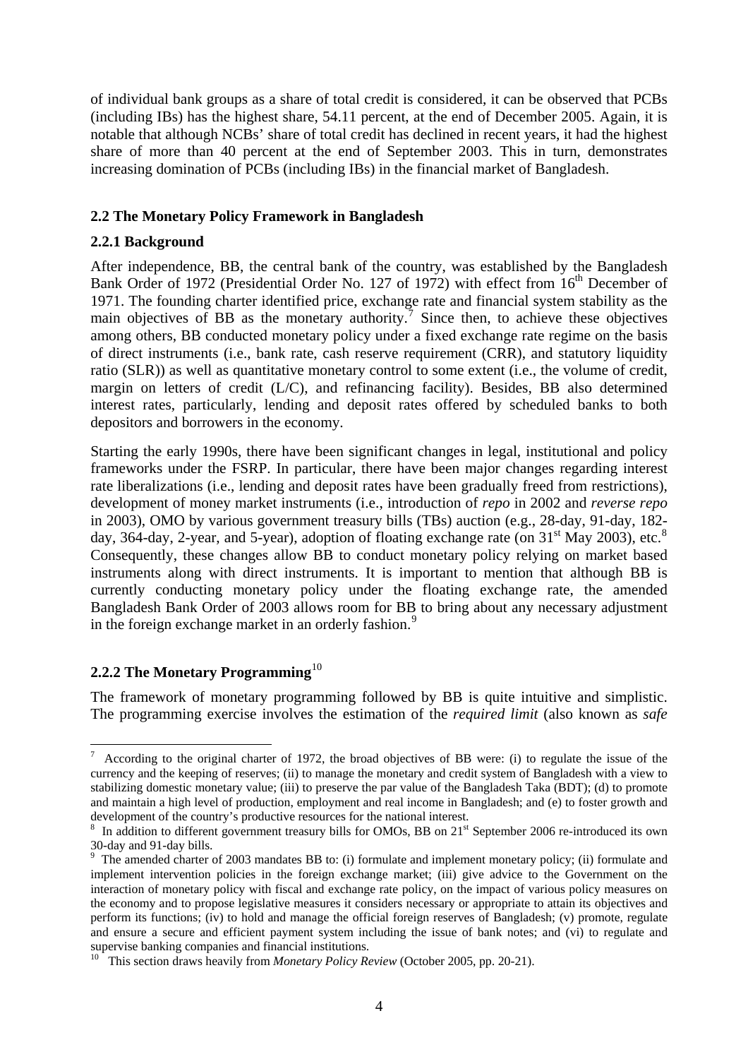of individual bank groups as a share of total credit is considered, it can be observed that PCBs (including IBs) has the highest share, 54.11 percent, at the end of December 2005. Again, it is notable that although NCBs' share of total credit has declined in recent years, it had the highest share of more than 40 percent at the end of September 2003. This in turn, demonstrates increasing domination of PCBs (including IBs) in the financial market of Bangladesh.

## 2.2 The Monetary Policy Framework in Bangladesh

### 2.2.1 Background

After independence, BB, the central bank of the country, was established by the Bangladesh Bank Order of 1972 (Presidential Order No. 127 of 1972) with effect from 16th December of 1971. The founding charter identified price, exchange rate and financial system stability as the main objectives of BB as the monetary authority.[7] Since then, to achieve these objectives among others, BB conducted monetary policy under a fixed exchange rate regime on the basis of direct instruments (i.e., bank rate, cash reserve requirement (CRR), and statutory liquidity ratio (SLR)) as well as quantitative monetary control to some extent (i.e., the volume of credit, margin on letters of credit (L/C), and refinancing facility). Besides, BB also determined interest rates, particularly, lending and deposit rates offered by scheduled banks to both depositors and borrowers in the economy.

Starting the early 1990s, there have been significant changes in legal, institutional and policy frameworks under the FSRP. In particular, there have been major changes regarding interest rate liberalizations (i.e., lending and deposit rates have been gradually freed from restrictions), development of money market instruments (i.e., introduction of *repo* in 2002 and *reverse repo* in 2003), OMO by various government treasury bills (TBs) auction (e.g., 28-day, 91-day, 182-day, 364-day, 2-year, and 5-year), adoption of floating exchange rate (on 31st May 2003), etc.[8] Consequently, these changes allow BB to conduct monetary policy relying on market based instruments along with direct instruments. It is important to mention that although BB is currently conducting monetary policy under the floating exchange rate, the amended Bangladesh Bank Order of 2003 allows room for BB to bring about any necessary adjustment in the foreign exchange market in an orderly fashion.[9]

### 2.2.2 The Monetary Programming[10]

The framework of monetary programming followed by BB is quite intuitive and simplistic. The programming exercise involves the estimation of the *required limit* (also known as *safe*

---

[7] According to the original charter of 1972, the broad objectives of BB were: (i) to regulate the issue of the currency and the keeping of reserves; (ii) to manage the monetary and credit system of Bangladesh with a view to stabilizing domestic monetary value; (iii) to preserve the par value of the Bangladesh Taka (BDT); (d) to promote and maintain a high level of production, employment and real income in Bangladesh; and (e) to foster growth and development of the country's productive resources for the national interest.

[8] In addition to different government treasury bills for OMOs, BB on 21st September 2006 re-introduced its own 30-day and 91-day bills.

[9] The amended charter of 2003 mandates BB to: (i) formulate and implement monetary policy; (ii) formulate and implement intervention policies in the foreign exchange market; (iii) give advice to the Government on the interaction of monetary policy with fiscal and exchange rate policy, on the impact of various policy measures on the economy and to propose legislative measures it considers necessary or appropriate to attain its objectives and perform its functions; (iv) to hold and manage the official foreign reserves of Bangladesh; (v) promote, regulate and ensure a secure and efficient payment system including the issue of bank notes; and (vi) to regulate and supervise banking companies and financial institutions.

[10] This section draws heavily from *Monetary Policy Review* (October 2005, pp. 20-21).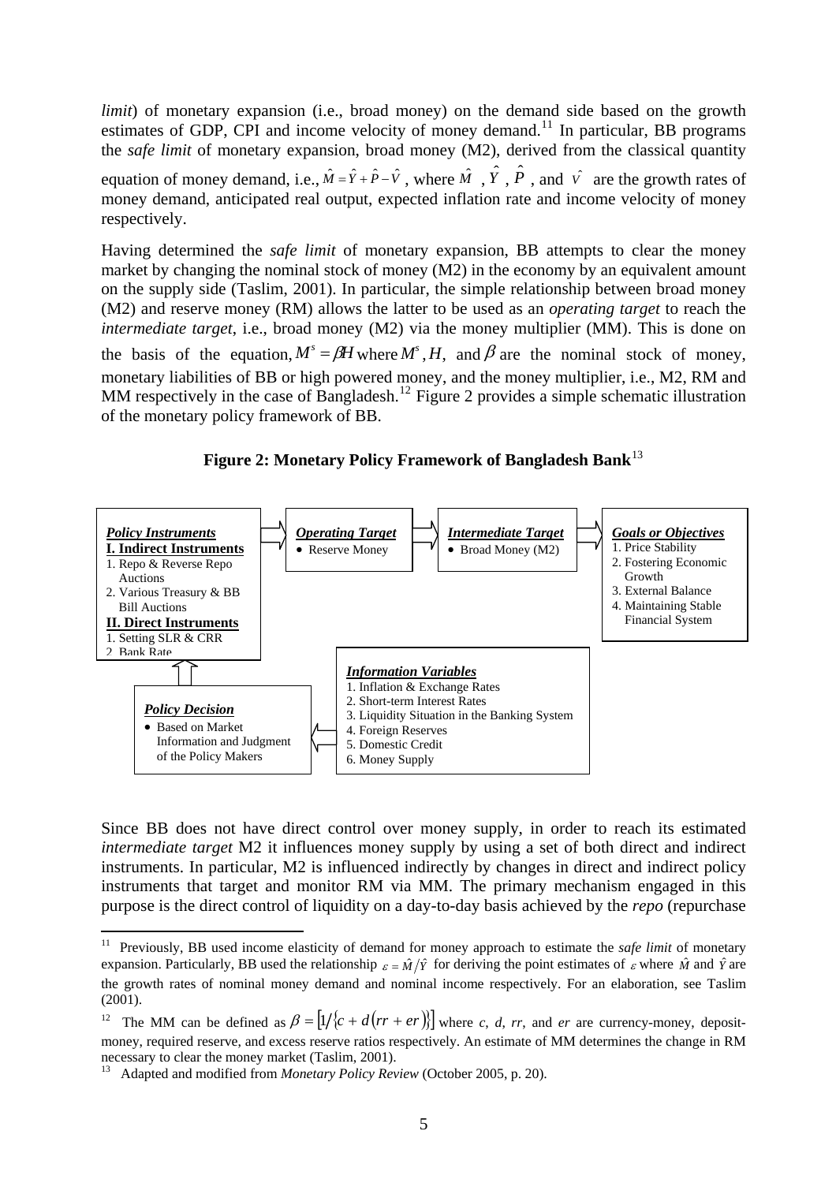*limit*) of monetary expansion (i.e., broad money) on the demand side based on the growth estimates of GDP, CPI and income velocity of money demand.[11] In particular, BB programs the *safe limit* of monetary expansion, broad money (M2), derived from the classical quantity equation of money demand, i.e., $\hat{M} = \hat{Y} + \hat{P} - \hat{V}$, where $\hat{M}$, $\hat{Y}$, $\hat{P}$, and $\hat{V}$ are the growth rates of money demand, anticipated real output, expected inflation rate and income velocity of money respectively.

Having determined the *safe limit* of monetary expansion, BB attempts to clear the money market by changing the nominal stock of money (M2) in the economy by an equivalent amount on the supply side (Taslim, 2001). In particular, the simple relationship between broad money (M2) and reserve money (RM) allows the latter to be used as an *operating target* to reach the *intermediate target*, i.e., broad money (M2) via the money multiplier (MM). This is done on the basis of the equation, $M^s = \beta H$ where $M^s, H,$ and $\beta$ are the nominal stock of money, monetary liabilities of BB or high powered money, and the money multiplier, i.e., M2, RM and MM respectively in the case of Bangladesh.[12] Figure 2 provides a simple schematic illustration of the monetary policy framework of BB.

**Figure 2: Monetary Policy Framework of Bangladesh Bank**[13]

*Policy Instruments*
**I. Indirect Instruments**
1. Repo & Reverse Repo Auctions
2. Various Treasury & BB Bill Auctions

**II. Direct Instruments**
1. Setting SLR & CRR
2. Bank Rate

*Operating Target*
- Reserve Money

*Intermediate Target*
- Broad Money (M2)

*Goals or Objectives*
1. Price Stability
2. Fostering Economic Growth
3. External Balance
4. Maintaining Stable Financial System

*Policy Decision*
- Based on Market Information and Judgment of the Policy Makers

*Information Variables*
1. Inflation & Exchange Rates
2. Short-term Interest Rates
3. Liquidity Situation in the Banking System
4. Foreign Reserves
5. Domestic Credit
6. Money Supply

Since BB does not have direct control over money supply, in order to reach its estimated *intermediate target* M2 it influences money supply by using a set of both direct and indirect instruments. In particular, M2 is influenced indirectly by changes in direct and indirect policy instruments that target and monitor RM via MM. The primary mechanism engaged in this purpose is the direct control of liquidity on a day-to-day basis achieved by the *repo* (repurchase

---

[11] Previously, BB used income elasticity of demand for money approach to estimate the *safe limit* of monetary expansion. Particularly, BB used the relationship $\varepsilon = \hat{M}/\hat{Y}$ for deriving the point estimates of $\varepsilon$ where $\hat{M}$ and $\hat{Y}$ are the growth rates of nominal money demand and nominal income respectively. For an elaboration, see Taslim (2001).

[12] The MM can be defined as $\beta = [1/\{c + d(rr + er)\}]$ where *c*, *d*, *rr*, and *er* are currency-money, deposit-money, required reserve, and excess reserve ratios respectively. An estimate of MM determines the change in RM necessary to clear the money market (Taslim, 2001).

[13] Adapted and modified from *Monetary Policy Review* (October 2005, p. 20).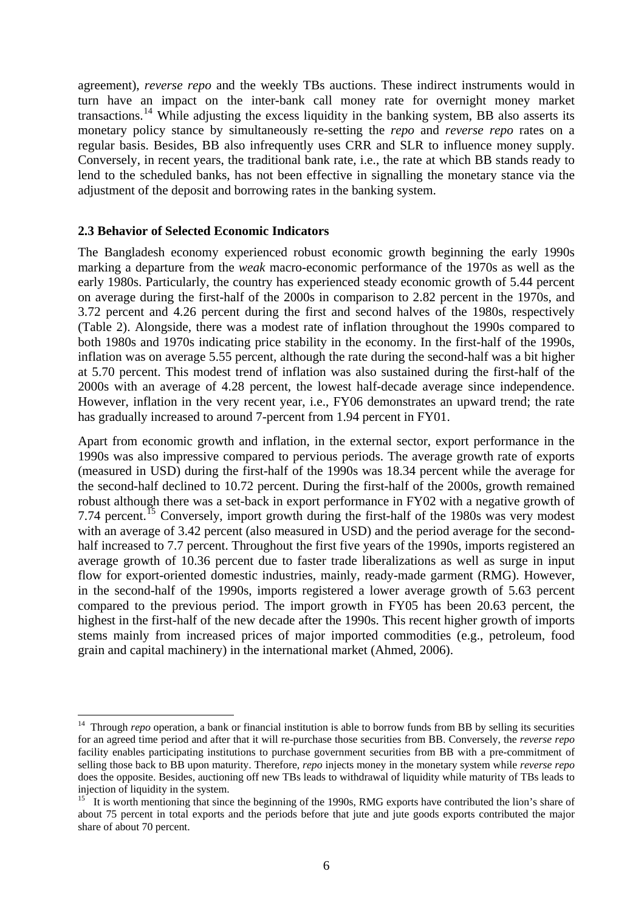agreement), *reverse repo* and the weekly TBs auctions. These indirect instruments would in turn have an impact on the inter-bank call money rate for overnight money market transactions.[14] While adjusting the excess liquidity in the banking system, BB also asserts its monetary policy stance by simultaneously re-setting the *repo* and *reverse repo* rates on a regular basis. Besides, BB also infrequently uses CRR and SLR to influence money supply. Conversely, in recent years, the traditional bank rate, i.e., the rate at which BB stands ready to lend to the scheduled banks, has not been effective in signalling the monetary stance via the adjustment of the deposit and borrowing rates in the banking system.

### 2.3 Behavior of Selected Economic Indicators

The Bangladesh economy experienced robust economic growth beginning the early 1990s marking a departure from the *weak* macro-economic performance of the 1970s as well as the early 1980s. Particularly, the country has experienced steady economic growth of 5.44 percent on average during the first-half of the 2000s in comparison to 2.82 percent in the 1970s, and 3.72 percent and 4.26 percent during the first and second halves of the 1980s, respectively (Table 2). Alongside, there was a modest rate of inflation throughout the 1990s compared to both 1980s and 1970s indicating price stability in the economy. In the first-half of the 1990s, inflation was on average 5.55 percent, although the rate during the second-half was a bit higher at 5.70 percent. This modest trend of inflation was also sustained during the first-half of the 2000s with an average of 4.28 percent, the lowest half-decade average since independence. However, inflation in the very recent year, i.e., FY06 demonstrates an upward trend; the rate has gradually increased to around 7-percent from 1.94 percent in FY01.

Apart from economic growth and inflation, in the external sector, export performance in the 1990s was also impressive compared to pervious periods. The average growth rate of exports (measured in USD) during the first-half of the 1990s was 18.34 percent while the average for the second-half declined to 10.72 percent. During the first-half of the 2000s, growth remained robust although there was a set-back in export performance in FY02 with a negative growth of 7.74 percent.[15] Conversely, import growth during the first-half of the 1980s was very modest with an average of 3.42 percent (also measured in USD) and the period average for the second-half increased to 7.7 percent. Throughout the first five years of the 1990s, imports registered an average growth of 10.36 percent due to faster trade liberalizations as well as surge in input flow for export-oriented domestic industries, mainly, ready-made garment (RMG). However, in the second-half of the 1990s, imports registered a lower average growth of 5.63 percent compared to the previous period. The import growth in FY05 has been 20.63 percent, the highest in the first-half of the new decade after the 1990s. This recent higher growth of imports stems mainly from increased prices of major imported commodities (e.g., petroleum, food grain and capital machinery) in the international market (Ahmed, 2006).

---

[14] Through *repo* operation, a bank or financial institution is able to borrow funds from BB by selling its securities for an agreed time period and after that it will re-purchase those securities from BB. Conversely, the *reverse repo* facility enables participating institutions to purchase government securities from BB with a pre-commitment of selling those back to BB upon maturity. Therefore, *repo* injects money in the monetary system while *reverse repo* does the opposite. Besides, auctioning off new TBs leads to withdrawal of liquidity while maturity of TBs leads to injection of liquidity in the system.

[15] It is worth mentioning that since the beginning of the 1990s, RMG exports have contributed the lion's share of about 75 percent in total exports and the periods before that jute and jute goods exports contributed the major share of about 70 percent.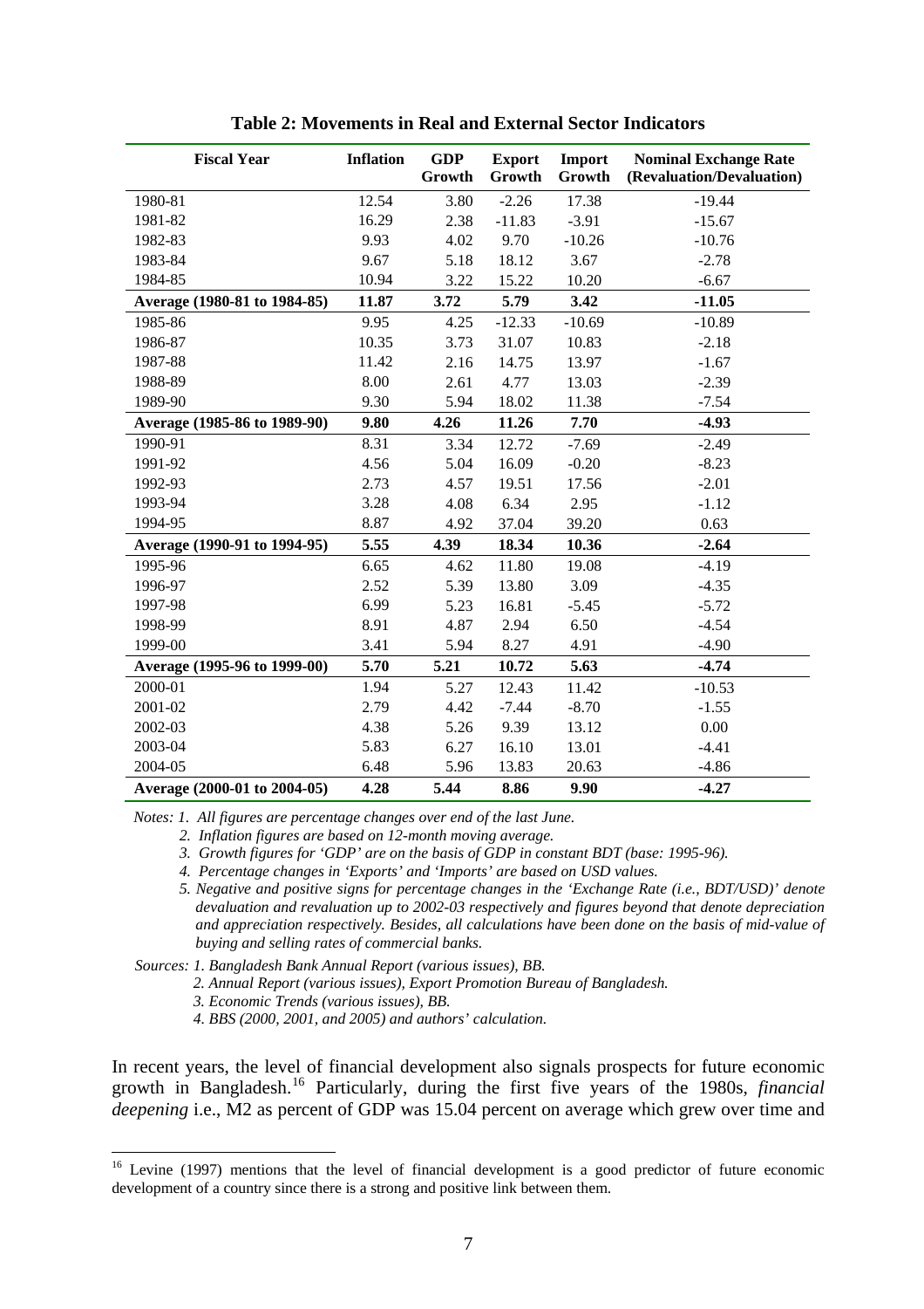**Table 2: Movements in Real and External Sector Indicators**

| Fiscal Year | Inflation | GDP Growth | Export Growth | Import Growth | Nominal Exchange Rate (Revaluation/Devaluation) |
|---|---|---|---|---|---|
| 1980-81 | 12.54 | 3.80 | -2.26 | 17.38 | -19.44 |
| 1981-82 | 16.29 | 2.38 | -11.83 | -3.91 | -15.67 |
| 1982-83 | 9.93 | 4.02 | 9.70 | -10.26 | -10.76 |
| 1983-84 | 9.67 | 5.18 | 18.12 | 3.67 | -2.78 |
| 1984-85 | 10.94 | 3.22 | 15.22 | 10.20 | -6.67 |
| **Average (1980-81 to 1984-85)** | **11.87** | **3.72** | **5.79** | **3.42** | **-11.05** |
| 1985-86 | 9.95 | 4.25 | -12.33 | -10.69 | -10.89 |
| 1986-87 | 10.35 | 3.73 | 31.07 | 10.83 | -2.18 |
| 1987-88 | 11.42 | 2.16 | 14.75 | 13.97 | -1.67 |
| 1988-89 | 8.00 | 2.61 | 4.77 | 13.03 | -2.39 |
| 1989-90 | 9.30 | 5.94 | 18.02 | 11.38 | -7.54 |
| **Average (1985-86 to 1989-90)** | **9.80** | **4.26** | **11.26** | **7.70** | **-4.93** |
| 1990-91 | 8.31 | 3.34 | 12.72 | -7.69 | -2.49 |
| 1991-92 | 4.56 | 5.04 | 16.09 | -0.20 | -8.23 |
| 1992-93 | 2.73 | 4.57 | 19.51 | 17.56 | -2.01 |
| 1993-94 | 3.28 | 4.08 | 6.34 | 2.95 | -1.12 |
| 1994-95 | 8.87 | 4.92 | 37.04 | 39.20 | 0.63 |
| **Average (1990-91 to 1994-95)** | **5.55** | **4.39** | **18.34** | **10.36** | **-2.64** |
| 1995-96 | 6.65 | 4.62 | 11.80 | 19.08 | -4.19 |
| 1996-97 | 2.52 | 5.39 | 13.80 | 3.09 | -4.35 |
| 1997-98 | 6.99 | 5.23 | 16.81 | -5.45 | -5.72 |
| 1998-99 | 8.91 | 4.87 | 2.94 | 6.50 | -4.54 |
| 1999-00 | 3.41 | 5.94 | 8.27 | 4.91 | -4.90 |
| **Average (1995-96 to 1999-00)** | **5.70** | **5.21** | **10.72** | **5.63** | **-4.74** |
| 2000-01 | 1.94 | 5.27 | 12.43 | 11.42 | -10.53 |
| 2001-02 | 2.79 | 4.42 | -7.44 | -8.70 | -1.55 |
| 2002-03 | 4.38 | 5.26 | 9.39 | 13.12 | 0.00 |
| 2003-04 | 5.83 | 6.27 | 16.10 | 13.01 | -4.41 |
| 2004-05 | 6.48 | 5.96 | 13.83 | 20.63 | -4.86 |
| **Average (2000-01 to 2004-05)** | **4.28** | **5.44** | **8.86** | **9.90** | **-4.27** |

*Notes: 1. All figures are percentage changes over end of the last June.*

*2. Inflation figures are based on 12-month moving average.*

*3. Growth figures for 'GDP' are on the basis of GDP in constant BDT (base: 1995-96).*

*4. Percentage changes in 'Exports' and 'Imports' are based on USD values.*

*5. Negative and positive signs for percentage changes in the 'Exchange Rate (i.e., BDT/USD)' denote devaluation and revaluation up to 2002-03 respectively and figures beyond that denote depreciation and appreciation respectively. Besides, all calculations have been done on the basis of mid-value of buying and selling rates of commercial banks.*

*Sources: 1. Bangladesh Bank Annual Report (various issues), BB.*

*2. Annual Report (various issues), Export Promotion Bureau of Bangladesh.*

*3. Economic Trends (various issues), BB.*

*4. BBS (2000, 2001, and 2005) and authors' calculation.*

In recent years, the level of financial development also signals prospects for future economic growth in Bangladesh.[16] Particularly, during the first five years of the 1980s, *financial deepening* i.e., M2 as percent of GDP was 15.04 percent on average which grew over time and

[16] Levine (1997) mentions that the level of financial development is a good predictor of future economic development of a country since there is a strong and positive link between them.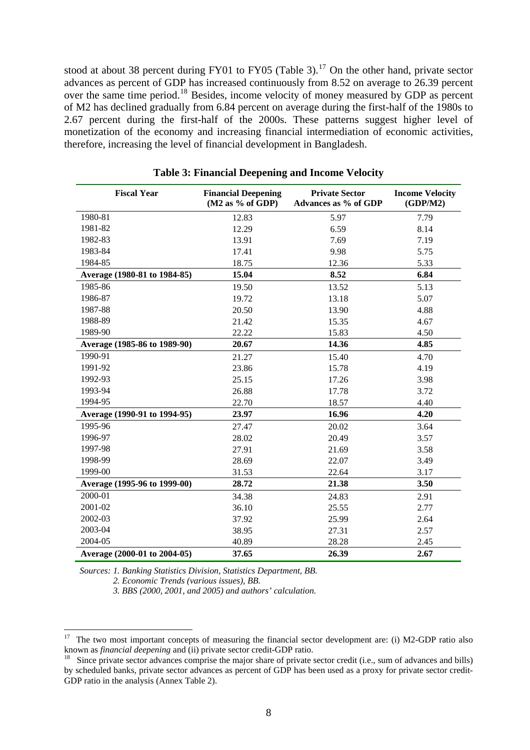stood at about 38 percent during FY01 to FY05 (Table 3).[17] On the other hand, private sector advances as percent of GDP has increased continuously from 8.52 on average to 26.39 percent over the same time period.[18] Besides, income velocity of money measured by GDP as percent of M2 has declined gradually from 6.84 percent on average during the first-half of the 1980s to 2.67 percent during the first-half of the 2000s. These patterns suggest higher level of monetization of the economy and increasing financial intermediation of economic activities, therefore, increasing the level of financial development in Bangladesh.

**Table 3: Financial Deepening and Income Velocity**

| Fiscal Year | Financial Deepening (M2 as % of GDP) | Private Sector Advances as % of GDP | Income Velocity (GDP/M2) |
|---|---|---|---|
| 1980-81 | 12.83 | 5.97 | 7.79 |
| 1981-82 | 12.29 | 6.59 | 8.14 |
| 1982-83 | 13.91 | 7.69 | 7.19 |
| 1983-84 | 17.41 | 9.98 | 5.75 |
| 1984-85 | 18.75 | 12.36 | 5.33 |
| **Average (1980-81 to 1984-85)** | **15.04** | **8.52** | **6.84** |
| 1985-86 | 19.50 | 13.52 | 5.13 |
| 1986-87 | 19.72 | 13.18 | 5.07 |
| 1987-88 | 20.50 | 13.90 | 4.88 |
| 1988-89 | 21.42 | 15.35 | 4.67 |
| 1989-90 | 22.22 | 15.83 | 4.50 |
| **Average (1985-86 to 1989-90)** | **20.67** | **14.36** | **4.85** |
| 1990-91 | 21.27 | 15.40 | 4.70 |
| 1991-92 | 23.86 | 15.78 | 4.19 |
| 1992-93 | 25.15 | 17.26 | 3.98 |
| 1993-94 | 26.88 | 17.78 | 3.72 |
| 1994-95 | 22.70 | 18.57 | 4.40 |
| **Average (1990-91 to 1994-95)** | **23.97** | **16.96** | **4.20** |
| 1995-96 | 27.47 | 20.02 | 3.64 |
| 1996-97 | 28.02 | 20.49 | 3.57 |
| 1997-98 | 27.91 | 21.69 | 3.58 |
| 1998-99 | 28.69 | 22.07 | 3.49 |
| 1999-00 | 31.53 | 22.64 | 3.17 |
| **Average (1995-96 to 1999-00)** | **28.72** | **21.38** | **3.50** |
| 2000-01 | 34.38 | 24.83 | 2.91 |
| 2001-02 | 36.10 | 25.55 | 2.77 |
| 2002-03 | 37.92 | 25.99 | 2.64 |
| 2003-04 | 38.95 | 27.31 | 2.57 |
| 2004-05 | 40.89 | 28.28 | 2.45 |
| **Average (2000-01 to 2004-05)** | **37.65** | **26.39** | **2.67** |

*Sources: 1. Banking Statistics Division, Statistics Department, BB.*
*2. Economic Trends (various issues), BB.*
*3. BBS (2000, 2001, and 2005) and authors' calculation.*

---

[17] The two most important concepts of measuring the financial sector development are: (i) M2-GDP ratio also known as *financial deepening* and (ii) private sector credit-GDP ratio.

[18] Since private sector advances comprise the major share of private sector credit (i.e., sum of advances and bills) by scheduled banks, private sector advances as percent of GDP has been used as a proxy for private sector credit-GDP ratio in the analysis (Annex Table 2).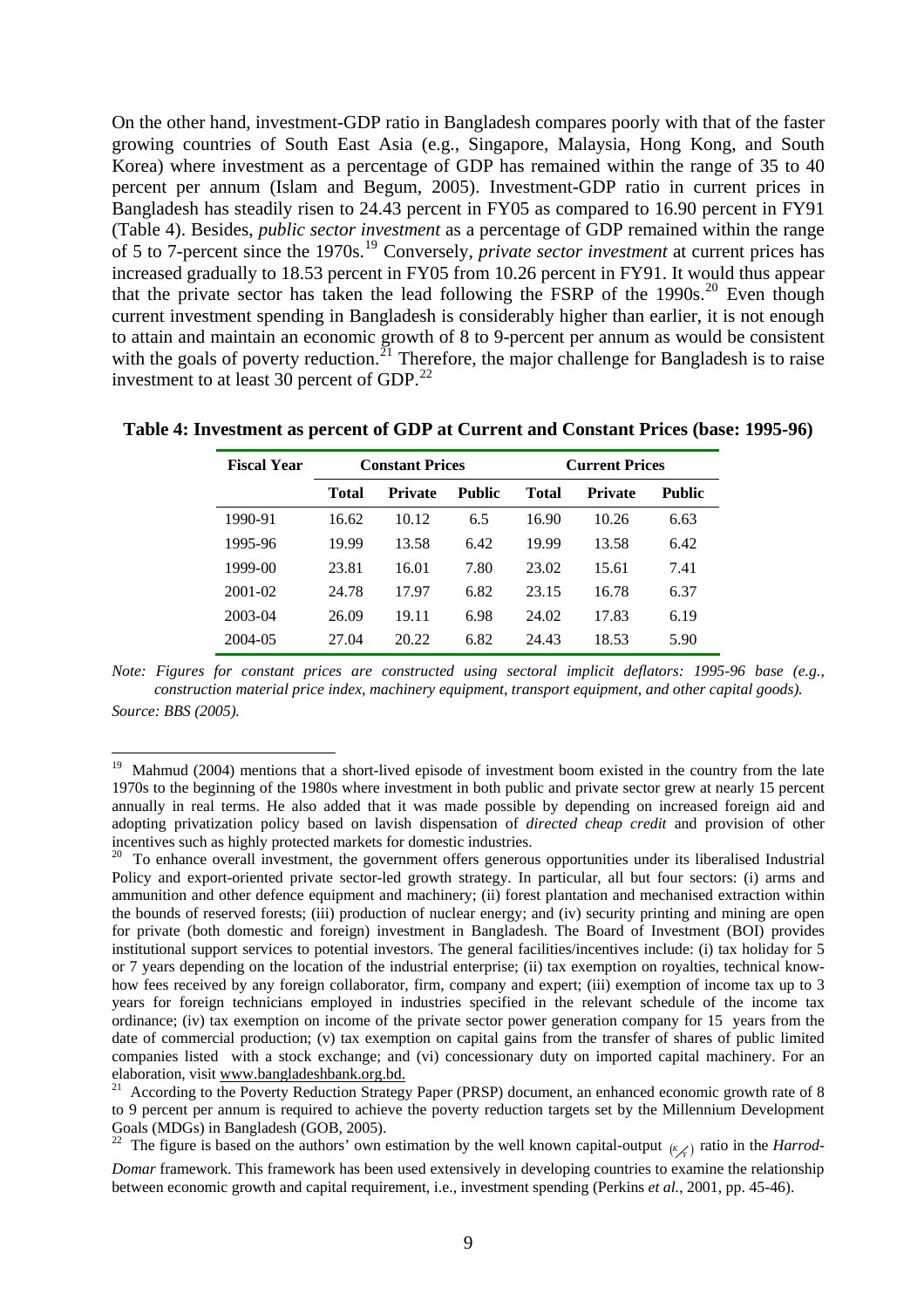On the other hand, investment-GDP ratio in Bangladesh compares poorly with that of the faster growing countries of South East Asia (e.g., Singapore, Malaysia, Hong Kong, and South Korea) where investment as a percentage of GDP has remained within the range of 35 to 40 percent per annum (Islam and Begum, 2005). Investment-GDP ratio in current prices in Bangladesh has steadily risen to 24.43 percent in FY05 as compared to 16.90 percent in FY91 (Table 4). Besides, *public sector investment* as a percentage of GDP remained within the range of 5 to 7-percent since the 1970s.[19] Conversely, *private sector investment* at current prices has increased gradually to 18.53 percent in FY05 from 10.26 percent in FY91. It would thus appear that the private sector has taken the lead following the FSRP of the 1990s.[20] Even though current investment spending in Bangladesh is considerably higher than earlier, it is not enough to attain and maintain an economic growth of 8 to 9-percent per annum as would be consistent with the goals of poverty reduction.[21] Therefore, the major challenge for Bangladesh is to raise investment to at least 30 percent of GDP.[22]

**Table 4: Investment as percent of GDP at Current and Constant Prices (base: 1995-96)**

| Fiscal Year | Constant Prices | | | Current Prices | | |
|---|---|---|---|---|---|---|
| | **Total** | **Private** | **Public** | **Total** | **Private** | **Public** |
| 1990-91 | 16.62 | 10.12 | 6.5 | 16.90 | 10.26 | 6.63 |
| 1995-96 | 19.99 | 13.58 | 6.42 | 19.99 | 13.58 | 6.42 |
| 1999-00 | 23.81 | 16.01 | 7.80 | 23.02 | 15.61 | 7.41 |
| 2001-02 | 24.78 | 17.97 | 6.82 | 23.15 | 16.78 | 6.37 |
| 2003-04 | 26.09 | 19.11 | 6.98 | 24.02 | 17.83 | 6.19 |
| 2004-05 | 27.04 | 20.22 | 6.82 | 24.43 | 18.53 | 5.90 |

*Note: Figures for constant prices are constructed using sectoral implicit deflators: 1995-96 base (e.g., construction material price index, machinery equipment, transport equipment, and other capital goods).*

*Source: BBS (2005).*

[19] Mahmud (2004) mentions that a short-lived episode of investment boom existed in the country from the late 1970s to the beginning of the 1980s where investment in both public and private sector grew at nearly 15 percent annually in real terms. He also added that it was made possible by depending on increased foreign aid and adopting privatization policy based on lavish dispensation of *directed cheap credit* and provision of other incentives such as highly protected markets for domestic industries.

[20] To enhance overall investment, the government offers generous opportunities under its liberalised Industrial Policy and export-oriented private sector-led growth strategy. In particular, all but four sectors: (i) arms and ammunition and other defence equipment and machinery; (ii) forest plantation and mechanised extraction within the bounds of reserved forests; (iii) production of nuclear energy; and (iv) security printing and mining are open for private (both domestic and foreign) investment in Bangladesh. The Board of Investment (BOI) provides institutional support services to potential investors. The general facilities/incentives include: (i) tax holiday for 5 or 7 years depending on the location of the industrial enterprise; (ii) tax exemption on royalties, technical know-how fees received by any foreign collaborator, firm, company and expert; (iii) exemption of income tax up to 3 years for foreign technicians employed in industries specified in the relevant schedule of the income tax ordinance; (iv) tax exemption on income of the private sector power generation company for 15 years from the date of commercial production; (v) tax exemption on capital gains from the transfer of shares of public limited companies listed with a stock exchange; and (vi) concessionary duty on imported capital machinery. For an elaboration, visit www.bangladeshbank.org.bd.

[21] According to the Poverty Reduction Strategy Paper (PRSP) document, an enhanced economic growth rate of 8 to 9 percent per annum is required to achieve the poverty reduction targets set by the Millennium Development Goals (MDGs) in Bangladesh (GOB, 2005).

[22] The figure is based on the authors' own estimation by the well known capital-output $(K/Y)$ ratio in the *Harrod-Domar* framework. This framework has been used extensively in developing countries to examine the relationship between economic growth and capital requirement, i.e., investment spending (Perkins *et al.*, 2001, pp. 45-46).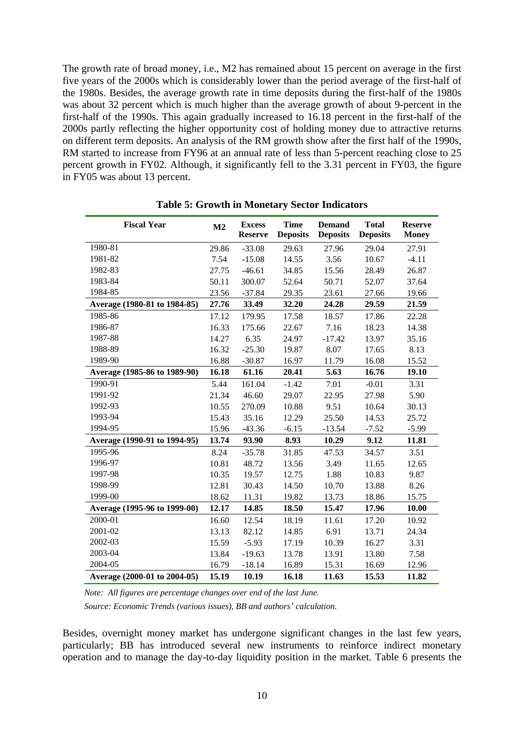The growth rate of broad money, i.e., M2 has remained about 15 percent on average in the first five years of the 2000s which is considerably lower than the period average of the first-half of the 1980s. Besides, the average growth rate in time deposits during the first-half of the 1980s was about 32 percent which is much higher than the average growth of about 9-percent in the first-half of the 1990s. This again gradually increased to 16.18 percent in the first-half of the 2000s partly reflecting the higher opportunity cost of holding money due to attractive returns on different term deposits. An analysis of the RM growth show after the first half of the 1990s, RM started to increase from FY96 at an annual rate of less than 5-percent reaching close to 25 percent growth in FY02. Although, it significantly fell to the 3.31 percent in FY03, the figure in FY05 was about 13 percent.

**Table 5: Growth in Monetary Sector Indicators**

| Fiscal Year | M2 | Excess Reserve | Time Deposits | Demand Deposits | Total Deposits | Reserve Money |
|---|---|---|---|---|---|---|
| 1980-81 | 29.86 | -33.08 | 29.63 | 27.96 | 29.04 | 27.91 |
| 1981-82 | 7.54 | -15.08 | 14.55 | 3.56 | 10.67 | -4.11 |
| 1982-83 | 27.75 | -46.61 | 34.85 | 15.56 | 28.49 | 26.87 |
| 1983-84 | 50.11 | 300.07 | 52.64 | 50.71 | 52.07 | 37.64 |
| 1984-85 | 23.56 | -37.84 | 29.35 | 23.61 | 27.66 | 19.66 |
| **Average (1980-81 to 1984-85)** | **27.76** | **33.49** | **32.20** | **24.28** | **29.59** | **21.59** |
| 1985-86 | 17.12 | 179.95 | 17.58 | 18.57 | 17.86 | 22.28 |
| 1986-87 | 16.33 | 175.66 | 22.67 | 7.16 | 18.23 | 14.38 |
| 1987-88 | 14.27 | 6.35 | 24.97 | -17.42 | 13.97 | 35.16 |
| 1988-89 | 16.32 | -25.30 | 19.87 | 8.07 | 17.65 | 8.13 |
| 1989-90 | 16.88 | -30.87 | 16.97 | 11.79 | 16.08 | 15.52 |
| **Average (1985-86 to 1989-90)** | **16.18** | **61.16** | **20.41** | **5.63** | **16.76** | **19.10** |
| 1990-91 | 5.44 | 161.04 | -1.42 | 7.01 | -0.01 | 3.31 |
| 1991-92 | 21.34 | 46.60 | 29.07 | 22.95 | 27.98 | 5.90 |
| 1992-93 | 10.55 | 270.09 | 10.88 | 9.51 | 10.64 | 30.13 |
| 1993-94 | 15.43 | 35.16 | 12.29 | 25.50 | 14.53 | 25.72 |
| 1994-95 | 15.96 | -43.36 | -6.15 | -13.54 | -7.52 | -5.99 |
| **Average (1990-91 to 1994-95)** | **13.74** | **93.90** | **8.93** | **10.29** | **9.12** | **11.81** |
| 1995-96 | 8.24 | -35.78 | 31.85 | 47.53 | 34.57 | 3.51 |
| 1996-97 | 10.81 | 48.72 | 13.56 | 3.49 | 11.65 | 12.65 |
| 1997-98 | 10.35 | 19.57 | 12.75 | 1.88 | 10.83 | 9.87 |
| 1998-99 | 12.81 | 30.43 | 14.50 | 10.70 | 13.88 | 8.26 |
| 1999-00 | 18.62 | 11.31 | 19.82 | 13.73 | 18.86 | 15.75 |
| **Average (1995-96 to 1999-00)** | **12.17** | **14.85** | **18.50** | **15.47** | **17.96** | **10.00** |
| 2000-01 | 16.60 | 12.54 | 18.19 | 11.61 | 17.20 | 10.92 |
| 2001-02 | 13.13 | 82.12 | 14.85 | 6.91 | 13.71 | 24.34 |
| 2002-03 | 15.59 | -5.93 | 17.19 | 10.39 | 16.27 | 3.31 |
| 2003-04 | 13.84 | -19.63 | 13.78 | 13.91 | 13.80 | 7.58 |
| 2004-05 | 16.79 | -18.14 | 16.89 | 15.31 | 16.69 | 12.96 |
| **Average (2000-01 to 2004-05)** | **15.19** | **10.19** | **16.18** | **11.63** | **15.53** | **11.82** |

*Note: All figures are percentage changes over end of the last June.*

*Source: Economic Trends (various issues), BB and authors' calculation.*

Besides, overnight money market has undergone significant changes in the last few years, particularly; BB has introduced several new instruments to reinforce indirect monetary operation and to manage the day-to-day liquidity position in the market. Table 6 presents the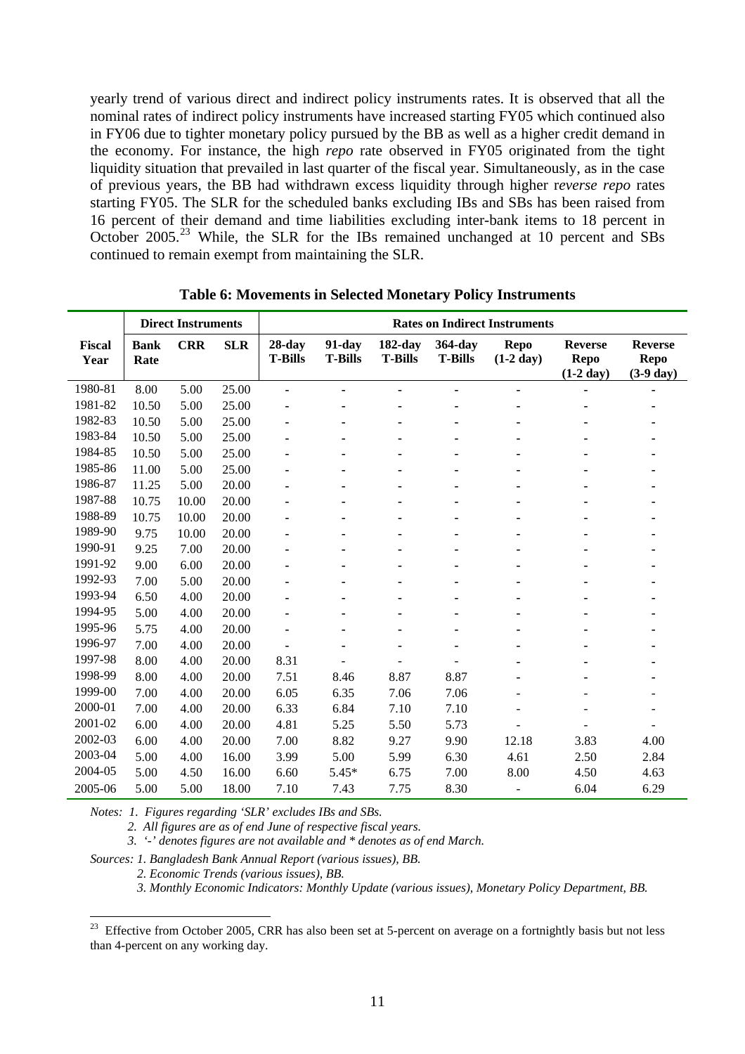yearly trend of various direct and indirect policy instruments rates. It is observed that all the nominal rates of indirect policy instruments have increased starting FY05 which continued also in FY06 due to tighter monetary policy pursued by the BB as well as a higher credit demand in the economy. For instance, the high *repo* rate observed in FY05 originated from the tight liquidity situation that prevailed in last quarter of the fiscal year. Simultaneously, as in the case of previous years, the BB had withdrawn excess liquidity through higher r*everse repo* rates starting FY05. The SLR for the scheduled banks excluding IBs and SBs has been raised from 16 percent of their demand and time liabilities excluding inter-bank items to 18 percent in October 2005.[23] While, the SLR for the IBs remained unchanged at 10 percent and SBs continued to remain exempt from maintaining the SLR.

**Table 6: Movements in Selected Monetary Policy Instruments**

| | Direct Instruments | | | Rates on Indirect Instruments | | | | | | |
|---|---|---|---|---|---|---|---|---|---|---|
| **Fiscal Year** | **Bank Rate** | **CRR** | **SLR** | **28-day T-Bills** | **91-day T-Bills** | **182-day T-Bills** | **364-day T-Bills** | **Repo (1-2 day)** | **Reverse Repo (1-2 day)** | **Reverse Repo (3-9 day)** |
| 1980-81 | 8.00 | 5.00 | 25.00 | - | - | - | - | - | - | - |
| 1981-82 | 10.50 | 5.00 | 25.00 | - | - | - | - | - | - | - |
| 1982-83 | 10.50 | 5.00 | 25.00 | - | - | - | - | - | - | - |
| 1983-84 | 10.50 | 5.00 | 25.00 | - | - | - | - | - | - | - |
| 1984-85 | 10.50 | 5.00 | 25.00 | - | - | - | - | - | - | - |
| 1985-86 | 11.00 | 5.00 | 25.00 | - | - | - | - | - | - | - |
| 1986-87 | 11.25 | 5.00 | 20.00 | - | - | - | - | - | - | - |
| 1987-88 | 10.75 | 10.00 | 20.00 | - | - | - | - | - | - | - |
| 1988-89 | 10.75 | 10.00 | 20.00 | - | - | - | - | - | - | - |
| 1989-90 | 9.75 | 10.00 | 20.00 | - | - | - | - | - | - | - |
| 1990-91 | 9.25 | 7.00 | 20.00 | - | - | - | - | - | - | - |
| 1991-92 | 9.00 | 6.00 | 20.00 | - | - | - | - | - | - | - |
| 1992-93 | 7.00 | 5.00 | 20.00 | - | - | - | - | - | - | - |
| 1993-94 | 6.50 | 4.00 | 20.00 | - | - | - | - | - | - | - |
| 1994-95 | 5.00 | 4.00 | 20.00 | - | - | - | - | - | - | - |
| 1995-96 | 5.75 | 4.00 | 20.00 | - | - | - | - | - | - | - |
| 1996-97 | 7.00 | 4.00 | 20.00 | - | - | - | - | - | - | - |
| 1997-98 | 8.00 | 4.00 | 20.00 | 8.31 | - | - | - | - | - | - |
| 1998-99 | 8.00 | 4.00 | 20.00 | 7.51 | 8.46 | 8.87 | 8.87 | - | - | - |
| 1999-00 | 7.00 | 4.00 | 20.00 | 6.05 | 6.35 | 7.06 | 7.06 | - | - | - |
| 2000-01 | 7.00 | 4.00 | 20.00 | 6.33 | 6.84 | 7.10 | 7.10 | - | - | - |
| 2001-02 | 6.00 | 4.00 | 20.00 | 4.81 | 5.25 | 5.50 | 5.73 | - | - | - |
| 2002-03 | 6.00 | 4.00 | 20.00 | 7.00 | 8.82 | 9.27 | 9.90 | 12.18 | 3.83 | 4.00 |
| 2003-04 | 5.00 | 4.00 | 16.00 | 3.99 | 5.00 | 5.99 | 6.30 | 4.61 | 2.50 | 2.84 |
| 2004-05 | 5.00 | 4.50 | 16.00 | 6.60 | 5.45* | 6.75 | 7.00 | 8.00 | 4.50 | 4.63 |
| 2005-06 | 5.00 | 5.00 | 18.00 | 7.10 | 7.43 | 7.75 | 8.30 | - | 6.04 | 6.29 |

*Notes: 1. Figures regarding 'SLR' excludes IBs and SBs.*
*2. All figures are as of end June of respective fiscal years.*
*3. '-' denotes figures are not available and * denotes as of end March.*

*Sources: 1. Bangladesh Bank Annual Report (various issues), BB.*
*2. Economic Trends (various issues), BB.*
*3. Monthly Economic Indicators: Monthly Update (various issues), Monetary Policy Department, BB.*

[23] Effective from October 2005, CRR has also been set at 5-percent on average on a fortnightly basis but not less than 4-percent on any working day.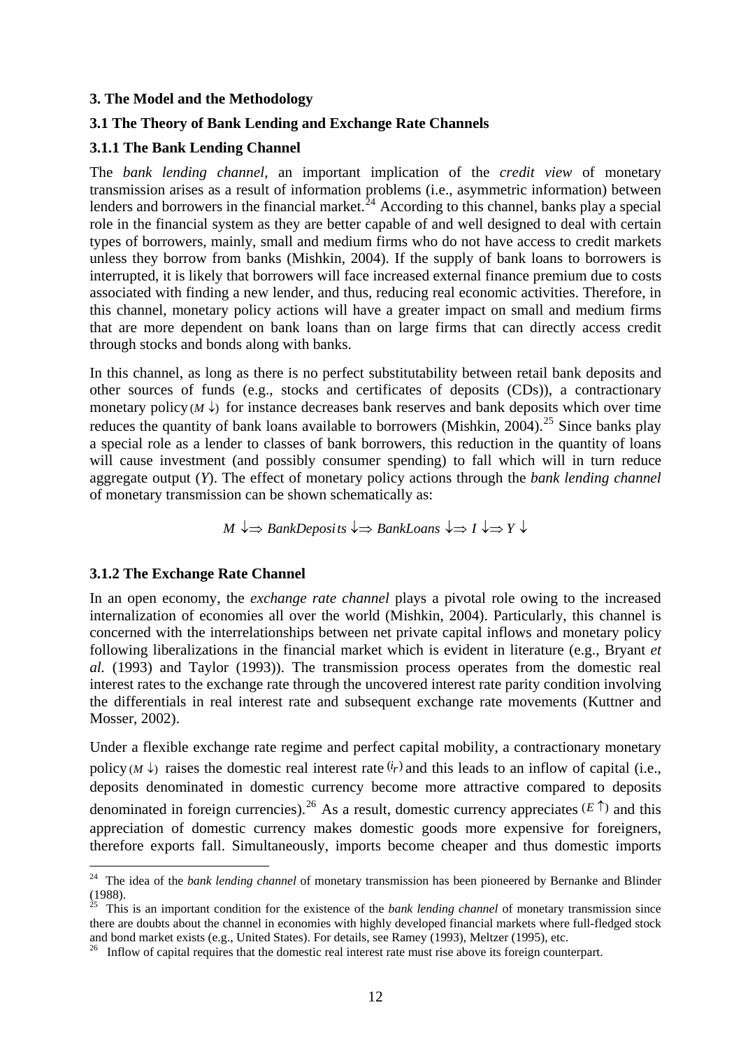### 3. The Model and the Methodology

### 3.1 The Theory of Bank Lending and Exchange Rate Channels

### 3.1.1 The Bank Lending Channel

The *bank lending channel*, an important implication of the *credit view* of monetary transmission arises as a result of information problems (i.e., asymmetric information) between lenders and borrowers in the financial market.[24] According to this channel, banks play a special role in the financial system as they are better capable of and well designed to deal with certain types of borrowers, mainly, small and medium firms who do not have access to credit markets unless they borrow from banks (Mishkin, 2004). If the supply of bank loans to borrowers is interrupted, it is likely that borrowers will face increased external finance premium due to costs associated with finding a new lender, and thus, reducing real economic activities. Therefore, in this channel, monetary policy actions will have a greater impact on small and medium firms that are more dependent on bank loans than on large firms that can directly access credit through stocks and bonds along with banks.

In this channel, as long as there is no perfect substitutability between retail bank deposits and other sources of funds (e.g., stocks and certificates of deposits (CDs)), a contractionary monetary policy $(M \downarrow)$ for instance decreases bank reserves and bank deposits which over time reduces the quantity of bank loans available to borrowers (Mishkin, 2004).[25] Since banks play a special role as a lender to classes of bank borrowers, this reduction in the quantity of loans will cause investment (and possibly consumer spending) to fall which will in turn reduce aggregate output (*Y*). The effect of monetary policy actions through the *bank lending channel* of monetary transmission can be shown schematically as:

$$M \downarrow \Rightarrow BankDeposits \downarrow \Rightarrow BankLoans \downarrow \Rightarrow I \downarrow \Rightarrow Y \downarrow$$

### 3.1.2 The Exchange Rate Channel

In an open economy, the *exchange rate channel* plays a pivotal role owing to the increased internalization of economies all over the world (Mishkin, 2004). Particularly, this channel is concerned with the interrelationships between net private capital inflows and monetary policy following liberalizations in the financial market which is evident in literature (e.g., Bryant *et al.* (1993) and Taylor (1993)). The transmission process operates from the domestic real interest rates to the exchange rate through the uncovered interest rate parity condition involving the differentials in real interest rate and subsequent exchange rate movements (Kuttner and Mosser, 2002).

Under a flexible exchange rate regime and perfect capital mobility, a contractionary monetary policy $(M \downarrow)$ raises the domestic real interest rate $(i_r)$ and this leads to an inflow of capital (i.e., deposits denominated in domestic currency become more attractive compared to deposits denominated in foreign currencies).[26] As a result, domestic currency appreciates $(E \uparrow)$ and this appreciation of domestic currency makes domestic goods more expensive for foreigners, therefore exports fall. Simultaneously, imports become cheaper and thus domestic imports

---

[24] The idea of the *bank lending channel* of monetary transmission has been pioneered by Bernanke and Blinder (1988).

[25] This is an important condition for the existence of the *bank lending channel* of monetary transmission since there are doubts about the channel in economies with highly developed financial markets where full-fledged stock and bond market exists (e.g., United States). For details, see Ramey (1993), Meltzer (1995), etc.

[26] Inflow of capital requires that the domestic real interest rate must rise above its foreign counterpart.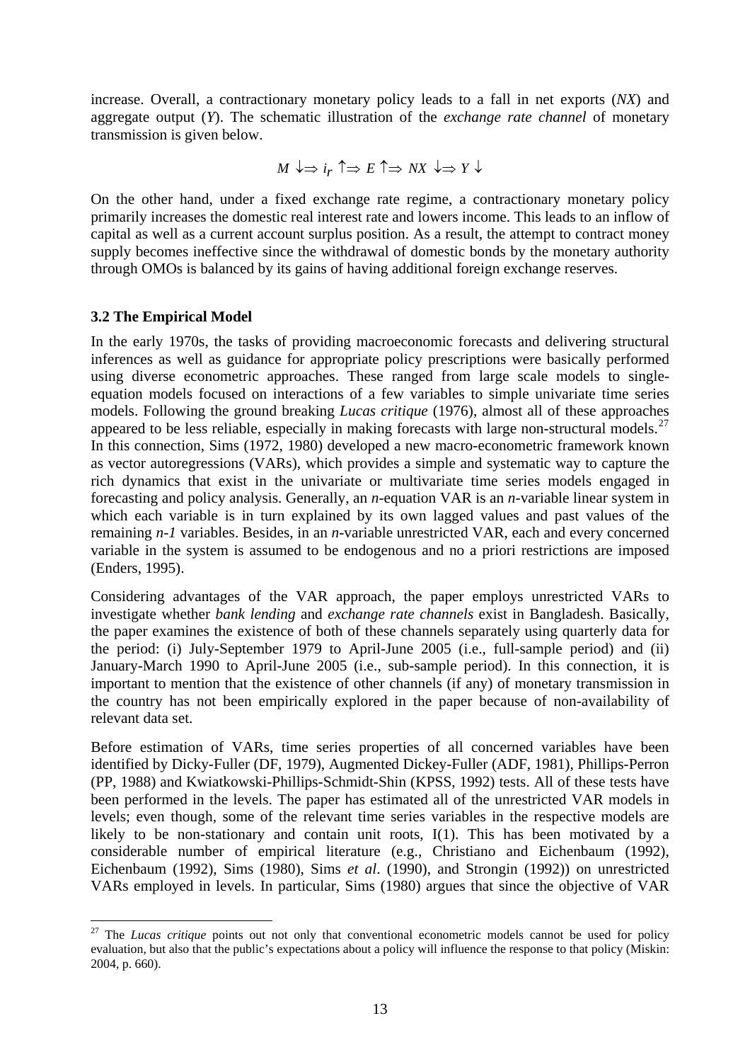increase. Overall, a contractionary monetary policy leads to a fall in net exports (*NX*) and aggregate output (*Y*). The schematic illustration of the *exchange rate channel* of monetary transmission is given below.

$$M \downarrow \Rightarrow i_r \uparrow \Rightarrow E \uparrow \Rightarrow NX \downarrow \Rightarrow Y \downarrow$$

On the other hand, under a fixed exchange rate regime, a contractionary monetary policy primarily increases the domestic real interest rate and lowers income. This leads to an inflow of capital as well as a current account surplus position. As a result, the attempt to contract money supply becomes ineffective since the withdrawal of domestic bonds by the monetary authority through OMOs is balanced by its gains of having additional foreign exchange reserves.

### 3.2 The Empirical Model

In the early 1970s, the tasks of providing macroeconomic forecasts and delivering structural inferences as well as guidance for appropriate policy prescriptions were basically performed using diverse econometric approaches. These ranged from large scale models to single-equation models focused on interactions of a few variables to simple univariate time series models. Following the ground breaking *Lucas critique* (1976), almost all of these approaches appeared to be less reliable, especially in making forecasts with large non-structural models.[27] In this connection, Sims (1972, 1980) developed a new macro-econometric framework known as vector autoregressions (VARs), which provides a simple and systematic way to capture the rich dynamics that exist in the univariate or multivariate time series models engaged in forecasting and policy analysis. Generally, an *n*-equation VAR is an *n*-variable linear system in which each variable is in turn explained by its own lagged values and past values of the remaining *n-1* variables. Besides, in an *n*-variable unrestricted VAR, each and every concerned variable in the system is assumed to be endogenous and no a priori restrictions are imposed (Enders, 1995).

Considering advantages of the VAR approach, the paper employs unrestricted VARs to investigate whether *bank lending* and *exchange rate channels* exist in Bangladesh. Basically, the paper examines the existence of both of these channels separately using quarterly data for the period: (i) July-September 1979 to April-June 2005 (i.e., full-sample period) and (ii) January-March 1990 to April-June 2005 (i.e., sub-sample period). In this connection, it is important to mention that the existence of other channels (if any) of monetary transmission in the country has not been empirically explored in the paper because of non-availability of relevant data set.

Before estimation of VARs, time series properties of all concerned variables have been identified by Dicky-Fuller (DF, 1979), Augmented Dickey-Fuller (ADF, 1981), Phillips-Perron (PP, 1988) and Kwiatkowski-Phillips-Schmidt-Shin (KPSS, 1992) tests. All of these tests have been performed in the levels. The paper has estimated all of the unrestricted VAR models in levels; even though, some of the relevant time series variables in the respective models are likely to be non-stationary and contain unit roots, I(1). This has been motivated by a considerable number of empirical literature (e.g., Christiano and Eichenbaum (1992), Eichenbaum (1992), Sims (1980), Sims *et al*. (1990), and Strongin (1992)) on unrestricted VARs employed in levels. In particular, Sims (1980) argues that since the objective of VAR

---

[27] The *Lucas critique* points out not only that conventional econometric models cannot be used for policy evaluation, but also that the public's expectations about a policy will influence the response to that policy (Miskin: 2004, p. 660).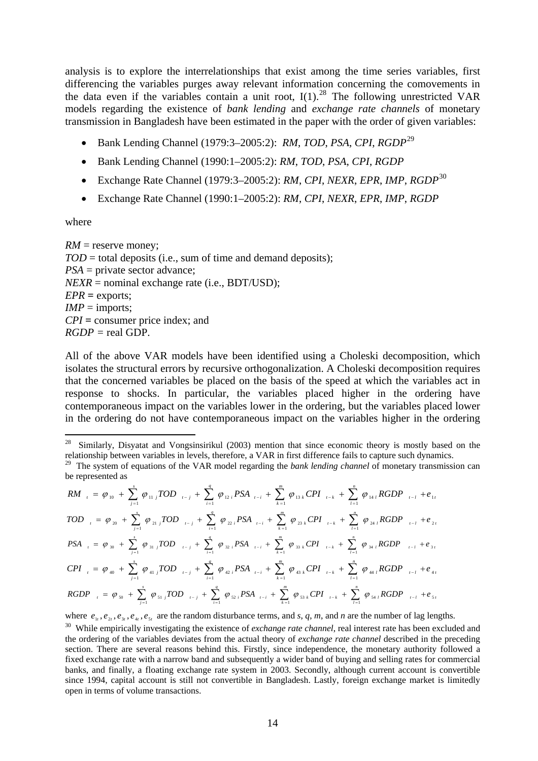analysis is to explore the interrelationships that exist among the time series variables, first differencing the variables purges away relevant information concerning the comovements in the data even if the variables contain a unit root, I(1).[28] The following unrestricted VAR models regarding the existence of *bank lending* and *exchange rate channels* of monetary transmission in Bangladesh have been estimated in the paper with the order of given variables:

- Bank Lending Channel (1979:3–2005:2): *RM*, *TOD*, *PSA*, *CPI*, *RGDP*[29]
- Bank Lending Channel (1990:1–2005:2): *RM*, *TOD*, *PSA*, *CPI*, *RGDP*
- Exchange Rate Channel (1979:3–2005:2): *RM*, *CPI*, *NEXR*, *EPR*, *IMP*, *RGDP*[30]
- Exchange Rate Channel (1990:1–2005:2): *RM*, *CPI*, *NEXR*, *EPR*, *IMP*, *RGDP*

where

*RM* = reserve money;
*TOD* = total deposits (i.e., sum of time and demand deposits);
*PSA* = private sector advance;
*NEXR* = nominal exchange rate (i.e., BDT/USD);
*EPR* = exports;
*IMP* = imports;
*CPI* = consumer price index; and
*RGDP* = real GDP.

All of the above VAR models have been identified using a Choleski decomposition, which isolates the structural errors by recursive orthogonalization. A Choleski decomposition requires that the concerned variables be placed on the basis of the speed at which the variables act in response to shocks. In particular, the variables placed higher in the ordering have contemporaneous impact on the variables lower in the ordering, but the variables placed lower in the ordering do not have contemporaneous impact on the variables higher in the ordering

---

[28] Similarly, Disyatat and Vongsinsirikul (2003) mention that since economic theory is mostly based on the relationship between variables in levels, therefore, a VAR in first difference fails to capture such dynamics.

[29] The system of equations of the VAR model regarding the *bank lending channel* of monetary transmission can be represented as

$$RM_t = \varphi_{10} + \sum_{j=1}^{s} \varphi_{11j} TOD_{t-j} + \sum_{i=1}^{q} \varphi_{12i} PSA_{t-i} + \sum_{k=1}^{m} \varphi_{13k} CPI_{t-k} + \sum_{l=1}^{n} \varphi_{14l} RGDP_{t-l} + e_{1t}$$

$$TOD_t = \varphi_{20} + \sum_{j=1}^{s} \varphi_{21j} TOD_{t-j} + \sum_{i=1}^{q} \varphi_{22i} PSA_{t-i} + \sum_{k=1}^{m} \varphi_{23k} CPI_{t-k} + \sum_{l=1}^{n} \varphi_{24l} RGDP_{t-l} + e_{2t}$$

$$PSA_t = \varphi_{30} + \sum_{j=1}^{s} \varphi_{31j} TOD_{t-j} + \sum_{i=1}^{q} \varphi_{32i} PSA_{t-i} + \sum_{k=1}^{m} \varphi_{33k} CPI_{t-k} + \sum_{l=1}^{n} \varphi_{34l} RGDP_{t-l} + e_{3t}$$

$$CPI_t = \varphi_{40} + \sum_{j=1}^{s} \varphi_{41j} TOD_{t-j} + \sum_{i=1}^{q} \varphi_{42i} PSA_{t-i} + \sum_{k=1}^{m} \varphi_{43k} CPI_{t-k} + \sum_{l=1}^{n} \varphi_{44l} RGDP_{t-l} + e_{4t}$$

$$RGDP_t = \varphi_{50} + \sum_{j=1}^{s} \varphi_{51j} TOD_{t-j} + \sum_{i=1}^{q} \varphi_{52i} PSA_{t-i} + \sum_{k=1}^{m} \varphi_{53k} CPI_{t-k} + \sum_{l=1}^{n} \varphi_{54l} RGDP_{t-l} + e_{5t}$$

where $e_{1t}, e_{2t}, e_{3t}, e_{4t}, e_{5t}$ are the random disturbance terms, and *s*, *q*, *m*, and *n* are the number of lag lengths.

[30] While empirically investigating the existence of *exchange rate channel*, real interest rate has been excluded and the ordering of the variables deviates from the actual theory of *exchange rate channel* described in the preceding section. There are several reasons behind this. Firstly, since independence, the monetary authority followed a fixed exchange rate with a narrow band and subsequently a wider band of buying and selling rates for commercial banks, and finally, a floating exchange rate system in 2003. Secondly, although current account is convertible since 1994, capital account is still not convertible in Bangladesh. Lastly, foreign exchange market is limitedly open in terms of volume transactions.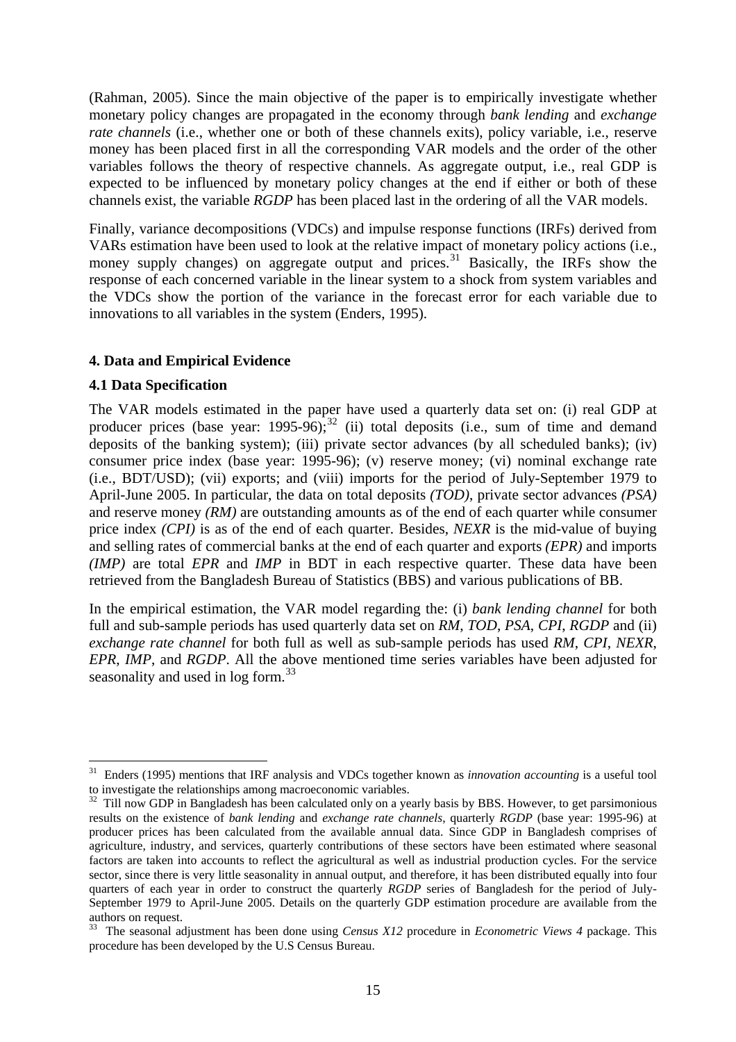(Rahman, 2005). Since the main objective of the paper is to empirically investigate whether monetary policy changes are propagated in the economy through *bank lending* and *exchange rate channels* (i.e., whether one or both of these channels exits), policy variable, i.e., reserve money has been placed first in all the corresponding VAR models and the order of the other variables follows the theory of respective channels. As aggregate output, i.e., real GDP is expected to be influenced by monetary policy changes at the end if either or both of these channels exist, the variable *RGDP* has been placed last in the ordering of all the VAR models.

Finally, variance decompositions (VDCs) and impulse response functions (IRFs) derived from VARs estimation have been used to look at the relative impact of monetary policy actions (i.e., money supply changes) on aggregate output and prices.[31] Basically, the IRFs show the response of each concerned variable in the linear system to a shock from system variables and the VDCs show the portion of the variance in the forecast error for each variable due to innovations to all variables in the system (Enders, 1995).

## 4. Data and Empirical Evidence

### 4.1 Data Specification

The VAR models estimated in the paper have used a quarterly data set on: (i) real GDP at producer prices (base year: 1995-96);[32] (ii) total deposits (i.e., sum of time and demand deposits of the banking system); (iii) private sector advances (by all scheduled banks); (iv) consumer price index (base year: 1995-96); (v) reserve money; (vi) nominal exchange rate (i.e., BDT/USD); (vii) exports; and (viii) imports for the period of July-September 1979 to April-June 2005. In particular, the data on total deposits *(TOD)*, private sector advances *(PSA)* and reserve money *(RM)* are outstanding amounts as of the end of each quarter while consumer price index *(CPI)* is as of the end of each quarter. Besides, *NEXR* is the mid-value of buying and selling rates of commercial banks at the end of each quarter and exports *(EPR)* and imports *(IMP)* are total *EPR* and *IMP* in BDT in each respective quarter. These data have been retrieved from the Bangladesh Bureau of Statistics (BBS) and various publications of BB.

In the empirical estimation, the VAR model regarding the: (i) *bank lending channel* for both full and sub-sample periods has used quarterly data set on *RM*, *TOD*, *PSA*, *CPI*, *RGDP* and (ii) *exchange rate channel* for both full as well as sub-sample periods has used *RM*, *CPI*, *NEXR*, *EPR*, *IMP*, and *RGDP*. All the above mentioned time series variables have been adjusted for seasonality and used in log form.[33]

---

[31] Enders (1995) mentions that IRF analysis and VDCs together known as *innovation accounting* is a useful tool to investigate the relationships among macroeconomic variables.

[32] Till now GDP in Bangladesh has been calculated only on a yearly basis by BBS. However, to get parsimonious results on the existence of *bank lending* and *exchange rate channels*, quarterly *RGDP* (base year: 1995-96) at producer prices has been calculated from the available annual data. Since GDP in Bangladesh comprises of agriculture, industry, and services, quarterly contributions of these sectors have been estimated where seasonal factors are taken into accounts to reflect the agricultural as well as industrial production cycles. For the service sector, since there is very little seasonality in annual output, and therefore, it has been distributed equally into four quarters of each year in order to construct the quarterly *RGDP* series of Bangladesh for the period of July-September 1979 to April-June 2005. Details on the quarterly GDP estimation procedure are available from the authors on request.

[33] The seasonal adjustment has been done using *Census X12* procedure in *Econometric Views 4* package. This procedure has been developed by the U.S Census Bureau.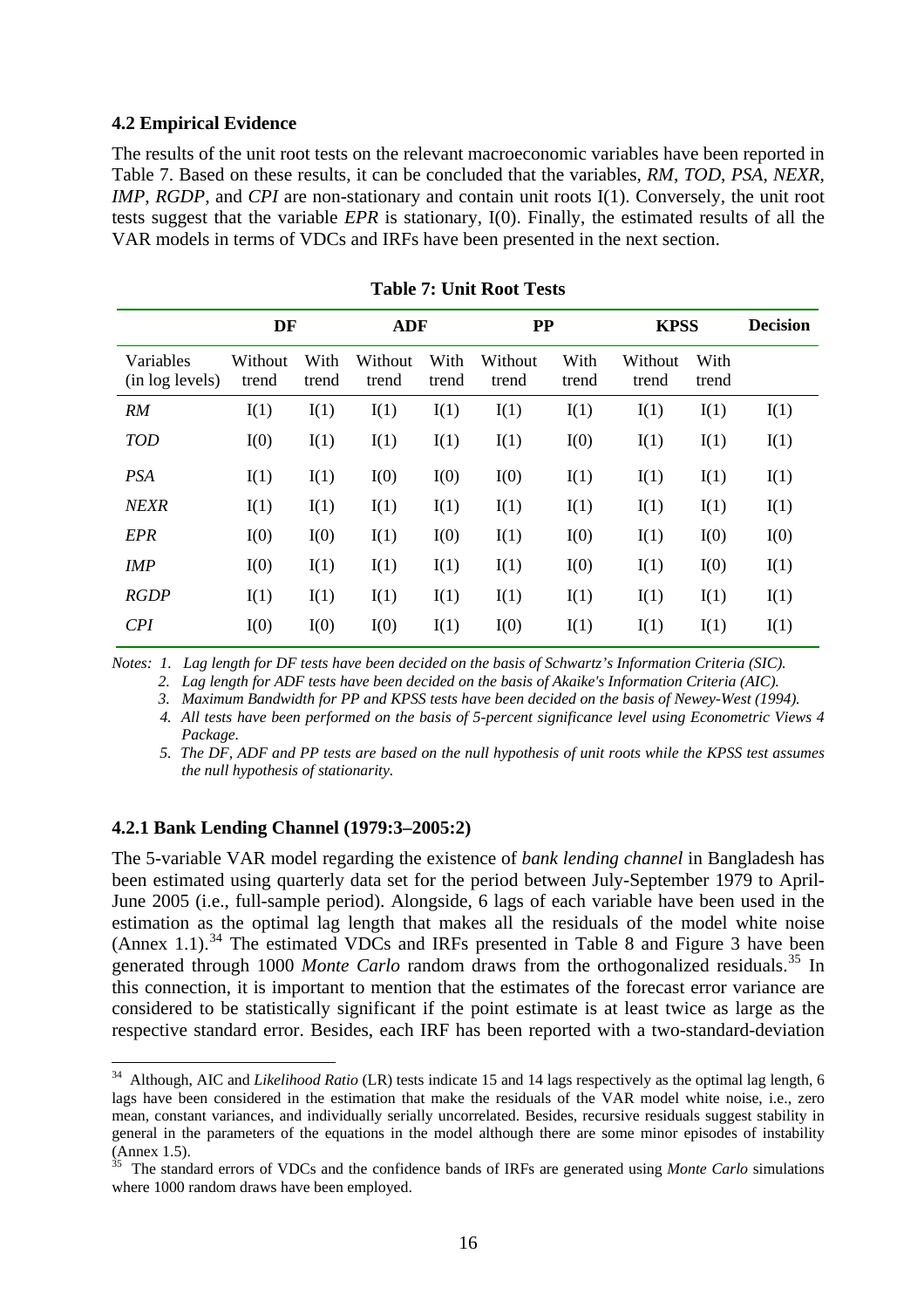### 4.2 Empirical Evidence

The results of the unit root tests on the relevant macroeconomic variables have been reported in Table 7. Based on these results, it can be concluded that the variables, *RM*, *TOD*, *PSA*, *NEXR*, *IMP*, *RGDP*, and *CPI* are non-stationary and contain unit roots I(1). Conversely, the unit root tests suggest that the variable *EPR* is stationary, I(0). Finally, the estimated results of all the VAR models in terms of VDCs and IRFs have been presented in the next section.

**Table 7: Unit Root Tests**

| | DF | | ADF | | PP | | KPSS | | Decision |
|---|---|---|---|---|---|---|---|---|---|
| Variables (in log levels) | Without trend | With trend | Without trend | With trend | Without trend | With trend | Without trend | With trend | |
| *RM* | I(1) | I(1) | I(1) | I(1) | I(1) | I(1) | I(1) | I(1) | I(1) |
| *TOD* | I(0) | I(1) | I(1) | I(1) | I(1) | I(0) | I(1) | I(1) | I(1) |
| *PSA* | I(1) | I(1) | I(0) | I(0) | I(0) | I(1) | I(1) | I(1) | I(1) |
| *NEXR* | I(1) | I(1) | I(1) | I(1) | I(1) | I(1) | I(1) | I(1) | I(1) |
| *EPR* | I(0) | I(0) | I(1) | I(0) | I(1) | I(0) | I(1) | I(0) | I(0) |
| *IMP* | I(0) | I(1) | I(1) | I(1) | I(1) | I(0) | I(1) | I(0) | I(1) |
| *RGDP* | I(1) | I(1) | I(1) | I(1) | I(1) | I(1) | I(1) | I(1) | I(1) |
| *CPI* | I(0) | I(0) | I(0) | I(1) | I(0) | I(1) | I(1) | I(1) | I(1) |

*Notes: 1. Lag length for DF tests have been decided on the basis of Schwartz's Information Criteria (SIC).*
*2. Lag length for ADF tests have been decided on the basis of Akaike's Information Criteria (AIC).*
*3. Maximum Bandwidth for PP and KPSS tests have been decided on the basis of Newey-West (1994).*
*4. All tests have been performed on the basis of 5-percent significance level using Econometric Views 4 Package.*
*5. The DF, ADF and PP tests are based on the null hypothesis of unit roots while the KPSS test assumes the null hypothesis of stationarity.*

#### 4.2.1 Bank Lending Channel (1979:3–2005:2)

The 5-variable VAR model regarding the existence of *bank lending channel* in Bangladesh has been estimated using quarterly data set for the period between July-September 1979 to April-June 2005 (i.e., full-sample period). Alongside, 6 lags of each variable have been used in the estimation as the optimal lag length that makes all the residuals of the model white noise (Annex 1.1).[34] The estimated VDCs and IRFs presented in Table 8 and Figure 3 have been generated through 1000 *Monte Carlo* random draws from the orthogonalized residuals.[35] In this connection, it is important to mention that the estimates of the forecast error variance are considered to be statistically significant if the point estimate is at least twice as large as the respective standard error. Besides, each IRF has been reported with a two-standard-deviation

[34] Although, AIC and *Likelihood Ratio* (LR) tests indicate 15 and 14 lags respectively as the optimal lag length, 6 lags have been considered in the estimation that make the residuals of the VAR model white noise, i.e., zero mean, constant variances, and individually serially uncorrelated. Besides, recursive residuals suggest stability in general in the parameters of the equations in the model although there are some minor episodes of instability (Annex 1.5).

[35] The standard errors of VDCs and the confidence bands of IRFs are generated using *Monte Carlo* simulations where 1000 random draws have been employed.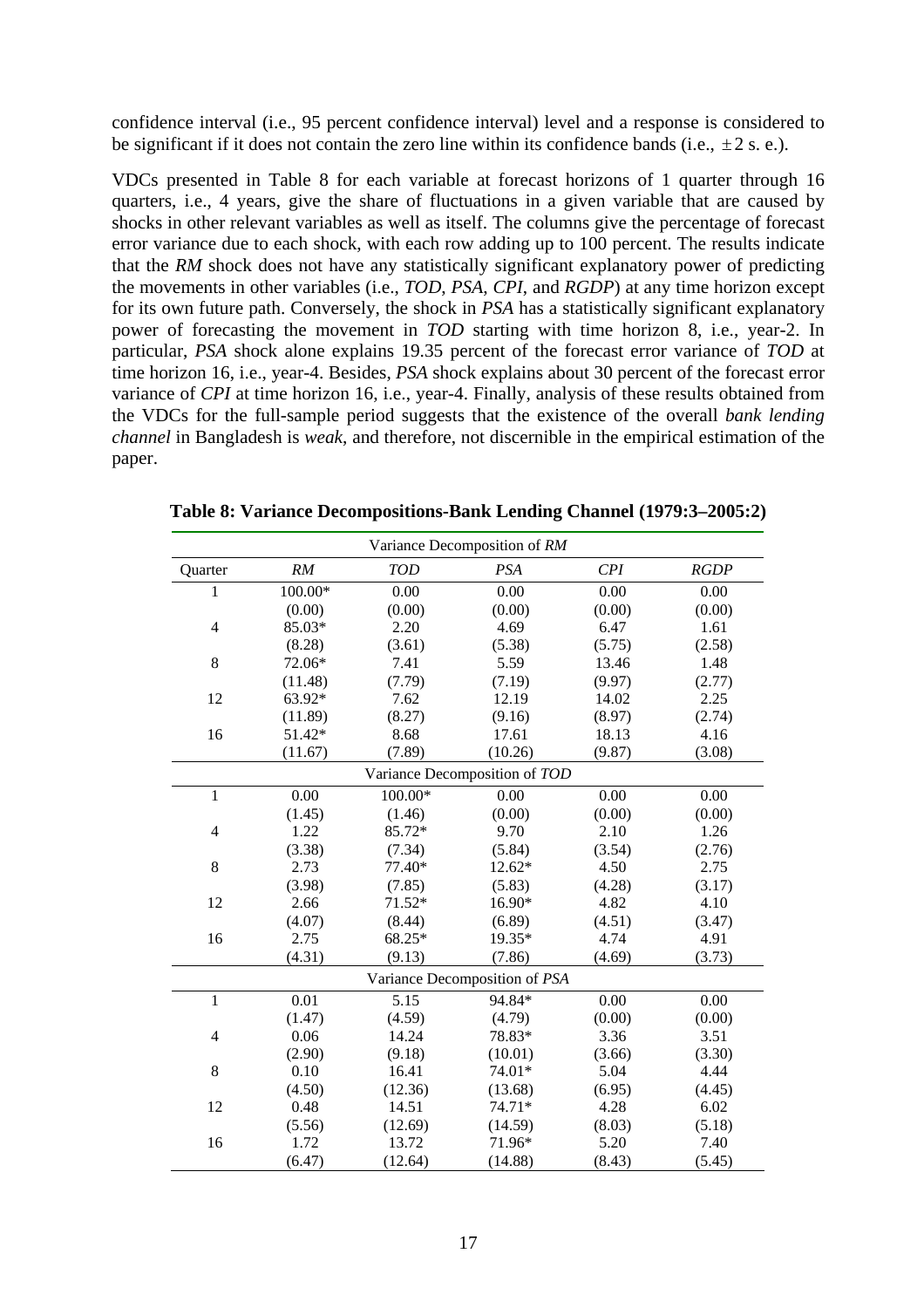confidence interval (i.e., 95 percent confidence interval) level and a response is considered to be significant if it does not contain the zero line within its confidence bands (i.e., $\pm 2$ s. e.).

VDCs presented in Table 8 for each variable at forecast horizons of 1 quarter through 16 quarters, i.e., 4 years, give the share of fluctuations in a given variable that are caused by shocks in other relevant variables as well as itself. The columns give the percentage of forecast error variance due to each shock, with each row adding up to 100 percent. The results indicate that the *RM* shock does not have any statistically significant explanatory power of predicting the movements in other variables (i.e., *TOD*, *PSA*, *CPI*, and *RGDP*) at any time horizon except for its own future path. Conversely, the shock in *PSA* has a statistically significant explanatory power of forecasting the movement in *TOD* starting with time horizon 8, i.e., year-2. In particular, *PSA* shock alone explains 19.35 percent of the forecast error variance of *TOD* at time horizon 16, i.e., year-4. Besides, *PSA* shock explains about 30 percent of the forecast error variance of *CPI* at time horizon 16, i.e., year-4. Finally, analysis of these results obtained from the VDCs for the full-sample period suggests that the existence of the overall *bank lending channel* in Bangladesh is *weak*, and therefore, not discernible in the empirical estimation of the paper.

**Table 8: Variance Decompositions-Bank Lending Channel (1979:3–2005:2)**

| Variance Decomposition of *RM* | | | | | |
|---|---|---|---|---|---|
| Quarter | *RM* | *TOD* | *PSA* | *CPI* | *RGDP* |
| 1 | 100.00* | 0.00 | 0.00 | 0.00 | 0.00 |
| | (0.00) | (0.00) | (0.00) | (0.00) | (0.00) |
| 4 | 85.03* | 2.20 | 4.69 | 6.47 | 1.61 |
| | (8.28) | (3.61) | (5.38) | (5.75) | (2.58) |
| 8 | 72.06* | 7.41 | 5.59 | 13.46 | 1.48 |
| | (11.48) | (7.79) | (7.19) | (9.97) | (2.77) |
| 12 | 63.92* | 7.62 | 12.19 | 14.02 | 2.25 |
| | (11.89) | (8.27) | (9.16) | (8.97) | (2.74) |
| 16 | 51.42* | 8.68 | 17.61 | 18.13 | 4.16 |
| | (11.67) | (7.89) | (10.26) | (9.87) | (3.08) |
| **Variance Decomposition of *TOD*** | | | | | |
| 1 | 0.00 | 100.00* | 0.00 | 0.00 | 0.00 |
| | (1.45) | (1.46) | (0.00) | (0.00) | (0.00) |
| 4 | 1.22 | 85.72* | 9.70 | 2.10 | 1.26 |
| | (3.38) | (7.34) | (5.84) | (3.54) | (2.76) |
| 8 | 2.73 | 77.40* | 12.62* | 4.50 | 2.75 |
| | (3.98) | (7.85) | (5.83) | (4.28) | (3.17) |
| 12 | 2.66 | 71.52* | 16.90* | 4.82 | 4.10 |
| | (4.07) | (8.44) | (6.89) | (4.51) | (3.47) |
| 16 | 2.75 | 68.25* | 19.35* | 4.74 | 4.91 |
| | (4.31) | (9.13) | (7.86) | (4.69) | (3.73) |
| **Variance Decomposition of *PSA*** | | | | | |
| 1 | 0.01 | 5.15 | 94.84* | 0.00 | 0.00 |
| | (1.47) | (4.59) | (4.79) | (0.00) | (0.00) |
| 4 | 0.06 | 14.24 | 78.83* | 3.36 | 3.51 |
| | (2.90) | (9.18) | (10.01) | (3.66) | (3.30) |
| 8 | 0.10 | 16.41 | 74.01* | 5.04 | 4.44 |
| | (4.50) | (12.36) | (13.68) | (6.95) | (4.45) |
| 12 | 0.48 | 14.51 | 74.71* | 4.28 | 6.02 |
| | (5.56) | (12.69) | (14.59) | (8.03) | (5.18) |
| 16 | 1.72 | 13.72 | 71.96* | 5.20 | 7.40 |
| | (6.47) | (12.64) | (14.88) | (8.43) | (5.45) |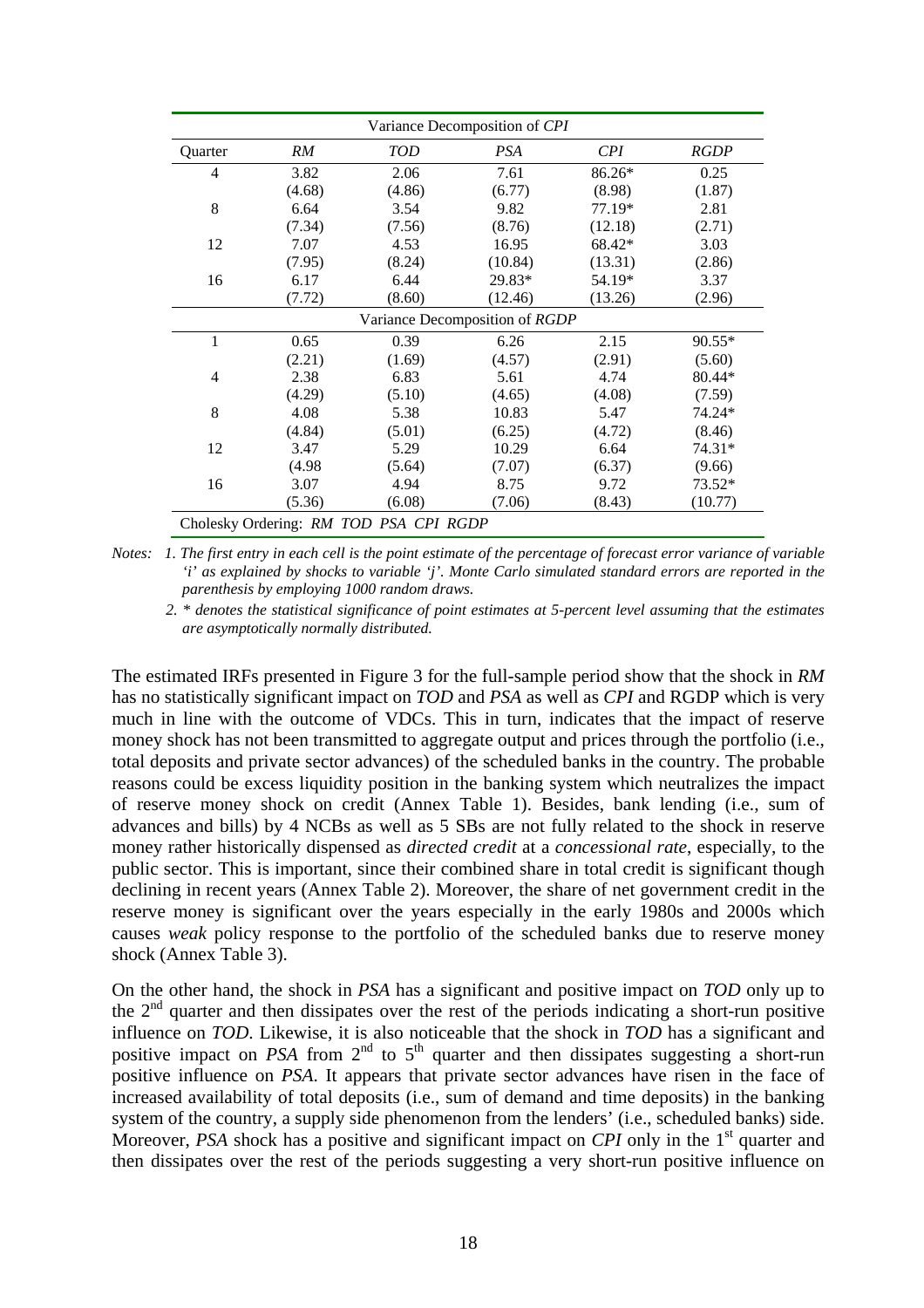| Variance Decomposition of *CPI* | | | | | |
|---|---|---|---|---|---|
| Quarter | *RM* | *TOD* | *PSA* | *CPI* | *RGDP* |
| 4 | 3.82 | 2.06 | 7.61 | 86.26* | 0.25 |
| | (4.68) | (4.86) | (6.77) | (8.98) | (1.87) |
| 8 | 6.64 | 3.54 | 9.82 | 77.19* | 2.81 |
| | (7.34) | (7.56) | (8.76) | (12.18) | (2.71) |
| 12 | 7.07 | 4.53 | 16.95 | 68.42* | 3.03 |
| | (7.95) | (8.24) | (10.84) | (13.31) | (2.86) |
| 16 | 6.17 | 6.44 | 29.83* | 54.19* | 3.37 |
| | (7.72) | (8.60) | (12.46) | (13.26) | (2.96) |
| Variance Decomposition of *RGDP* | | | | | |
| 1 | 0.65 | 0.39 | 6.26 | 2.15 | 90.55* |
| | (2.21) | (1.69) | (4.57) | (2.91) | (5.60) |
| 4 | 2.38 | 6.83 | 5.61 | 4.74 | 80.44* |
| | (4.29) | (5.10) | (4.65) | (4.08) | (7.59) |
| 8 | 4.08 | 5.38 | 10.83 | 5.47 | 74.24* |
| | (4.84) | (5.01) | (6.25) | (4.72) | (8.46) |
| 12 | 3.47 | 5.29 | 10.29 | 6.64 | 74.31* |
| | (4.98 | (5.64) | (7.07) | (6.37) | (9.66) |
| 16 | 3.07 | 4.94 | 8.75 | 9.72 | 73.52* |
| | (5.36) | (6.08) | (7.06) | (8.43) | (10.77) |
| Cholesky Ordering: *RM TOD PSA CPI RGDP* | | | | | |

*Notes: 1. The first entry in each cell is the point estimate of the percentage of forecast error variance of variable 'i' as explained by shocks to variable 'j'. Monte Carlo simulated standard errors are reported in the parenthesis by employing 1000 random draws.*

*2. * denotes the statistical significance of point estimates at 5-percent level assuming that the estimates are asymptotically normally distributed.*

The estimated IRFs presented in Figure 3 for the full-sample period show that the shock in *RM* has no statistically significant impact on *TOD* and *PSA* as well as *CPI* and RGDP which is very much in line with the outcome of VDCs. This in turn, indicates that the impact of reserve money shock has not been transmitted to aggregate output and prices through the portfolio (i.e., total deposits and private sector advances) of the scheduled banks in the country. The probable reasons could be excess liquidity position in the banking system which neutralizes the impact of reserve money shock on credit (Annex Table 1). Besides, bank lending (i.e., sum of advances and bills) by 4 NCBs as well as 5 SBs are not fully related to the shock in reserve money rather historically dispensed as *directed credit* at a *concessional rate*, especially, to the public sector. This is important, since their combined share in total credit is significant though declining in recent years (Annex Table 2). Moreover, the share of net government credit in the reserve money is significant over the years especially in the early 1980s and 2000s which causes *weak* policy response to the portfolio of the scheduled banks due to reserve money shock (Annex Table 3).

On the other hand, the shock in *PSA* has a significant and positive impact on *TOD* only up to the 2nd quarter and then dissipates over the rest of the periods indicating a short-run positive influence on *TOD*. Likewise, it is also noticeable that the shock in *TOD* has a significant and positive impact on *PSA* from 2nd to 5th quarter and then dissipates suggesting a short-run positive influence on *PSA*. It appears that private sector advances have risen in the face of increased availability of total deposits (i.e., sum of demand and time deposits) in the banking system of the country, a supply side phenomenon from the lenders' (i.e., scheduled banks) side. Moreover, *PSA* shock has a positive and significant impact on *CPI* only in the 1st quarter and then dissipates over the rest of the periods suggesting a very short-run positive influence on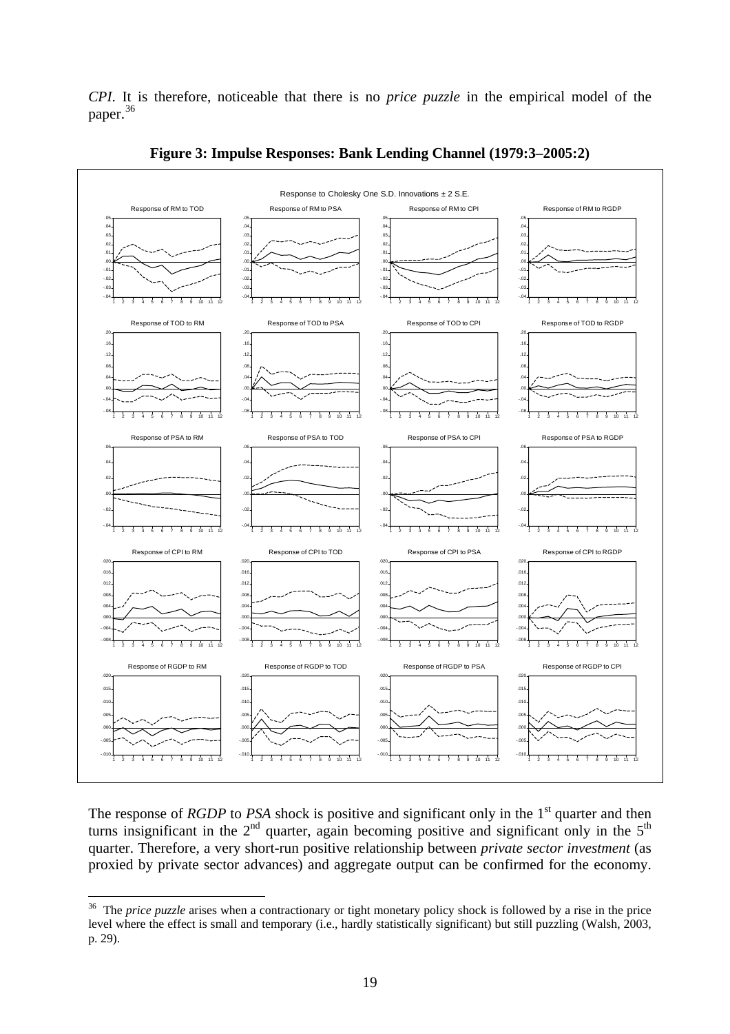*CPI*. It is therefore, noticeable that there is no *price puzzle* in the empirical model of the paper.[36]

**Figure 3: Impulse Responses: Bank Lending Channel (1979:3–2005:2)**

The response of *RGDP* to *PSA* shock is positive and significant only in the 1st quarter and then turns insignificant in the 2nd quarter, again becoming positive and significant only in the 5th quarter. Therefore, a very short-run positive relationship between *private sector investment* (as proxied by private sector advances) and aggregate output can be confirmed for the economy.

[36] The *price puzzle* arises when a contractionary or tight monetary policy shock is followed by a rise in the price level where the effect is small and temporary (i.e., hardly statistically significant) but still puzzling (Walsh, 2003, p. 29).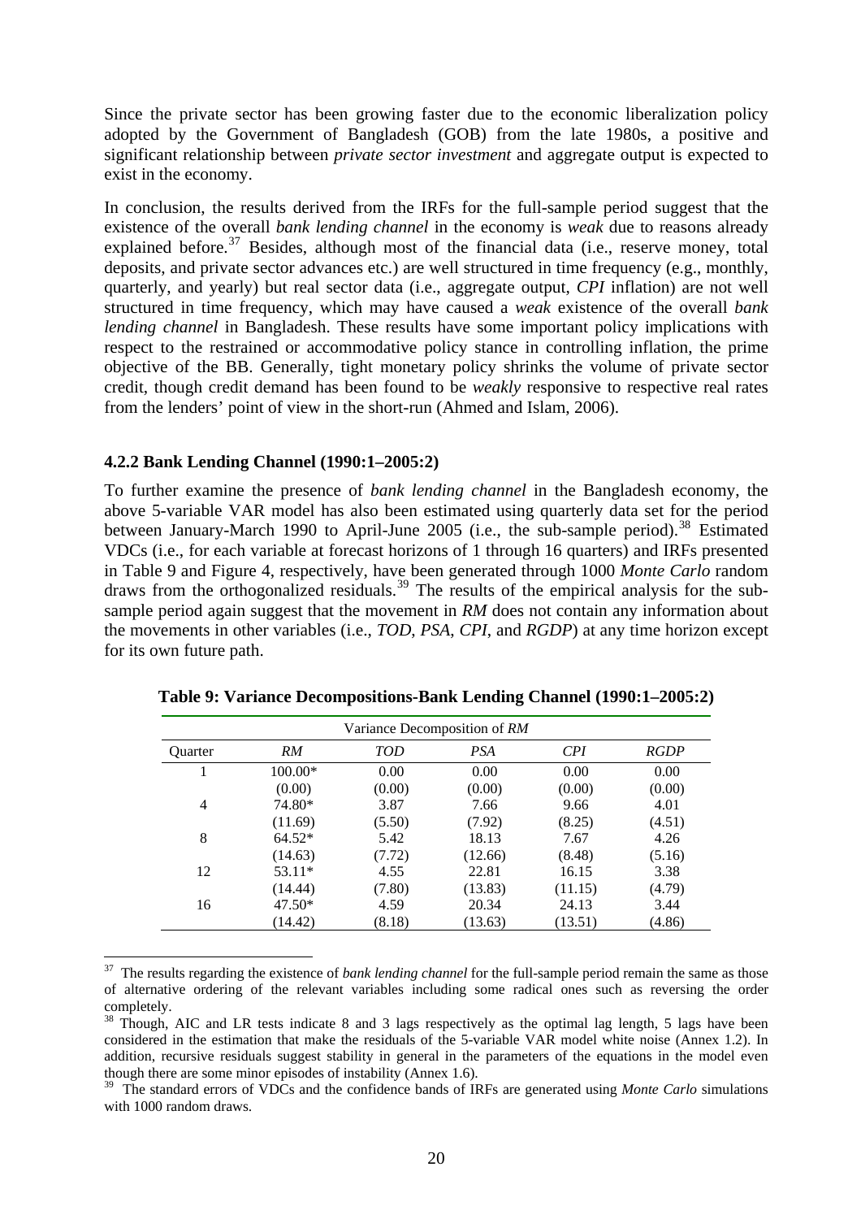Since the private sector has been growing faster due to the economic liberalization policy adopted by the Government of Bangladesh (GOB) from the late 1980s, a positive and significant relationship between *private sector investment* and aggregate output is expected to exist in the economy.

In conclusion, the results derived from the IRFs for the full-sample period suggest that the existence of the overall *bank lending channel* in the economy is *weak* due to reasons already explained before.[37] Besides, although most of the financial data (i.e., reserve money, total deposits, and private sector advances etc.) are well structured in time frequency (e.g., monthly, quarterly, and yearly) but real sector data (i.e., aggregate output, *CPI* inflation) are not well structured in time frequency, which may have caused a *weak* existence of the overall *bank lending channel* in Bangladesh. These results have some important policy implications with respect to the restrained or accommodative policy stance in controlling inflation, the prime objective of the BB. Generally, tight monetary policy shrinks the volume of private sector credit, though credit demand has been found to be *weakly* responsive to respective real rates from the lenders' point of view in the short-run (Ahmed and Islam, 2006).

### 4.2.2 Bank Lending Channel (1990:1–2005:2)

To further examine the presence of *bank lending channel* in the Bangladesh economy, the above 5-variable VAR model has also been estimated using quarterly data set for the period between January-March 1990 to April-June 2005 (i.e., the sub-sample period).[38] Estimated VDCs (i.e., for each variable at forecast horizons of 1 through 16 quarters) and IRFs presented in Table 9 and Figure 4, respectively, have been generated through 1000 *Monte Carlo* random draws from the orthogonalized residuals.[39] The results of the empirical analysis for the sub-sample period again suggest that the movement in *RM* does not contain any information about the movements in other variables (i.e., *TOD*, *PSA*, *CPI*, and *RGDP*) at any time horizon except for its own future path.

**Table 9: Variance Decompositions-Bank Lending Channel (1990:1–2005:2)**

| Variance Decomposition of *RM* | | | | | |
|---|---|---|---|---|---|
| Quarter | *RM* | *TOD* | *PSA* | *CPI* | *RGDP* |
| 1 | 100.00* | 0.00 | 0.00 | 0.00 | 0.00 |
| | (0.00) | (0.00) | (0.00) | (0.00) | (0.00) |
| 4 | 74.80* | 3.87 | 7.66 | 9.66 | 4.01 |
| | (11.69) | (5.50) | (7.92) | (8.25) | (4.51) |
| 8 | 64.52* | 5.42 | 18.13 | 7.67 | 4.26 |
| | (14.63) | (7.72) | (12.66) | (8.48) | (5.16) |
| 12 | 53.11* | 4.55 | 22.81 | 16.15 | 3.38 |
| | (14.44) | (7.80) | (13.83) | (11.15) | (4.79) |
| 16 | 47.50* | 4.59 | 20.34 | 24.13 | 3.44 |
| | (14.42) | (8.18) | (13.63) | (13.51) | (4.86) |

[37] The results regarding the existence of *bank lending channel* for the full-sample period remain the same as those of alternative ordering of the relevant variables including some radical ones such as reversing the order completely.

[38] Though, AIC and LR tests indicate 8 and 3 lags respectively as the optimal lag length, 5 lags have been considered in the estimation that make the residuals of the 5-variable VAR model white noise (Annex 1.2). In addition, recursive residuals suggest stability in general in the parameters of the equations in the model even though there are some minor episodes of instability (Annex 1.6).

[39] The standard errors of VDCs and the confidence bands of IRFs are generated using *Monte Carlo* simulations with 1000 random draws.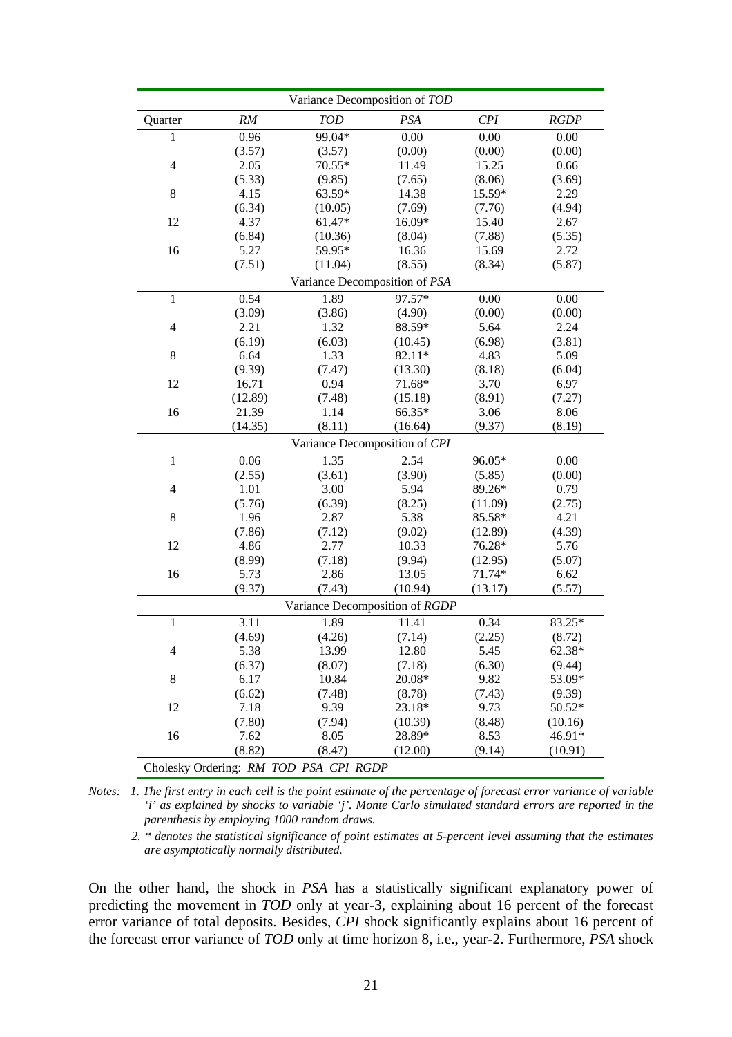| Quarter | *RM* | *TOD* | *PSA* | *CPI* | *RGDP* |
|---|---|---|---|---|---|
| | | Variance Decomposition of *TOD* | | | |
| 1 | 0.96 | 99.04* | 0.00 | 0.00 | 0.00 |
| | (3.57) | (3.57) | (0.00) | (0.00) | (0.00) |
| 4 | 2.05 | 70.55* | 11.49 | 15.25 | 0.66 |
| | (5.33) | (9.85) | (7.65) | (8.06) | (3.69) |
| 8 | 4.15 | 63.59* | 14.38 | 15.59* | 2.29 |
| | (6.34) | (10.05) | (7.69) | (7.76) | (4.94) |
| 12 | 4.37 | 61.47* | 16.09* | 15.40 | 2.67 |
| | (6.84) | (10.36) | (8.04) | (7.88) | (5.35) |
| 16 | 5.27 | 59.95* | 16.36 | 15.69 | 2.72 |
| | (7.51) | (11.04) | (8.55) | (8.34) | (5.87) |
| | | Variance Decomposition of *PSA* | | | |
| 1 | 0.54 | 1.89 | 97.57* | 0.00 | 0.00 |
| | (3.09) | (3.86) | (4.90) | (0.00) | (0.00) |
| 4 | 2.21 | 1.32 | 88.59* | 5.64 | 2.24 |
| | (6.19) | (6.03) | (10.45) | (6.98) | (3.81) |
| 8 | 6.64 | 1.33 | 82.11* | 4.83 | 5.09 |
| | (9.39) | (7.47) | (13.30) | (8.18) | (6.04) |
| 12 | 16.71 | 0.94 | 71.68* | 3.70 | 6.97 |
| | (12.89) | (7.48) | (15.18) | (8.91) | (7.27) |
| 16 | 21.39 | 1.14 | 66.35* | 3.06 | 8.06 |
| | (14.35) | (8.11) | (16.64) | (9.37) | (8.19) |
| | | Variance Decomposition of *CPI* | | | |
| 1 | 0.06 | 1.35 | 2.54 | 96.05* | 0.00 |
| | (2.55) | (3.61) | (3.90) | (5.85) | (0.00) |
| 4 | 1.01 | 3.00 | 5.94 | 89.26* | 0.79 |
| | (5.76) | (6.39) | (8.25) | (11.09) | (2.75) |
| 8 | 1.96 | 2.87 | 5.38 | 85.58* | 4.21 |
| | (7.86) | (7.12) | (9.02) | (12.89) | (4.39) |
| 12 | 4.86 | 2.77 | 10.33 | 76.28* | 5.76 |
| | (8.99) | (7.18) | (9.94) | (12.95) | (5.07) |
| 16 | 5.73 | 2.86 | 13.05 | 71.74* | 6.62 |
| | (9.37) | (7.43) | (10.94) | (13.17) | (5.57) |
| | | Variance Decomposition of *RGDP* | | | |
| 1 | 3.11 | 1.89 | 11.41 | 0.34 | 83.25* |
| | (4.69) | (4.26) | (7.14) | (2.25) | (8.72) |
| 4 | 5.38 | 13.99 | 12.80 | 5.45 | 62.38* |
| | (6.37) | (8.07) | (7.18) | (6.30) | (9.44) |
| 8 | 6.17 | 10.84 | 20.08* | 9.82 | 53.09* |
| | (6.62) | (7.48) | (8.78) | (7.43) | (9.39) |
| 12 | 7.18 | 9.39 | 23.18* | 9.73 | 50.52* |
| | (7.80) | (7.94) | (10.39) | (8.48) | (10.16) |
| 16 | 7.62 | 8.05 | 28.89* | 8.53 | 46.91* |
| | (8.82) | (8.47) | (12.00) | (9.14) | (10.91) |
| Cholesky Ordering: *RM TOD PSA CPI RGDP* | | | | | |

*Notes: 1. The first entry in each cell is the point estimate of the percentage of forecast error variance of variable 'i' as explained by shocks to variable 'j'. Monte Carlo simulated standard errors are reported in the parenthesis by employing 1000 random draws.*

*2. * denotes the statistical significance of point estimates at 5-percent level assuming that the estimates are asymptotically normally distributed.*

On the other hand, the shock in *PSA* has a statistically significant explanatory power of predicting the movement in *TOD* only at year-3, explaining about 16 percent of the forecast error variance of total deposits. Besides, *CPI* shock significantly explains about 16 percent of the forecast error variance of *TOD* only at time horizon 8, i.e., year-2. Furthermore, *PSA* shock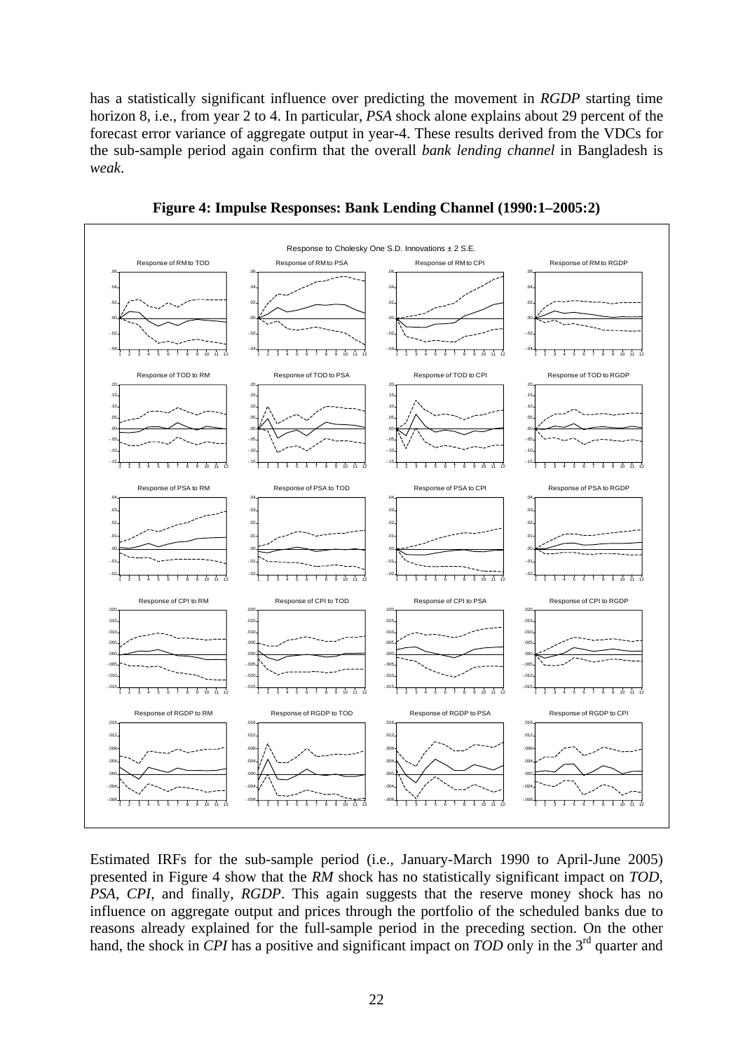has a statistically significant influence over predicting the movement in *RGDP* starting time horizon 8, i.e., from year 2 to 4. In particular, *PSA* shock alone explains about 29 percent of the forecast error variance of aggregate output in year-4. These results derived from the VDCs for the sub-sample period again confirm that the overall *bank lending channel* in Bangladesh is *weak*.

**Figure 4: Impulse Responses: Bank Lending Channel (1990:1–2005:2)**

Estimated IRFs for the sub-sample period (i.e., January-March 1990 to April-June 2005) presented in Figure 4 show that the *RM* shock has no statistically significant impact on *TOD*, *PSA*, *CPI*, and finally, *RGDP*. This again suggests that the reserve money shock has no influence on aggregate output and prices through the portfolio of the scheduled banks due to reasons already explained for the full-sample period in the preceding section. On the other hand, the shock in *CPI* has a positive and significant impact on *TOD* only in the 3rd quarter and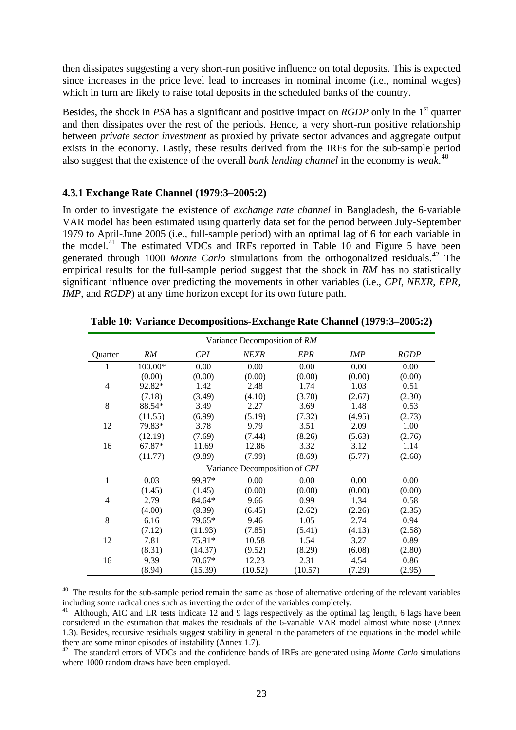then dissipates suggesting a very short-run positive influence on total deposits. This is expected since increases in the price level lead to increases in nominal income (i.e., nominal wages) which in turn are likely to raise total deposits in the scheduled banks of the country.

Besides, the shock in *PSA* has a significant and positive impact on *RGDP* only in the 1st quarter and then dissipates over the rest of the periods. Hence, a very short-run positive relationship between *private sector investment* as proxied by private sector advances and aggregate output exists in the economy. Lastly, these results derived from the IRFs for the sub-sample period also suggest that the existence of the overall *bank lending channel* in the economy is *weak*.[40]

### 4.3.1 Exchange Rate Channel (1979:3–2005:2)

In order to investigate the existence of *exchange rate channel* in Bangladesh, the 6-variable VAR model has been estimated using quarterly data set for the period between July-September 1979 to April-June 2005 (i.e., full-sample period) with an optimal lag of 6 for each variable in the model.[41] The estimated VDCs and IRFs reported in Table 10 and Figure 5 have been generated through 1000 *Monte Carlo* simulations from the orthogonalized residuals.[42] The empirical results for the full-sample period suggest that the shock in *RM* has no statistically significant influence over predicting the movements in other variables (i.e., *CPI*, *NEXR*, *EPR*, *IMP*, and *RGDP*) at any time horizon except for its own future path.

**Table 10: Variance Decompositions-Exchange Rate Channel (1979:3–2005:2)**

| | | | Variance Decomposition of *RM* | | | |
|---|---|---|---|---|---|---|
| Quarter | *RM* | *CPI* | *NEXR* | *EPR* | *IMP* | *RGDP* |
| 1 | 100.00* | 0.00 | 0.00 | 0.00 | 0.00 | 0.00 |
| | (0.00) | (0.00) | (0.00) | (0.00) | (0.00) | (0.00) |
| 4 | 92.82* | 1.42 | 2.48 | 1.74 | 1.03 | 0.51 |
| | (7.18) | (3.49) | (4.10) | (3.70) | (2.67) | (2.30) |
| 8 | 88.54* | 3.49 | 2.27 | 3.69 | 1.48 | 0.53 |
| | (11.55) | (6.99) | (5.19) | (7.32) | (4.95) | (2.73) |
| 12 | 79.83* | 3.78 | 9.79 | 3.51 | 2.09 | 1.00 |
| | (12.19) | (7.69) | (7.44) | (8.26) | (5.63) | (2.76) |
| 16 | 67.87* | 11.69 | 12.86 | 3.32 | 3.12 | 1.14 |
| | (11.77) | (9.89) | (7.99) | (8.69) | (5.77) | (2.68) |
| | | | Variance Decomposition of *CPI* | | | |
| 1 | 0.03 | 99.97* | 0.00 | 0.00 | 0.00 | 0.00 |
| | (1.45) | (1.45) | (0.00) | (0.00) | (0.00) | (0.00) |
| 4 | 2.79 | 84.64* | 9.66 | 0.99 | 1.34 | 0.58 |
| | (4.00) | (8.39) | (6.45) | (2.62) | (2.26) | (2.35) |
| 8 | 6.16 | 79.65* | 9.46 | 1.05 | 2.74 | 0.94 |
| | (7.12) | (11.93) | (7.85) | (5.41) | (4.13) | (2.58) |
| 12 | 7.81 | 75.91* | 10.58 | 1.54 | 3.27 | 0.89 |
| | (8.31) | (14.37) | (9.52) | (8.29) | (6.08) | (2.80) |
| 16 | 9.39 | 70.67* | 12.23 | 2.31 | 4.54 | 0.86 |
| | (8.94) | (15.39) | (10.52) | (10.57) | (7.29) | (2.95) |

[40] The results for the sub-sample period remain the same as those of alternative ordering of the relevant variables including some radical ones such as inverting the order of the variables completely.

[41] Although, AIC and LR tests indicate 12 and 9 lags respectively as the optimal lag length, 6 lags have been considered in the estimation that makes the residuals of the 6-variable VAR model almost white noise (Annex 1.3). Besides, recursive residuals suggest stability in general in the parameters of the equations in the model while there are some minor episodes of instability (Annex 1.7).

[42] The standard errors of VDCs and the confidence bands of IRFs are generated using *Monte Carlo* simulations where 1000 random draws have been employed.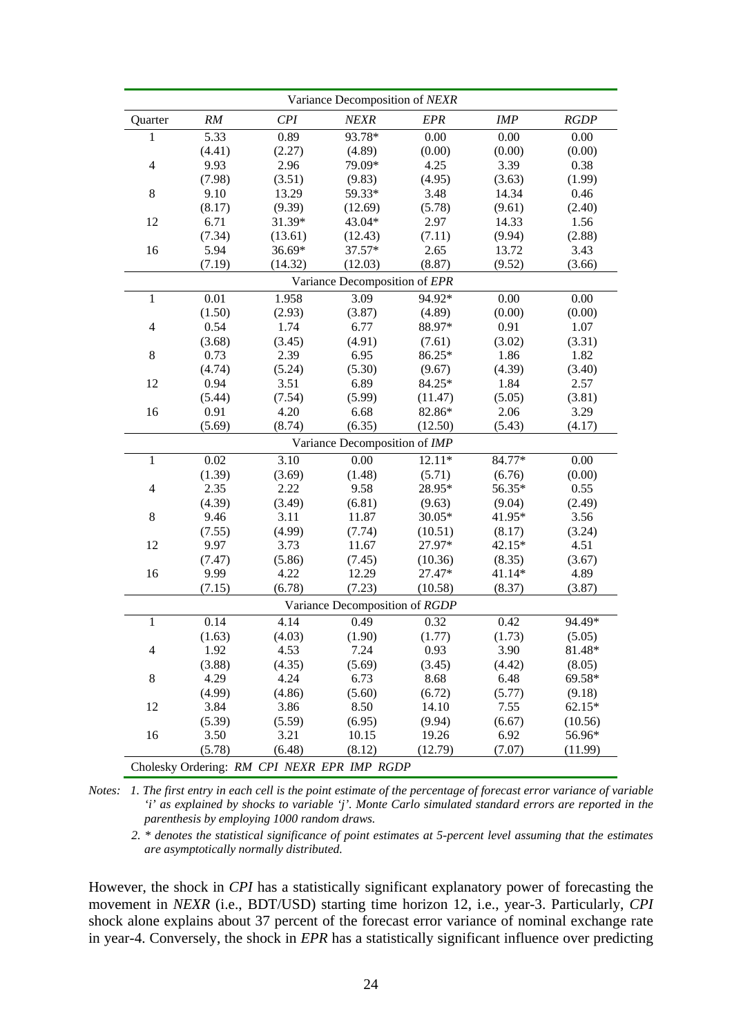| Variance Decomposition of *NEXR* | | | | | | |
|---|---|---|---|---|---|---|
| Quarter | *RM* | *CPI* | *NEXR* | *EPR* | *IMP* | *RGDP* |
| 1 | 5.33 | 0.89 | 93.78* | 0.00 | 0.00 | 0.00 |
| | (4.41) | (2.27) | (4.89) | (0.00) | (0.00) | (0.00) |
| 4 | 9.93 | 2.96 | 79.09* | 4.25 | 3.39 | 0.38 |
| | (7.98) | (3.51) | (9.83) | (4.95) | (3.63) | (1.99) |
| 8 | 9.10 | 13.29 | 59.33* | 3.48 | 14.34 | 0.46 |
| | (8.17) | (9.39) | (12.69) | (5.78) | (9.61) | (2.40) |
| 12 | 6.71 | 31.39* | 43.04* | 2.97 | 14.33 | 1.56 |
| | (7.34) | (13.61) | (12.43) | (7.11) | (9.94) | (2.88) |
| 16 | 5.94 | 36.69* | 37.57* | 2.65 | 13.72 | 3.43 |
| | (7.19) | (14.32) | (12.03) | (8.87) | (9.52) | (3.66) |
| Variance Decomposition of *EPR* | | | | | | |
| 1 | 0.01 | 1.958 | 3.09 | 94.92* | 0.00 | 0.00 |
| | (1.50) | (2.93) | (3.87) | (4.89) | (0.00) | (0.00) |
| 4 | 0.54 | 1.74 | 6.77 | 88.97* | 0.91 | 1.07 |
| | (3.68) | (3.45) | (4.91) | (7.61) | (3.02) | (3.31) |
| 8 | 0.73 | 2.39 | 6.95 | 86.25* | 1.86 | 1.82 |
| | (4.74) | (5.24) | (5.30) | (9.67) | (4.39) | (3.40) |
| 12 | 0.94 | 3.51 | 6.89 | 84.25* | 1.84 | 2.57 |
| | (5.44) | (7.54) | (5.99) | (11.47) | (5.05) | (3.81) |
| 16 | 0.91 | 4.20 | 6.68 | 82.86* | 2.06 | 3.29 |
| | (5.69) | (8.74) | (6.35) | (12.50) | (5.43) | (4.17) |
| Variance Decomposition of *IMP* | | | | | | |
| 1 | 0.02 | 3.10 | 0.00 | 12.11* | 84.77* | 0.00 |
| | (1.39) | (3.69) | (1.48) | (5.71) | (6.76) | (0.00) |
| 4 | 2.35 | 2.22 | 9.58 | 28.95* | 56.35* | 0.55 |
| | (4.39) | (3.49) | (6.81) | (9.63) | (9.04) | (2.49) |
| 8 | 9.46 | 3.11 | 11.87 | 30.05* | 41.95* | 3.56 |
| | (7.55) | (4.99) | (7.74) | (10.51) | (8.17) | (3.24) |
| 12 | 9.97 | 3.73 | 11.67 | 27.97* | 42.15* | 4.51 |
| | (7.47) | (5.86) | (7.45) | (10.36) | (8.35) | (3.67) |
| 16 | 9.99 | 4.22 | 12.29 | 27.47* | 41.14* | 4.89 |
| | (7.15) | (6.78) | (7.23) | (10.58) | (8.37) | (3.87) |
| Variance Decomposition of *RGDP* | | | | | | |
| 1 | 0.14 | 4.14 | 0.49 | 0.32 | 0.42 | 94.49* |
| | (1.63) | (4.03) | (1.90) | (1.77) | (1.73) | (5.05) |
| 4 | 1.92 | 4.53 | 7.24 | 0.93 | 3.90 | 81.48* |
| | (3.88) | (4.35) | (5.69) | (3.45) | (4.42) | (8.05) |
| 8 | 4.29 | 4.24 | 6.73 | 8.68 | 6.48 | 69.58* |
| | (4.99) | (4.86) | (5.60) | (6.72) | (5.77) | (9.18) |
| 12 | 3.84 | 3.86 | 8.50 | 14.10 | 7.55 | 62.15* |
| | (5.39) | (5.59) | (6.95) | (9.94) | (6.67) | (10.56) |
| 16 | 3.50 | 3.21 | 10.15 | 19.26 | 6.92 | 56.96* |
| | (5.78) | (6.48) | (8.12) | (12.79) | (7.07) | (11.99) |
| Cholesky Ordering: *RM CPI NEXR EPR IMP RGDP* | | | | | | |

*Notes: 1. The first entry in each cell is the point estimate of the percentage of forecast error variance of variable 'i' as explained by shocks to variable 'j'. Monte Carlo simulated standard errors are reported in the parenthesis by employing 1000 random draws.*

*2. * denotes the statistical significance of point estimates at 5-percent level assuming that the estimates are asymptotically normally distributed.*

However, the shock in *CPI* has a statistically significant explanatory power of forecasting the movement in *NEXR* (i.e., BDT/USD) starting time horizon 12, i.e., year-3. Particularly, *CPI* shock alone explains about 37 percent of the forecast error variance of nominal exchange rate in year-4. Conversely, the shock in *EPR* has a statistically significant influence over predicting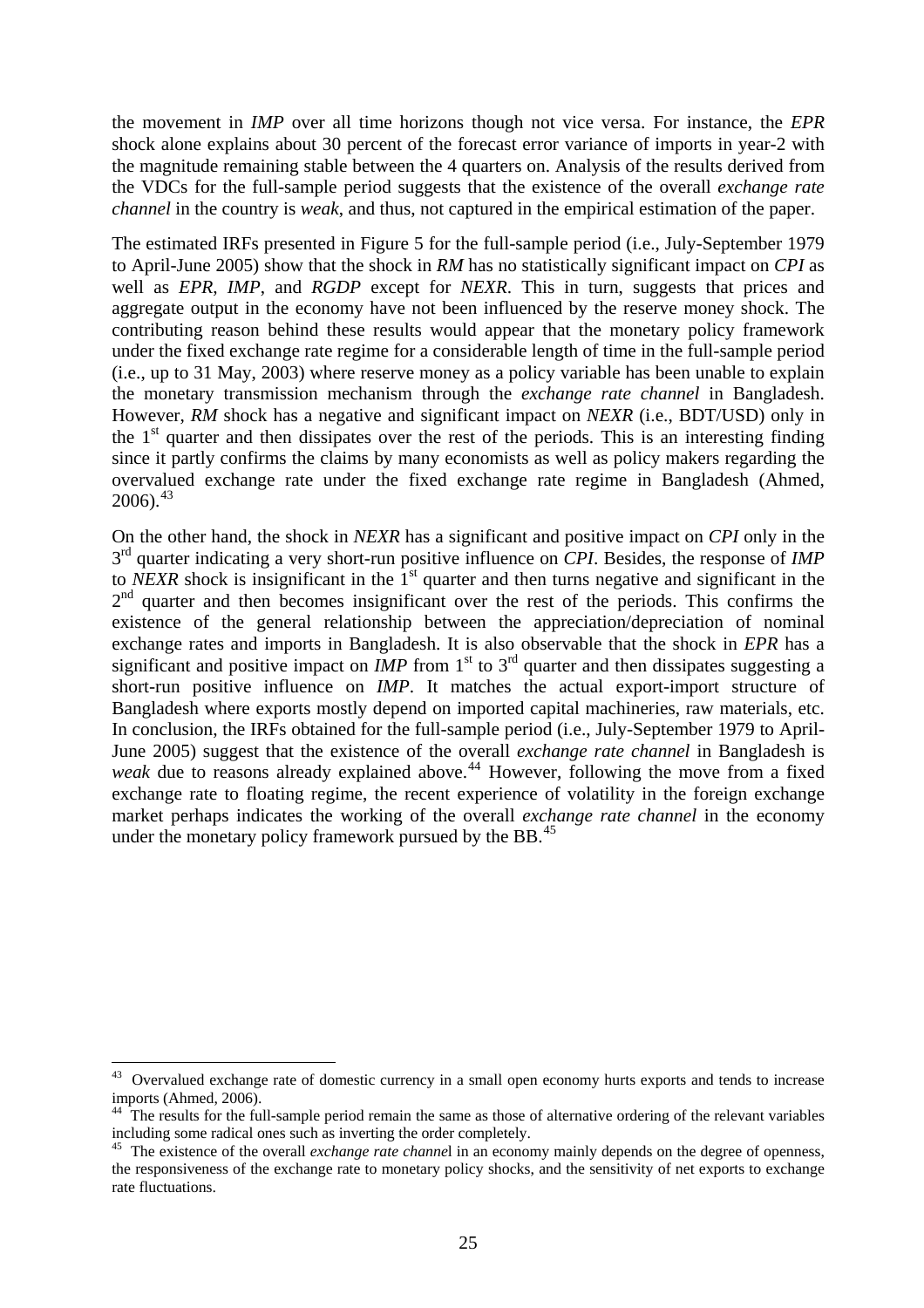the movement in *IMP* over all time horizons though not vice versa. For instance, the *EPR* shock alone explains about 30 percent of the forecast error variance of imports in year-2 with the magnitude remaining stable between the 4 quarters on. Analysis of the results derived from the VDCs for the full-sample period suggests that the existence of the overall *exchange rate channel* in the country is *weak*, and thus, not captured in the empirical estimation of the paper.

The estimated IRFs presented in Figure 5 for the full-sample period (i.e., July-September 1979 to April-June 2005) show that the shock in *RM* has no statistically significant impact on *CPI* as well as *EPR*, *IMP*, and *RGDP* except for *NEXR*. This in turn, suggests that prices and aggregate output in the economy have not been influenced by the reserve money shock. The contributing reason behind these results would appear that the monetary policy framework under the fixed exchange rate regime for a considerable length of time in the full-sample period (i.e., up to 31 May, 2003) where reserve money as a policy variable has been unable to explain the monetary transmission mechanism through the *exchange rate channel* in Bangladesh. However, *RM* shock has a negative and significant impact on *NEXR* (i.e., BDT/USD) only in the 1st quarter and then dissipates over the rest of the periods. This is an interesting finding since it partly confirms the claims by many economists as well as policy makers regarding the overvalued exchange rate under the fixed exchange rate regime in Bangladesh (Ahmed, 2006).[43]

On the other hand, the shock in *NEXR* has a significant and positive impact on *CPI* only in the 3rd quarter indicating a very short-run positive influence on *CPI*. Besides, the response of *IMP* to *NEXR* shock is insignificant in the 1st quarter and then turns negative and significant in the 2nd quarter and then becomes insignificant over the rest of the periods. This confirms the existence of the general relationship between the appreciation/depreciation of nominal exchange rates and imports in Bangladesh. It is also observable that the shock in *EPR* has a significant and positive impact on *IMP* from 1st to 3rd quarter and then dissipates suggesting a short-run positive influence on *IMP*. It matches the actual export-import structure of Bangladesh where exports mostly depend on imported capital machineries, raw materials, etc. In conclusion, the IRFs obtained for the full-sample period (i.e., July-September 1979 to April-June 2005) suggest that the existence of the overall *exchange rate channel* in Bangladesh is *weak* due to reasons already explained above.[44] However, following the move from a fixed exchange rate to floating regime, the recent experience of volatility in the foreign exchange market perhaps indicates the working of the overall *exchange rate channel* in the economy under the monetary policy framework pursued by the BB.[45]

---

[43] Overvalued exchange rate of domestic currency in a small open economy hurts exports and tends to increase imports (Ahmed, 2006).

[44] The results for the full-sample period remain the same as those of alternative ordering of the relevant variables including some radical ones such as inverting the order completely.

[45] The existence of the overall *exchange rate channel* in an economy mainly depends on the degree of openness, the responsiveness of the exchange rate to monetary policy shocks, and the sensitivity of net exports to exchange rate fluctuations.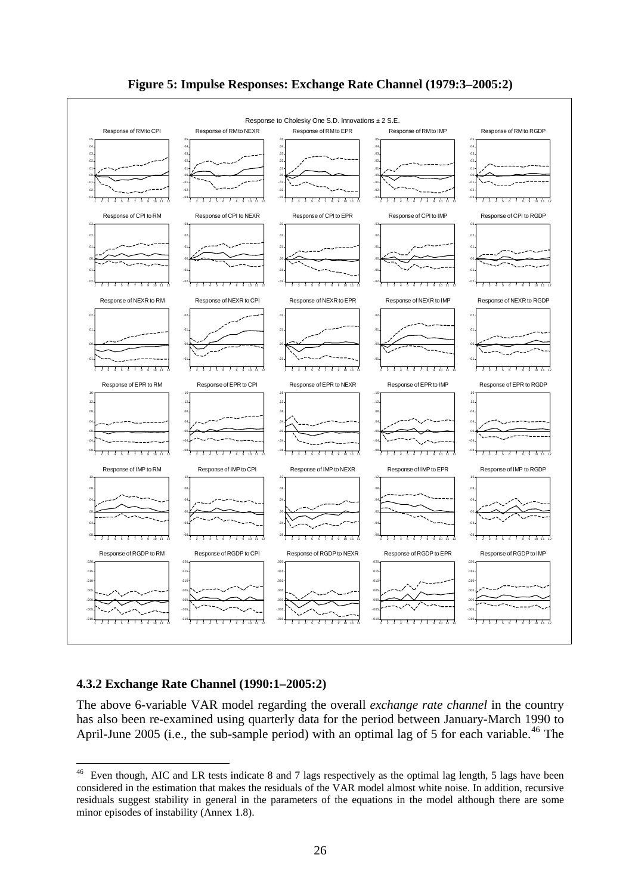**Figure 5: Impulse Responses: Exchange Rate Channel (1979:3–2005:2)**

### 4.3.2 Exchange Rate Channel (1990:1–2005:2)

The above 6-variable VAR model regarding the overall *exchange rate channel* in the country has also been re-examined using quarterly data for the period between January-March 1990 to April-June 2005 (i.e., the sub-sample period) with an optimal lag of 5 for each variable.[46] The

---

[46] Even though, AIC and LR tests indicate 8 and 7 lags respectively as the optimal lag length, 5 lags have been considered in the estimation that makes the residuals of the VAR model almost white noise. In addition, recursive residuals suggest stability in general in the parameters of the equations in the model although there are some minor episodes of instability (Annex 1.8).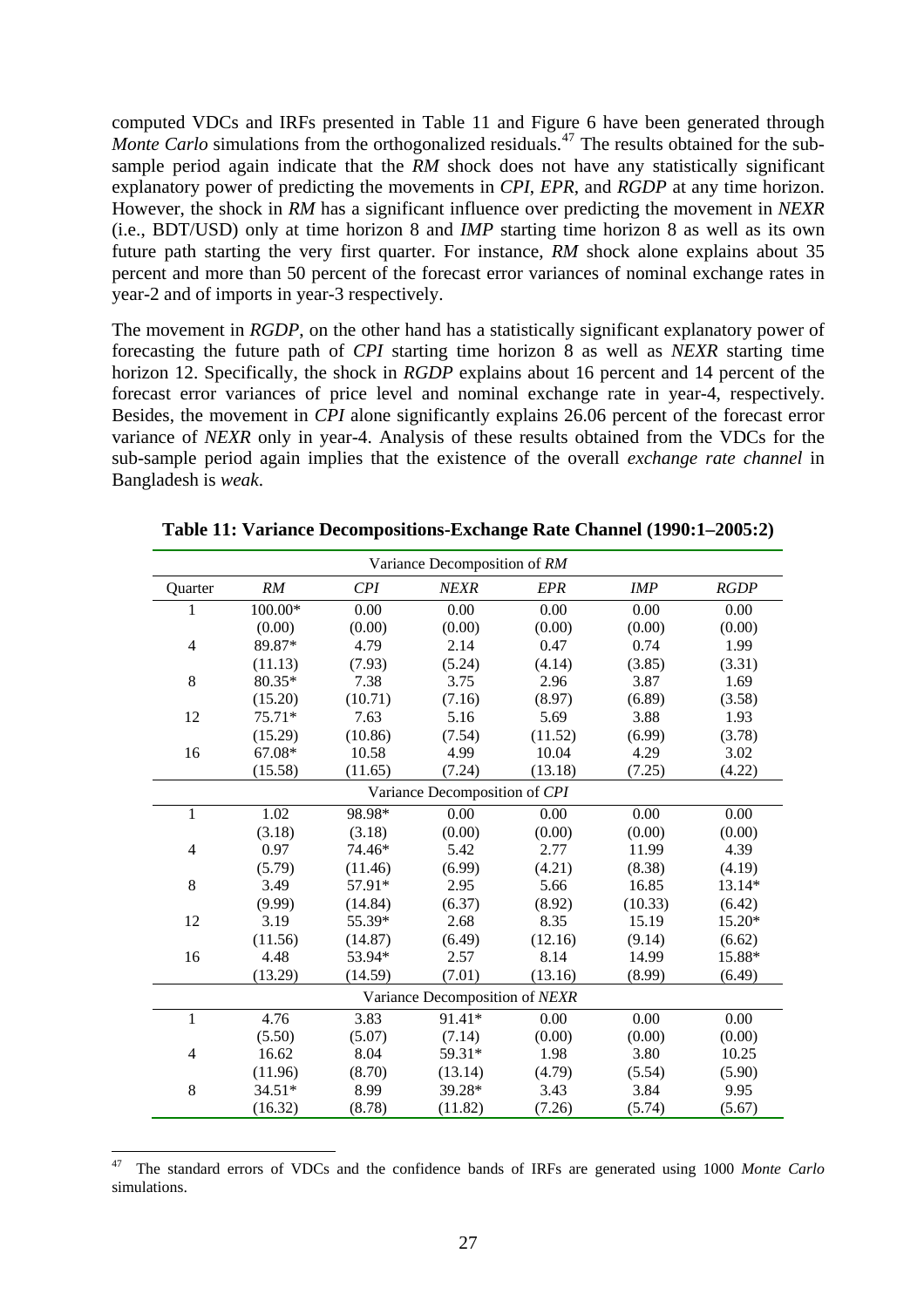computed VDCs and IRFs presented in Table 11 and Figure 6 have been generated through *Monte Carlo* simulations from the orthogonalized residuals.[47] The results obtained for the sub-sample period again indicate that the *RM* shock does not have any statistically significant explanatory power of predicting the movements in *CPI*, *EPR*, and *RGDP* at any time horizon. However, the shock in *RM* has a significant influence over predicting the movement in *NEXR* (i.e., BDT/USD) only at time horizon 8 and *IMP* starting time horizon 8 as well as its own future path starting the very first quarter. For instance, *RM* shock alone explains about 35 percent and more than 50 percent of the forecast error variances of nominal exchange rates in year-2 and of imports in year-3 respectively.

The movement in *RGDP*, on the other hand has a statistically significant explanatory power of forecasting the future path of *CPI* starting time horizon 8 as well as *NEXR* starting time horizon 12. Specifically, the shock in *RGDP* explains about 16 percent and 14 percent of the forecast error variances of price level and nominal exchange rate in year-4, respectively. Besides, the movement in *CPI* alone significantly explains 26.06 percent of the forecast error variance of *NEXR* only in year-4. Analysis of these results obtained from the VDCs for the sub-sample period again implies that the existence of the overall *exchange rate channel* in Bangladesh is *weak*.

**Table 11: Variance Decompositions-Exchange Rate Channel (1990:1–2005:2)**

| Variance Decomposition of *RM* | | | | | | |
|---|---|---|---|---|---|---|
| Quarter | *RM* | *CPI* | *NEXR* | *EPR* | *IMP* | *RGDP* |
| 1 | 100.00* | 0.00 | 0.00 | 0.00 | 0.00 | 0.00 |
| | (0.00) | (0.00) | (0.00) | (0.00) | (0.00) | (0.00) |
| 4 | 89.87* | 4.79 | 2.14 | 0.47 | 0.74 | 1.99 |
| | (11.13) | (7.93) | (5.24) | (4.14) | (3.85) | (3.31) |
| 8 | 80.35* | 7.38 | 3.75 | 2.96 | 3.87 | 1.69 |
| | (15.20) | (10.71) | (7.16) | (8.97) | (6.89) | (3.58) |
| 12 | 75.71* | 7.63 | 5.16 | 5.69 | 3.88 | 1.93 |
| | (15.29) | (10.86) | (7.54) | (11.52) | (6.99) | (3.78) |
| 16 | 67.08* | 10.58 | 4.99 | 10.04 | 4.29 | 3.02 |
| | (15.58) | (11.65) | (7.24) | (13.18) | (7.25) | (4.22) |
| **Variance Decomposition of *CPI*** | | | | | | |
| 1 | 1.02 | 98.98* | 0.00 | 0.00 | 0.00 | 0.00 |
| | (3.18) | (3.18) | (0.00) | (0.00) | (0.00) | (0.00) |
| 4 | 0.97 | 74.46* | 5.42 | 2.77 | 11.99 | 4.39 |
| | (5.79) | (11.46) | (6.99) | (4.21) | (8.38) | (4.19) |
| 8 | 3.49 | 57.91* | 2.95 | 5.66 | 16.85 | 13.14* |
| | (9.99) | (14.84) | (6.37) | (8.92) | (10.33) | (6.42) |
| 12 | 3.19 | 55.39* | 2.68 | 8.35 | 15.19 | 15.20* |
| | (11.56) | (14.87) | (6.49) | (12.16) | (9.14) | (6.62) |
| 16 | 4.48 | 53.94* | 2.57 | 8.14 | 14.99 | 15.88* |
| | (13.29) | (14.59) | (7.01) | (13.16) | (8.99) | (6.49) |
| **Variance Decomposition of *NEXR*** | | | | | | |
| 1 | 4.76 | 3.83 | 91.41* | 0.00 | 0.00 | 0.00 |
| | (5.50) | (5.07) | (7.14) | (0.00) | (0.00) | (0.00) |
| 4 | 16.62 | 8.04 | 59.31* | 1.98 | 3.80 | 10.25 |
| | (11.96) | (8.70) | (13.14) | (4.79) | (5.54) | (5.90) |
| 8 | 34.51* | 8.99 | 39.28* | 3.43 | 3.84 | 9.95 |
| | (16.32) | (8.78) | (11.82) | (7.26) | (5.74) | (5.67) |

[47] The standard errors of VDCs and the confidence bands of IRFs are generated using 1000 *Monte Carlo* simulations.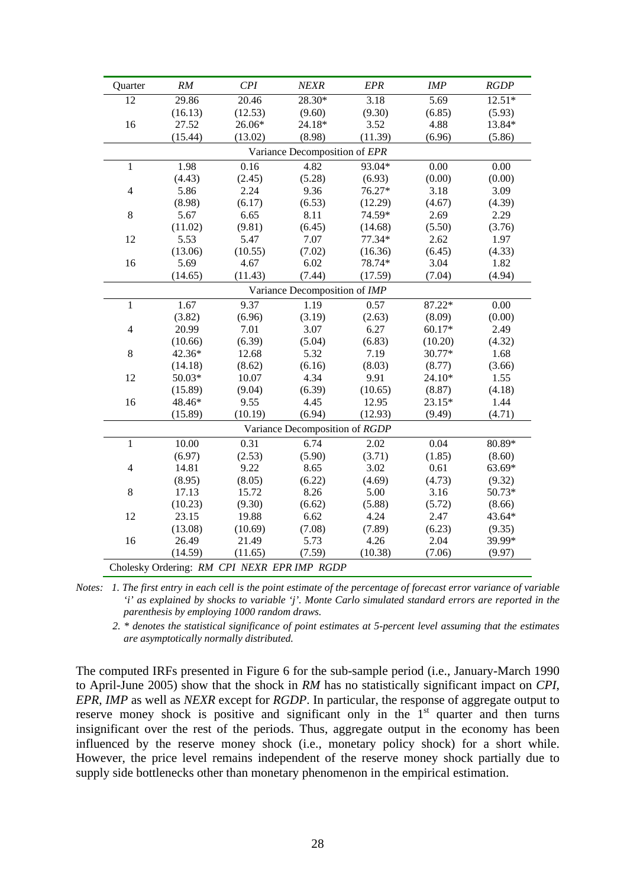| Quarter | *RM* | *CPI* | *NEXR* | *EPR* | *IMP* | *RGDP* |
|---|---|---|---|---|---|---|
| 12 | 29.86 | 20.46 | 28.30* | 3.18 | 5.69 | 12.51* |
| | (16.13) | (12.53) | (9.60) | (9.30) | (6.85) | (5.93) |
| 16 | 27.52 | 26.06* | 24.18* | 3.52 | 4.88 | 13.84* |
| | (15.44) | (13.02) | (8.98) | (11.39) | (6.96) | (5.86) |
| | | | Variance Decomposition of *EPR* | | | |
| 1 | 1.98 | 0.16 | 4.82 | 93.04* | 0.00 | 0.00 |
| | (4.43) | (2.45) | (5.28) | (6.93) | (0.00) | (0.00) |
| 4 | 5.86 | 2.24 | 9.36 | 76.27* | 3.18 | 3.09 |
| | (8.98) | (6.17) | (6.53) | (12.29) | (4.67) | (4.39) |
| 8 | 5.67 | 6.65 | 8.11 | 74.59* | 2.69 | 2.29 |
| | (11.02) | (9.81) | (6.45) | (14.68) | (5.50) | (3.76) |
| 12 | 5.53 | 5.47 | 7.07 | 77.34* | 2.62 | 1.97 |
| | (13.06) | (10.55) | (7.02) | (16.36) | (6.45) | (4.33) |
| 16 | 5.69 | 4.67 | 6.02 | 78.74* | 3.04 | 1.82 |
| | (14.65) | (11.43) | (7.44) | (17.59) | (7.04) | (4.94) |
| | | | Variance Decomposition of *IMP* | | | |
| 1 | 1.67 | 9.37 | 1.19 | 0.57 | 87.22* | 0.00 |
| | (3.82) | (6.96) | (3.19) | (2.63) | (8.09) | (0.00) |
| 4 | 20.99 | 7.01 | 3.07 | 6.27 | 60.17* | 2.49 |
| | (10.66) | (6.39) | (5.04) | (6.83) | (10.20) | (4.32) |
| 8 | 42.36* | 12.68 | 5.32 | 7.19 | 30.77* | 1.68 |
| | (14.18) | (8.62) | (6.16) | (8.03) | (8.77) | (3.66) |
| 12 | 50.03* | 10.07 | 4.34 | 9.91 | 24.10* | 1.55 |
| | (15.89) | (9.04) | (6.39) | (10.65) | (8.87) | (4.18) |
| 16 | 48.46* | 9.55 | 4.45 | 12.95 | 23.15* | 1.44 |
| | (15.89) | (10.19) | (6.94) | (12.93) | (9.49) | (4.71) |
| | | | Variance Decomposition of *RGDP* | | | |
| 1 | 10.00 | 0.31 | 6.74 | 2.02 | 0.04 | 80.89* |
| | (6.97) | (2.53) | (5.90) | (3.71) | (1.85) | (8.60) |
| 4 | 14.81 | 9.22 | 8.65 | 3.02 | 0.61 | 63.69* |
| | (8.95) | (8.05) | (6.22) | (4.69) | (4.73) | (9.32) |
| 8 | 17.13 | 15.72 | 8.26 | 5.00 | 3.16 | 50.73* |
| | (10.23) | (9.30) | (6.62) | (5.88) | (5.72) | (8.66) |
| 12 | 23.15 | 19.88 | 6.62 | 4.24 | 2.47 | 43.64* |
| | (13.08) | (10.69) | (7.08) | (7.89) | (6.23) | (9.35) |
| 16 | 26.49 | 21.49 | 5.73 | 4.26 | 2.04 | 39.99* |
| | (14.59) | (11.65) | (7.59) | (10.38) | (7.06) | (9.97) |
| Cholesky Ordering: *RM CPI NEXR EPR IMP RGDP* | | | | | | |

*Notes: 1. The first entry in each cell is the point estimate of the percentage of forecast error variance of variable 'i' as explained by shocks to variable 'j'. Monte Carlo simulated standard errors are reported in the parenthesis by employing 1000 random draws.*

*2. \* denotes the statistical significance of point estimates at 5-percent level assuming that the estimates are asymptotically normally distributed.*

The computed IRFs presented in Figure 6 for the sub-sample period (i.e., January-March 1990 to April-June 2005) show that the shock in *RM* has no statistically significant impact on *CPI*, *EPR*, *IMP* as well as *NEXR* except for *RGDP*. In particular, the response of aggregate output to reserve money shock is positive and significant only in the 1st quarter and then turns insignificant over the rest of the periods. Thus, aggregate output in the economy has been influenced by the reserve money shock (i.e., monetary policy shock) for a short while. However, the price level remains independent of the reserve money shock partially due to supply side bottlenecks other than monetary phenomenon in the empirical estimation.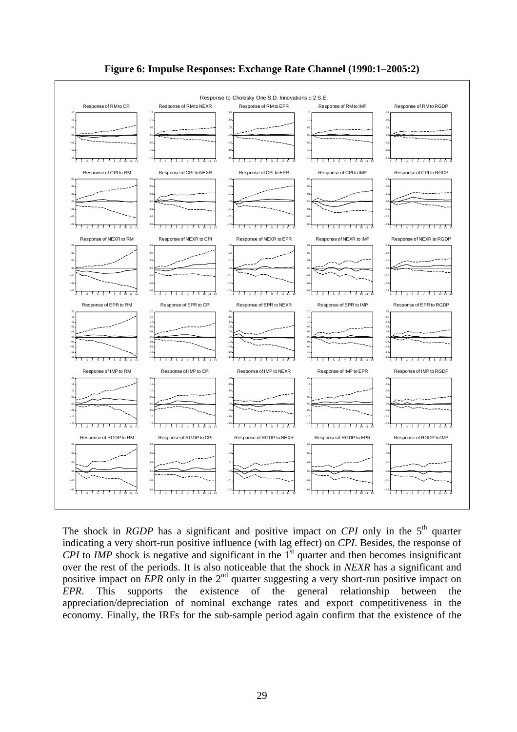**Figure 6: Impulse Responses: Exchange Rate Channel (1990:1–2005:2)**

The shock in *RGDP* has a significant and positive impact on *CPI* only in the 5th quarter indicating a very short-run positive influence (with lag effect) on *CPI*. Besides, the response of *CPI* to *IMP* shock is negative and significant in the 1st quarter and then becomes insignificant over the rest of the periods. It is also noticeable that the shock in *NEXR* has a significant and positive impact on *EPR* only in the 2nd quarter suggesting a very short-run positive impact on *EPR*. This supports the existence of the general relationship between the appreciation/depreciation of nominal exchange rates and export competitiveness in the economy. Finally, the IRFs for the sub-sample period again confirm that the existence of the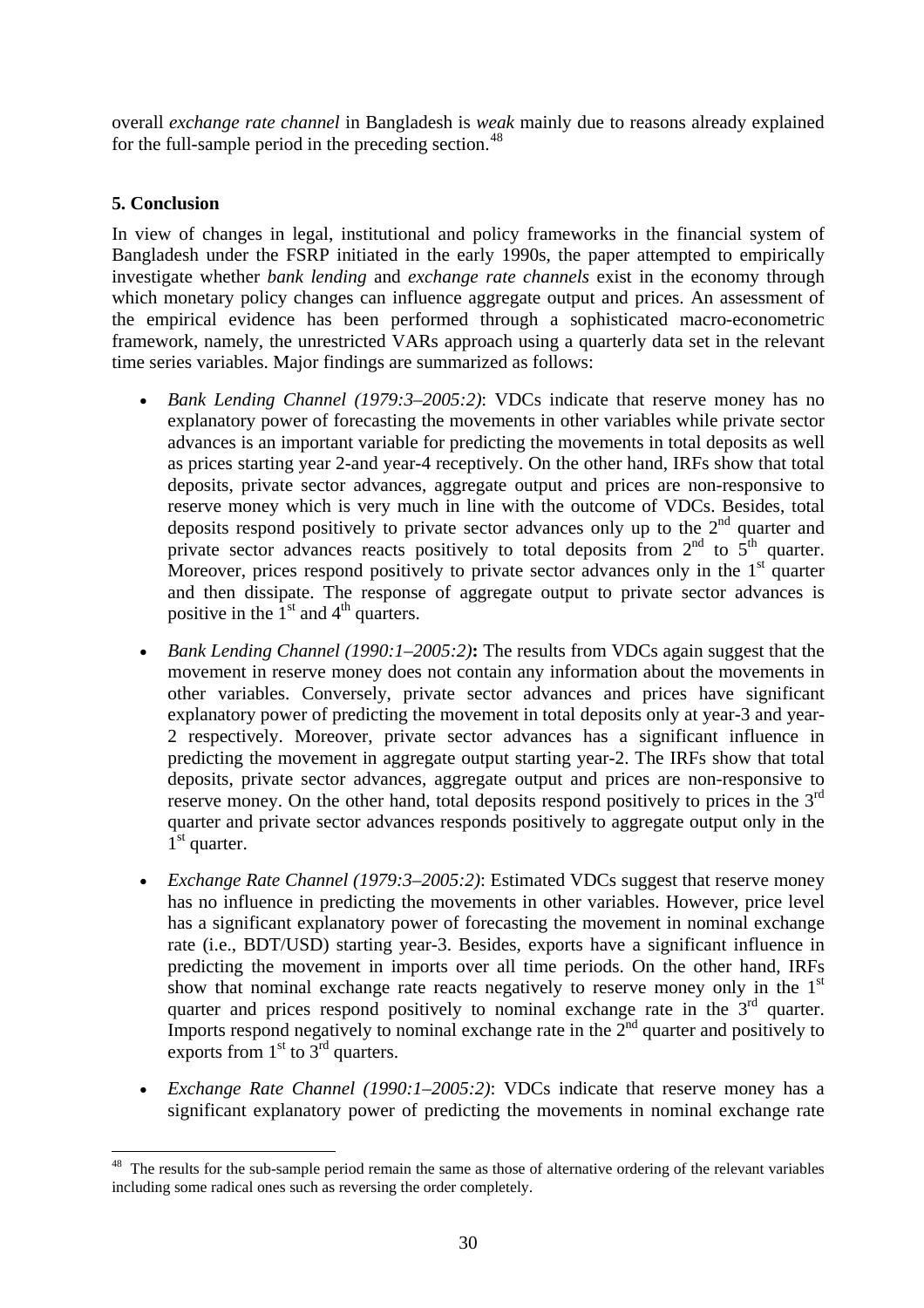overall *exchange rate channel* in Bangladesh is *weak* mainly due to reasons already explained for the full-sample period in the preceding section.[48]

**5. Conclusion**

In view of changes in legal, institutional and policy frameworks in the financial system of Bangladesh under the FSRP initiated in the early 1990s, the paper attempted to empirically investigate whether *bank lending* and *exchange rate channels* exist in the economy through which monetary policy changes can influence aggregate output and prices. An assessment of the empirical evidence has been performed through a sophisticated macro-econometric framework, namely, the unrestricted VARs approach using a quarterly data set in the relevant time series variables. Major findings are summarized as follows:

- *Bank Lending Channel (1979:3–2005:2)*: VDCs indicate that reserve money has no explanatory power of forecasting the movements in other variables while private sector advances is an important variable for predicting the movements in total deposits as well as prices starting year 2-and year-4 receptively. On the other hand, IRFs show that total deposits, private sector advances, aggregate output and prices are non-responsive to reserve money which is very much in line with the outcome of VDCs. Besides, total deposits respond positively to private sector advances only up to the 2nd quarter and private sector advances reacts positively to total deposits from 2nd to 5th quarter. Moreover, prices respond positively to private sector advances only in the 1st quarter and then dissipate. The response of aggregate output to private sector advances is positive in the 1st and 4th quarters.

- *Bank Lending Channel (1990:1–2005:2)*: The results from VDCs again suggest that the movement in reserve money does not contain any information about the movements in other variables. Conversely, private sector advances and prices have significant explanatory power of predicting the movement in total deposits only at year-3 and year-2 respectively. Moreover, private sector advances has a significant influence in predicting the movement in aggregate output starting year-2. The IRFs show that total deposits, private sector advances, aggregate output and prices are non-responsive to reserve money. On the other hand, total deposits respond positively to prices in the 3rd quarter and private sector advances responds positively to aggregate output only in the 1st quarter.

- *Exchange Rate Channel (1979:3–2005:2)*: Estimated VDCs suggest that reserve money has no influence in predicting the movements in other variables. However, price level has a significant explanatory power of forecasting the movement in nominal exchange rate (i.e., BDT/USD) starting year-3. Besides, exports have a significant influence in predicting the movement in imports over all time periods. On the other hand, IRFs show that nominal exchange rate reacts negatively to reserve money only in the 1st quarter and prices respond positively to nominal exchange rate in the 3rd quarter. Imports respond negatively to nominal exchange rate in the 2nd quarter and positively to exports from 1st to 3rd quarters.

- *Exchange Rate Channel (1990:1–2005:2)*: VDCs indicate that reserve money has a significant explanatory power of predicting the movements in nominal exchange rate

[48] The results for the sub-sample period remain the same as those of alternative ordering of the relevant variables including some radical ones such as reversing the order completely.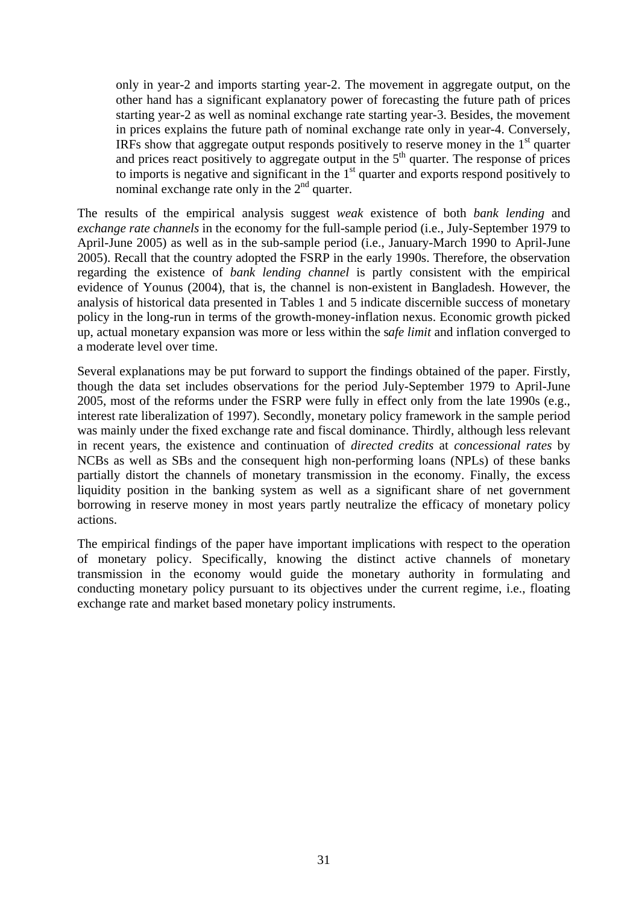only in year-2 and imports starting year-2. The movement in aggregate output, on the other hand has a significant explanatory power of forecasting the future path of prices starting year-2 as well as nominal exchange rate starting year-3. Besides, the movement in prices explains the future path of nominal exchange rate only in year-4. Conversely, IRFs show that aggregate output responds positively to reserve money in the 1st quarter and prices react positively to aggregate output in the 5th quarter. The response of prices to imports is negative and significant in the 1st quarter and exports respond positively to nominal exchange rate only in the 2nd quarter.

The results of the empirical analysis suggest *weak* existence of both *bank lending* and *exchange rate channels* in the economy for the full-sample period (i.e., July-September 1979 to April-June 2005) as well as in the sub-sample period (i.e., January-March 1990 to April-June 2005). Recall that the country adopted the FSRP in the early 1990s. Therefore, the observation regarding the existence of *bank lending channel* is partly consistent with the empirical evidence of Younus (2004), that is, the channel is non-existent in Bangladesh. However, the analysis of historical data presented in Tables 1 and 5 indicate discernible success of monetary policy in the long-run in terms of the growth-money-inflation nexus. Economic growth picked up, actual monetary expansion was more or less within the s*afe limit* and inflation converged to a moderate level over time.

Several explanations may be put forward to support the findings obtained of the paper. Firstly, though the data set includes observations for the period July-September 1979 to April-June 2005, most of the reforms under the FSRP were fully in effect only from the late 1990s (e.g., interest rate liberalization of 1997). Secondly, monetary policy framework in the sample period was mainly under the fixed exchange rate and fiscal dominance. Thirdly, although less relevant in recent years, the existence and continuation of *directed credits* at *concessional rates* by NCBs as well as SBs and the consequent high non-performing loans (NPLs) of these banks partially distort the channels of monetary transmission in the economy. Finally, the excess liquidity position in the banking system as well as a significant share of net government borrowing in reserve money in most years partly neutralize the efficacy of monetary policy actions.

The empirical findings of the paper have important implications with respect to the operation of monetary policy. Specifically, knowing the distinct active channels of monetary transmission in the economy would guide the monetary authority in formulating and conducting monetary policy pursuant to its objectives under the current regime, i.e., floating exchange rate and market based monetary policy instruments.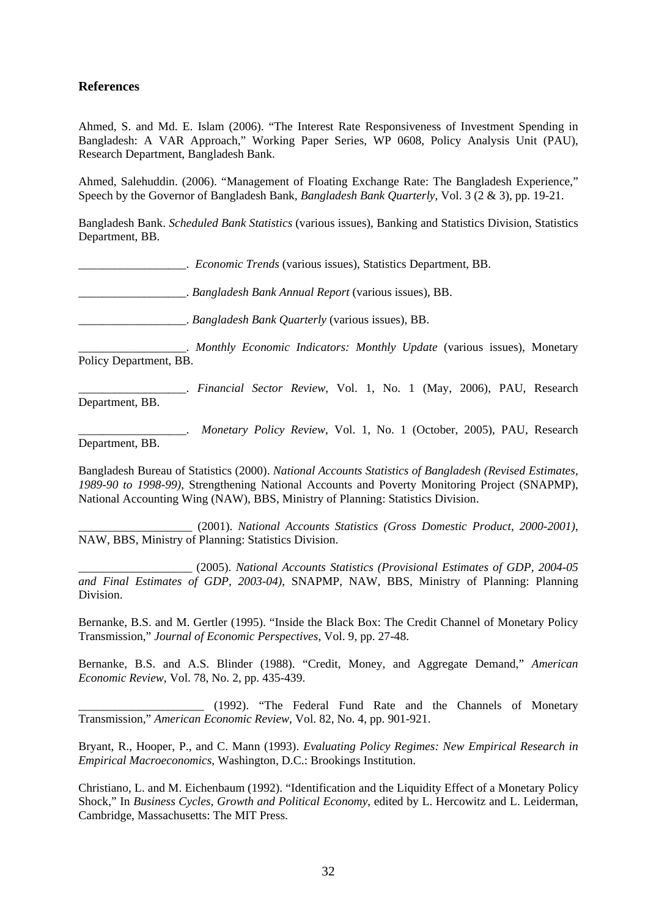## References

Ahmed, S. and Md. E. Islam (2006). "The Interest Rate Responsiveness of Investment Spending in Bangladesh: A VAR Approach," Working Paper Series, WP 0608, Policy Analysis Unit (PAU), Research Department, Bangladesh Bank.

Ahmed, Salehuddin. (2006). "Management of Floating Exchange Rate: The Bangladesh Experience," Speech by the Governor of Bangladesh Bank, *Bangladesh Bank Quarterly*, Vol. 3 (2 & 3), pp. 19-21.

Bangladesh Bank. *Scheduled Bank Statistics* (various issues), Banking and Statistics Division, Statistics Department, BB.

__________________. *Economic Trends* (various issues), Statistics Department, BB.

__________________. *Bangladesh Bank Annual Report* (various issues), BB.

__________________. *Bangladesh Bank Quarterly* (various issues), BB.

__________________. *Monthly Economic Indicators: Monthly Update* (various issues), Monetary Policy Department, BB.

__________________. *Financial Sector Review*, Vol. 1, No. 1 (May, 2006), PAU, Research Department, BB.

__________________. *Monetary Policy Review*, Vol. 1, No. 1 (October, 2005), PAU, Research Department, BB.

Bangladesh Bureau of Statistics (2000). *National Accounts Statistics of Bangladesh (Revised Estimates, 1989-90 to 1998-99)*, Strengthening National Accounts and Poverty Monitoring Project (SNAPMP), National Accounting Wing (NAW), BBS, Ministry of Planning: Statistics Division.

___________________ (2001). *National Accounts Statistics (Gross Domestic Product, 2000-2001)*, NAW, BBS, Ministry of Planning: Statistics Division.

___________________ (2005). *National Accounts Statistics (Provisional Estimates of GDP, 2004-05 and Final Estimates of GDP, 2003-04)*, SNAPMP, NAW, BBS, Ministry of Planning: Planning Division.

Bernanke, B.S. and M. Gertler (1995). "Inside the Black Box: The Credit Channel of Monetary Policy Transmission," *Journal of Economic Perspectives*, Vol. 9, pp. 27-48.

Bernanke, B.S. and A.S. Blinder (1988). "Credit, Money, and Aggregate Demand," *American Economic Review*, Vol. 78, No. 2, pp. 435-439.

_____________________ (1992). "The Federal Fund Rate and the Channels of Monetary Transmission," *American Economic Review*, Vol. 82, No. 4, pp. 901-921.

Bryant, R., Hooper, P., and C. Mann (1993). *Evaluating Policy Regimes: New Empirical Research in Empirical Macroeconomics*, Washington, D.C.: Brookings Institution.

Christiano, L. and M. Eichenbaum (1992). "Identification and the Liquidity Effect of a Monetary Policy Shock," In *Business Cycles, Growth and Political Economy*, edited by L. Hercowitz and L. Leiderman, Cambridge, Massachusetts: The MIT Press.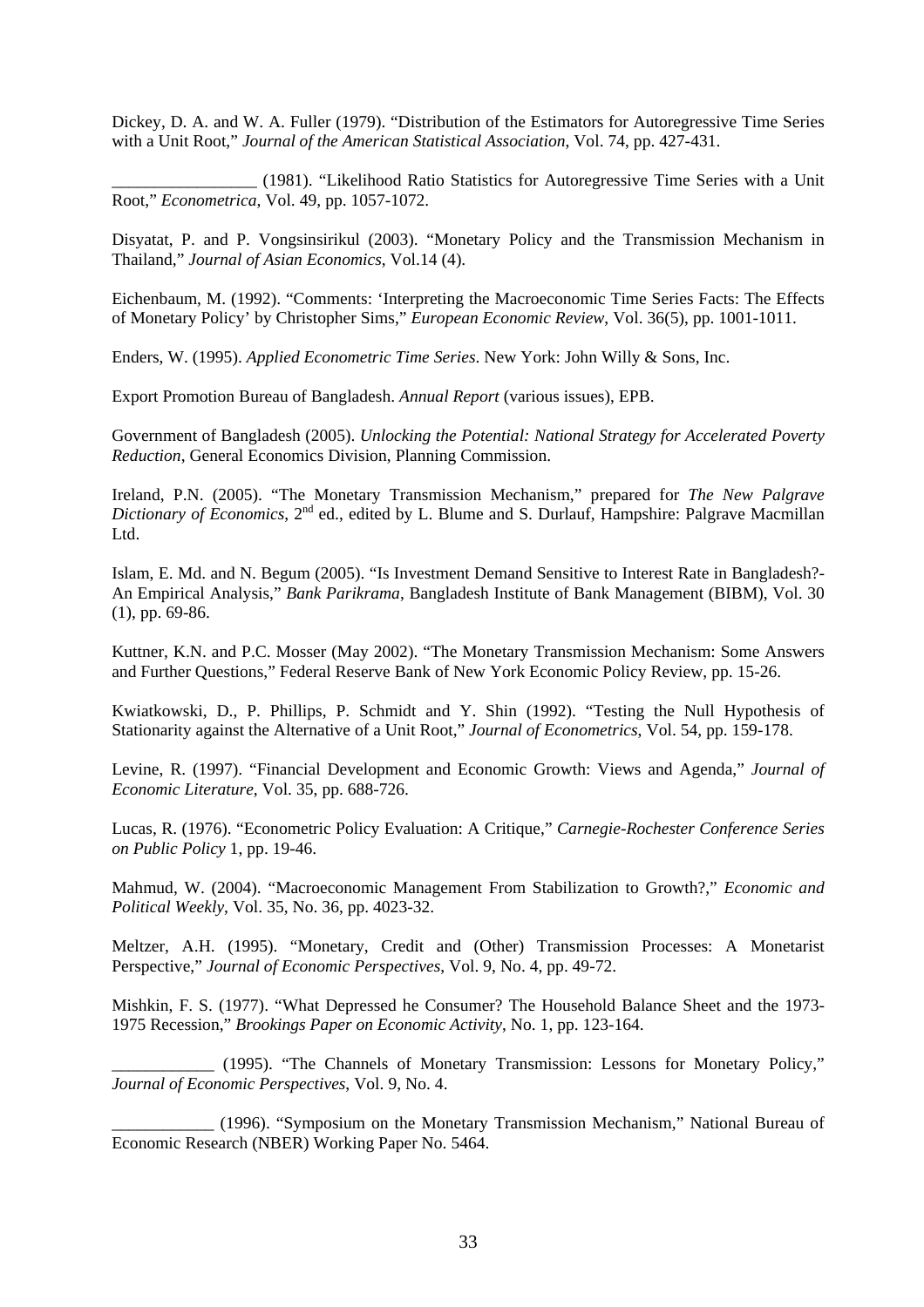Dickey, D. A. and W. A. Fuller (1979). "Distribution of the Estimators for Autoregressive Time Series with a Unit Root," *Journal of the American Statistical Association*, Vol. 74, pp. 427-431.

_________________ (1981). "Likelihood Ratio Statistics for Autoregressive Time Series with a Unit Root," *Econometrica*, Vol. 49, pp. 1057-1072.

Disyatat, P. and P. Vongsinsirikul (2003). "Monetary Policy and the Transmission Mechanism in Thailand," *Journal of Asian Economics*, Vol.14 (4).

Eichenbaum, M. (1992). "Comments: 'Interpreting the Macroeconomic Time Series Facts: The Effects of Monetary Policy' by Christopher Sims," *European Economic Review*, Vol. 36(5), pp. 1001-1011.

Enders, W. (1995). *Applied Econometric Time Series*. New York: John Willy & Sons, Inc.

Export Promotion Bureau of Bangladesh. *Annual Report* (various issues), EPB.

Government of Bangladesh (2005). *Unlocking the Potential: National Strategy for Accelerated Poverty Reduction*, General Economics Division, Planning Commission.

Ireland, P.N. (2005). "The Monetary Transmission Mechanism," prepared for *The New Palgrave Dictionary of Economics*, 2nd ed., edited by L. Blume and S. Durlauf, Hampshire: Palgrave Macmillan Ltd.

Islam, E. Md. and N. Begum (2005). "Is Investment Demand Sensitive to Interest Rate in Bangladesh?- An Empirical Analysis," *Bank Parikrama*, Bangladesh Institute of Bank Management (BIBM), Vol. 30 (1), pp. 69-86.

Kuttner, K.N. and P.C. Mosser (May 2002). "The Monetary Transmission Mechanism: Some Answers and Further Questions," Federal Reserve Bank of New York Economic Policy Review, pp. 15-26.

Kwiatkowski, D., P. Phillips, P. Schmidt and Y. Shin (1992). "Testing the Null Hypothesis of Stationarity against the Alternative of a Unit Root," *Journal of Econometrics*, Vol. 54, pp. 159-178.

Levine, R. (1997). "Financial Development and Economic Growth: Views and Agenda," *Journal of Economic Literature*, Vol. 35, pp. 688-726.

Lucas, R. (1976). "Econometric Policy Evaluation: A Critique," *Carnegie-Rochester Conference Series on Public Policy* 1, pp. 19-46.

Mahmud, W. (2004). "Macroeconomic Management From Stabilization to Growth?," *Economic and Political Weekly*, Vol. 35, No. 36, pp. 4023-32.

Meltzer, A.H. (1995). "Monetary, Credit and (Other) Transmission Processes: A Monetarist Perspective," *Journal of Economic Perspectives*, Vol. 9, No. 4, pp. 49-72.

Mishkin, F. S. (1977). "What Depressed he Consumer? The Household Balance Sheet and the 1973-1975 Recession," *Brookings Paper on Economic Activity*, No. 1, pp. 123-164.

____________ (1995). "The Channels of Monetary Transmission: Lessons for Monetary Policy," *Journal of Economic Perspectives*, Vol. 9, No. 4.

____________ (1996). "Symposium on the Monetary Transmission Mechanism," National Bureau of Economic Research (NBER) Working Paper No. 5464.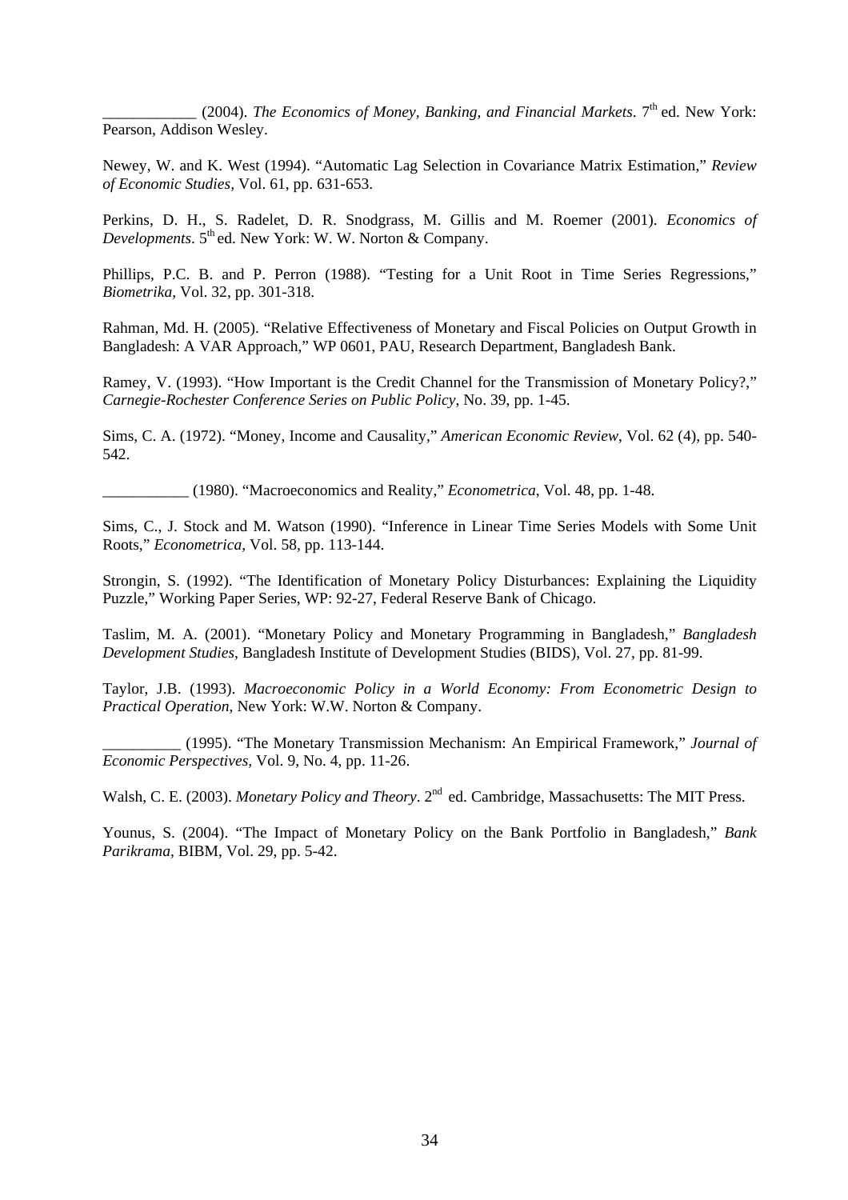\_\_\_\_\_\_\_\_\_\_\_\_ (2004). *The Economics of Money, Banking, and Financial Markets*. 7th ed. New York: Pearson, Addison Wesley.

Newey, W. and K. West (1994). "Automatic Lag Selection in Covariance Matrix Estimation," *Review of Economic Studies*, Vol. 61, pp. 631-653.

Perkins, D. H., S. Radelet, D. R. Snodgrass, M. Gillis and M. Roemer (2001). *Economics of Developments*. 5th ed. New York: W. W. Norton & Company.

Phillips, P.C. B. and P. Perron (1988). "Testing for a Unit Root in Time Series Regressions," *Biometrika*, Vol. 32, pp. 301-318.

Rahman, Md. H. (2005). "Relative Effectiveness of Monetary and Fiscal Policies on Output Growth in Bangladesh: A VAR Approach," WP 0601, PAU, Research Department, Bangladesh Bank.

Ramey, V. (1993). "How Important is the Credit Channel for the Transmission of Monetary Policy?," *Carnegie-Rochester Conference Series on Public Policy*, No. 39, pp. 1-45.

Sims, C. A. (1972). "Money, Income and Causality," *American Economic Review*, Vol. 62 (4), pp. 540-542.

\_\_\_\_\_\_\_\_\_\_\_ (1980). "Macroeconomics and Reality," *Econometrica*, Vol. 48, pp. 1-48.

Sims, C., J. Stock and M. Watson (1990). "Inference in Linear Time Series Models with Some Unit Roots," *Econometrica*, Vol. 58, pp. 113-144.

Strongin, S. (1992). "The Identification of Monetary Policy Disturbances: Explaining the Liquidity Puzzle," Working Paper Series, WP: 92-27, Federal Reserve Bank of Chicago.

Taslim, M. A. (2001). "Monetary Policy and Monetary Programming in Bangladesh," *Bangladesh Development Studies*, Bangladesh Institute of Development Studies (BIDS), Vol. 27, pp. 81-99.

Taylor, J.B. (1993). *Macroeconomic Policy in a World Economy: From Econometric Design to Practical Operation*, New York: W.W. Norton & Company.

\_\_\_\_\_\_\_\_\_\_ (1995). "The Monetary Transmission Mechanism: An Empirical Framework," *Journal of Economic Perspectives*, Vol. 9, No. 4, pp. 11-26.

Walsh, C. E. (2003). *Monetary Policy and Theory*. 2nd ed. Cambridge, Massachusetts: The MIT Press.

Younus, S. (2004). "The Impact of Monetary Policy on the Bank Portfolio in Bangladesh," *Bank Parikrama*, BIBM, Vol. 29, pp. 5-42.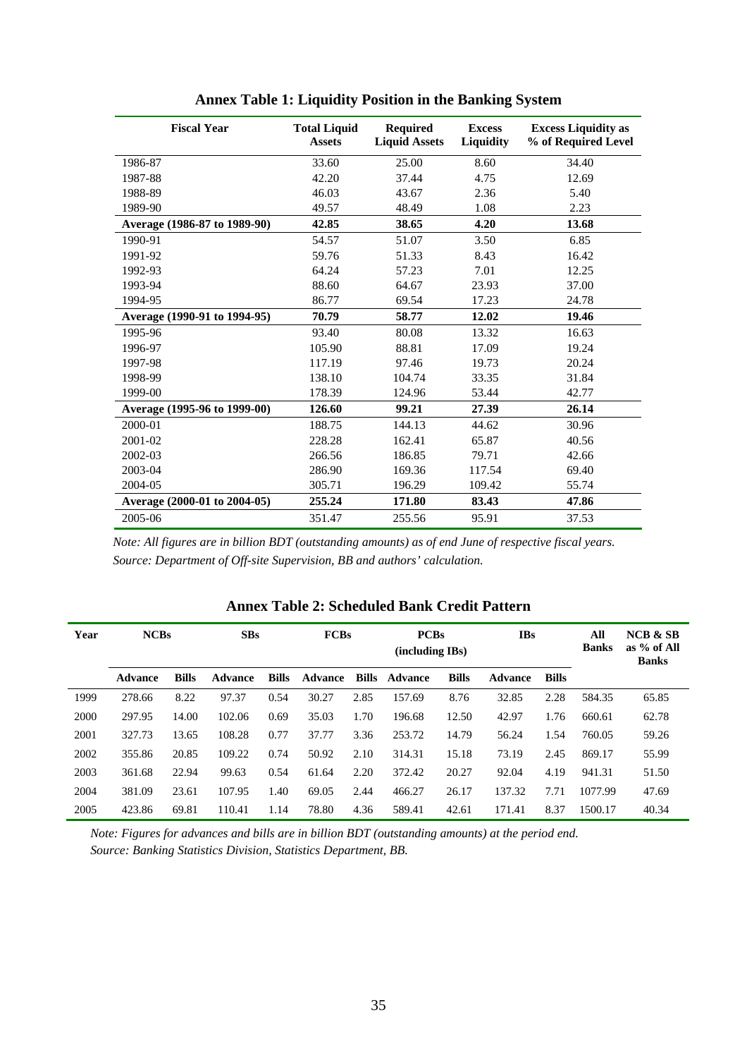**Annex Table 1: Liquidity Position in the Banking System**

| Fiscal Year | Total Liquid Assets | Required Liquid Assets | Excess Liquidity | Excess Liquidity as % of Required Level |
|---|---|---|---|---|
| 1986-87 | 33.60 | 25.00 | 8.60 | 34.40 |
| 1987-88 | 42.20 | 37.44 | 4.75 | 12.69 |
| 1988-89 | 46.03 | 43.67 | 2.36 | 5.40 |
| 1989-90 | 49.57 | 48.49 | 1.08 | 2.23 |
| **Average (1986-87 to 1989-90)** | **42.85** | **38.65** | **4.20** | **13.68** |
| 1990-91 | 54.57 | 51.07 | 3.50 | 6.85 |
| 1991-92 | 59.76 | 51.33 | 8.43 | 16.42 |
| 1992-93 | 64.24 | 57.23 | 7.01 | 12.25 |
| 1993-94 | 88.60 | 64.67 | 23.93 | 37.00 |
| 1994-95 | 86.77 | 69.54 | 17.23 | 24.78 |
| **Average (1990-91 to 1994-95)** | **70.79** | **58.77** | **12.02** | **19.46** |
| 1995-96 | 93.40 | 80.08 | 13.32 | 16.63 |
| 1996-97 | 105.90 | 88.81 | 17.09 | 19.24 |
| 1997-98 | 117.19 | 97.46 | 19.73 | 20.24 |
| 1998-99 | 138.10 | 104.74 | 33.35 | 31.84 |
| 1999-00 | 178.39 | 124.96 | 53.44 | 42.77 |
| **Average (1995-96 to 1999-00)** | **126.60** | **99.21** | **27.39** | **26.14** |
| 2000-01 | 188.75 | 144.13 | 44.62 | 30.96 |
| 2001-02 | 228.28 | 162.41 | 65.87 | 40.56 |
| 2002-03 | 266.56 | 186.85 | 79.71 | 42.66 |
| 2003-04 | 286.90 | 169.36 | 117.54 | 69.40 |
| 2004-05 | 305.71 | 196.29 | 109.42 | 55.74 |
| **Average (2000-01 to 2004-05)** | **255.24** | **171.80** | **83.43** | **47.86** |
| 2005-06 | 351.47 | 255.56 | 95.91 | 37.53 |

*Note: All figures are in billion BDT (outstanding amounts) as of end June of respective fiscal years.*
*Source: Department of Off-site Supervision, BB and authors' calculation.*

**Annex Table 2: Scheduled Bank Credit Pattern**

| Year | NCBs | | SBs | | FCBs | | PCBs (including IBs) | | IBs | | All Banks | NCB & SB as % of All Banks |
|---|---|---|---|---|---|---|---|---|---|---|---|---|
| | **Advance** | **Bills** | **Advance** | **Bills** | **Advance** | **Bills** | **Advance** | **Bills** | **Advance** | **Bills** | | |
| 1999 | 278.66 | 8.22 | 97.37 | 0.54 | 30.27 | 2.85 | 157.69 | 8.76 | 32.85 | 2.28 | 584.35 | 65.85 |
| 2000 | 297.95 | 14.00 | 102.06 | 0.69 | 35.03 | 1.70 | 196.68 | 12.50 | 42.97 | 1.76 | 660.61 | 62.78 |
| 2001 | 327.73 | 13.65 | 108.28 | 0.77 | 37.77 | 3.36 | 253.72 | 14.79 | 56.24 | 1.54 | 760.05 | 59.26 |
| 2002 | 355.86 | 20.85 | 109.22 | 0.74 | 50.92 | 2.10 | 314.31 | 15.18 | 73.19 | 2.45 | 869.17 | 55.99 |
| 2003 | 361.68 | 22.94 | 99.63 | 0.54 | 61.64 | 2.20 | 372.42 | 20.27 | 92.04 | 4.19 | 941.31 | 51.50 |
| 2004 | 381.09 | 23.61 | 107.95 | 1.40 | 69.05 | 2.44 | 466.27 | 26.17 | 137.32 | 7.71 | 1077.99 | 47.69 |
| 2005 | 423.86 | 69.81 | 110.41 | 1.14 | 78.80 | 4.36 | 589.41 | 42.61 | 171.41 | 8.37 | 1500.17 | 40.34 |

*Note: Figures for advances and bills are in billion BDT (outstanding amounts) at the period end.*
*Source: Banking Statistics Division, Statistics Department, BB.*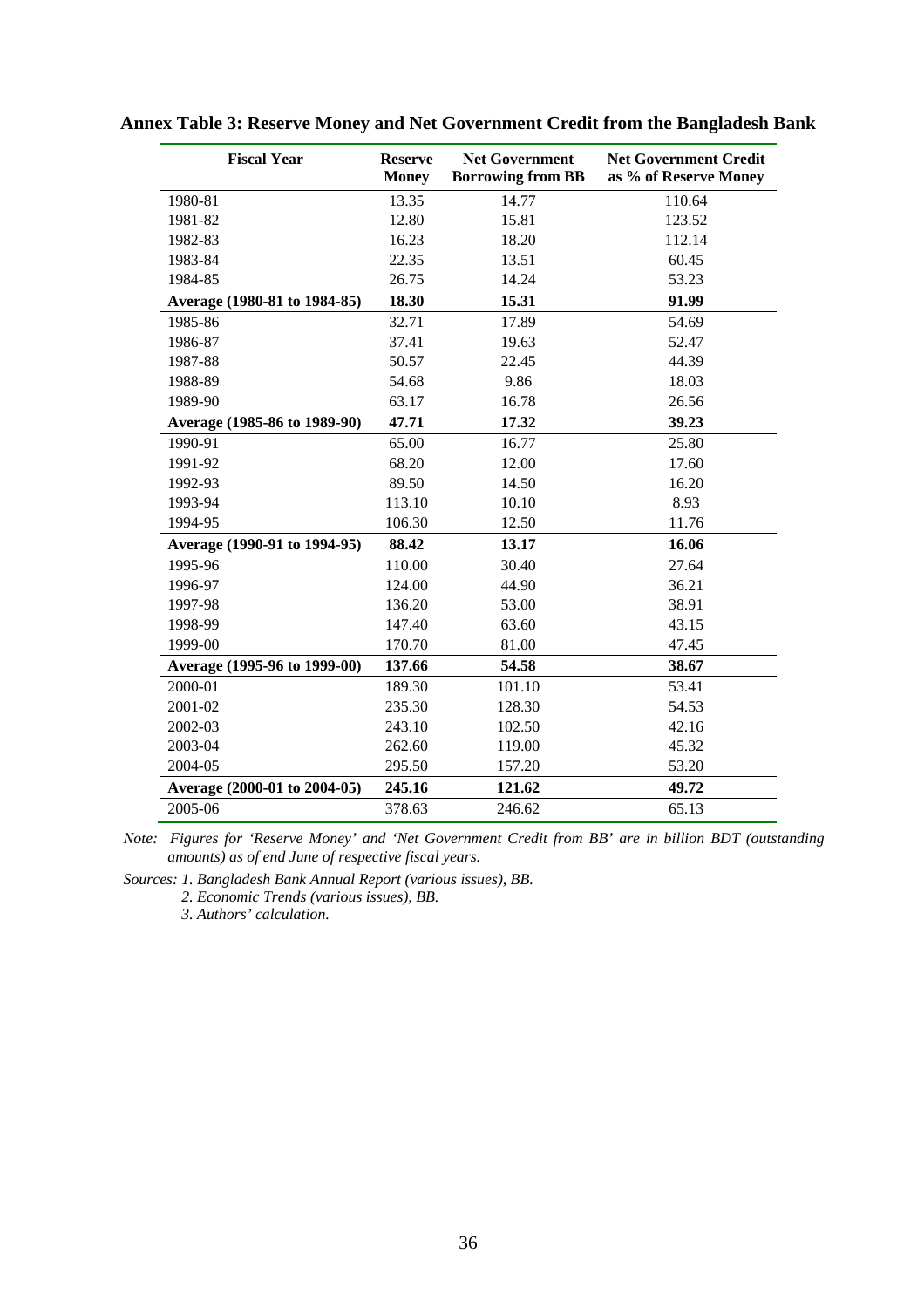**Annex Table 3: Reserve Money and Net Government Credit from the Bangladesh Bank**

| Fiscal Year | Reserve Money | Net Government Borrowing from BB | Net Government Credit as % of Reserve Money |
|---|---|---|---|
| 1980-81 | 13.35 | 14.77 | 110.64 |
| 1981-82 | 12.80 | 15.81 | 123.52 |
| 1982-83 | 16.23 | 18.20 | 112.14 |
| 1983-84 | 22.35 | 13.51 | 60.45 |
| 1984-85 | 26.75 | 14.24 | 53.23 |
| **Average (1980-81 to 1984-85)** | **18.30** | **15.31** | **91.99** |
| 1985-86 | 32.71 | 17.89 | 54.69 |
| 1986-87 | 37.41 | 19.63 | 52.47 |
| 1987-88 | 50.57 | 22.45 | 44.39 |
| 1988-89 | 54.68 | 9.86 | 18.03 |
| 1989-90 | 63.17 | 16.78 | 26.56 |
| **Average (1985-86 to 1989-90)** | **47.71** | **17.32** | **39.23** |
| 1990-91 | 65.00 | 16.77 | 25.80 |
| 1991-92 | 68.20 | 12.00 | 17.60 |
| 1992-93 | 89.50 | 14.50 | 16.20 |
| 1993-94 | 113.10 | 10.10 | 8.93 |
| 1994-95 | 106.30 | 12.50 | 11.76 |
| **Average (1990-91 to 1994-95)** | **88.42** | **13.17** | **16.06** |
| 1995-96 | 110.00 | 30.40 | 27.64 |
| 1996-97 | 124.00 | 44.90 | 36.21 |
| 1997-98 | 136.20 | 53.00 | 38.91 |
| 1998-99 | 147.40 | 63.60 | 43.15 |
| 1999-00 | 170.70 | 81.00 | 47.45 |
| **Average (1995-96 to 1999-00)** | **137.66** | **54.58** | **38.67** |
| 2000-01 | 189.30 | 101.10 | 53.41 |
| 2001-02 | 235.30 | 128.30 | 54.53 |
| 2002-03 | 243.10 | 102.50 | 42.16 |
| 2003-04 | 262.60 | 119.00 | 45.32 |
| 2004-05 | 295.50 | 157.20 | 53.20 |
| **Average (2000-01 to 2004-05)** | **245.16** | **121.62** | **49.72** |
| 2005-06 | 378.63 | 246.62 | 65.13 |

*Note: Figures for 'Reserve Money' and 'Net Government Credit from BB' are in billion BDT (outstanding amounts) as of end June of respective fiscal years.*

*Sources: 1. Bangladesh Bank Annual Report (various issues), BB.*
*2. Economic Trends (various issues), BB.*
*3. Authors' calculation.*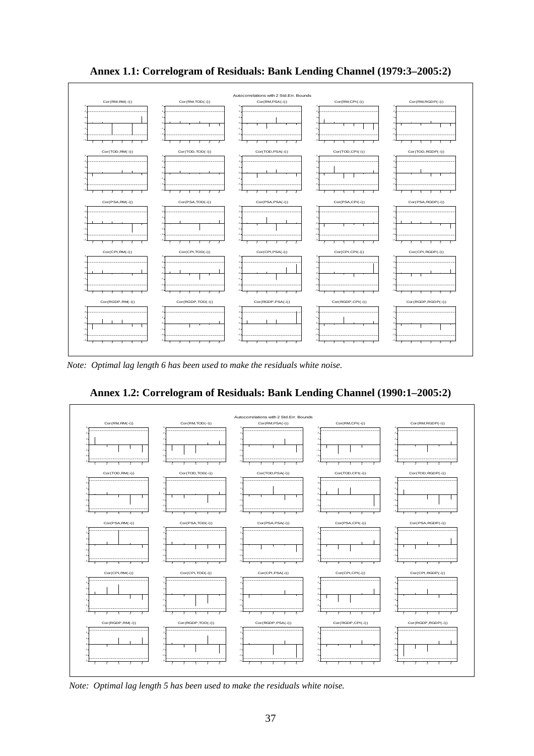**Annex 1.1: Correlogram of Residuals: Bank Lending Channel (1979:3–2005:2)**

Autocorrelations with 2 Std.Err. Bounds

Cor(RM,RM(-i)) Cor(RM,TOD(-i)) Cor(RM,PSA(-i)) Cor(RM,CPI(-i)) Cor(RM,RGDP(-i))

Cor(TOD,RM(-i)) Cor(TOD,TOD(-i)) Cor(TOD,PSA(-i)) Cor(TOD,CPI(-i)) Cor(TOD,RGDP(-i))

Cor(PSA,RM(-i)) Cor(PSA,TOD(-i)) Cor(PSA,PSA(-i)) Cor(PSA,CPI(-i)) Cor(PSA,RGDP(-i))

Cor(CPI,RM(-i)) Cor(CPI,TOD(-i)) Cor(CPI,PSA(-i)) Cor(CPI,CPI(-i)) Cor(CPI,RGDP(-i))

Cor(RGDP,RM(-i)) Cor(RGDP,TOD(-i)) Cor(RGDP,PSA(-i)) Cor(RGDP,CPI(-i)) Cor(RGDP,RGDP(-i))

*Note: Optimal lag length 6 has been used to make the residuals white noise.*

**Annex 1.2: Correlogram of Residuals: Bank Lending Channel (1990:1–2005:2)**

Autocorrelations with 2 Std.Err. Bounds

Cor(RM,RM(-i)) Cor(RM,TOD(-i)) Cor(RM,PSA(-i)) Cor(RM,CPI(-i)) Cor(RM,RGDP(-i))

Cor(TOD,RM(-i)) Cor(TOD,TOD(-i)) Cor(TOD,PSA(-i)) Cor(TOD,CPI(-i)) Cor(TOD,RGDP(-i))

Cor(PSA,RM(-i)) Cor(PSA,TOD(-i)) Cor(PSA,PSA(-i)) Cor(PSA,CPI(-i)) Cor(PSA,RGDP(-i))

Cor(CPI,RM(-i)) Cor(CPI,TOD(-i)) Cor(CPI,PSA(-i)) Cor(CPI,CPI(-i)) Cor(CPI,RGDP(-i))

Cor(RGDP,RM(-i)) Cor(RGDP,TOD(-i)) Cor(RGDP,PSA(-i)) Cor(RGDP,CPI(-i)) Cor(RGDP,RGDP(-i))

*Note: Optimal lag length 5 has been used to make the residuals white noise.*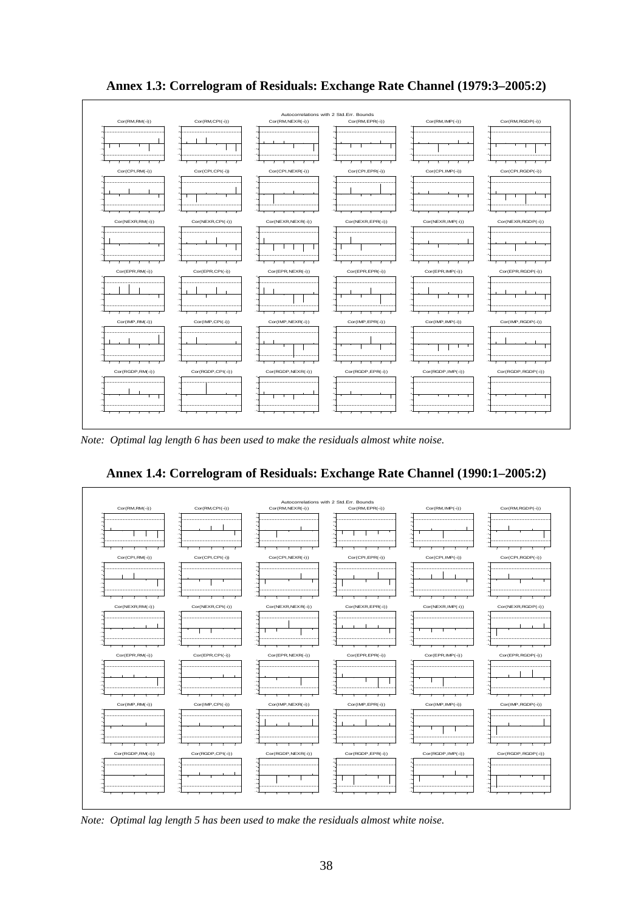## Annex 1.3: Correlogram of Residuals: Exchange Rate Channel (1979:3–2005:2)

*Note: Optimal lag length 6 has been used to make the residuals almost white noise.*

## Annex 1.4: Correlogram of Residuals: Exchange Rate Channel (1990:1–2005:2)

*Note: Optimal lag length 5 has been used to make the residuals almost white noise.*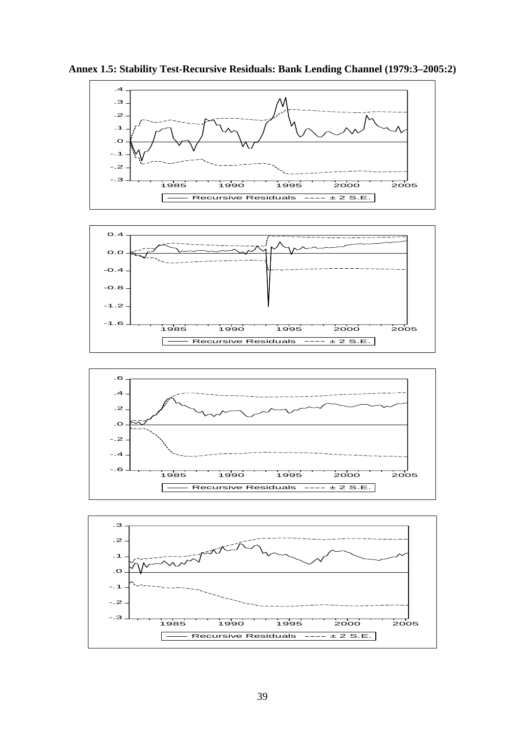**Annex 1.5: Stability Test-Recursive Residuals: Bank Lending Channel (1979:3–2005:2)**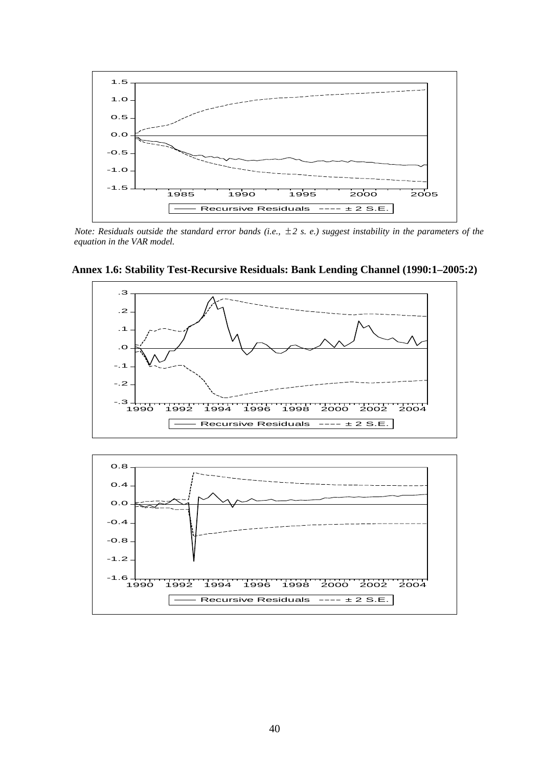Note: Residuals outside the standard error bands (i.e., $\pm 2$ s. e.) suggest instability in the parameters of the equation in the VAR model.

**Annex 1.6: Stability Test-Recursive Residuals: Bank Lending Channel (1990:1–2005:2)**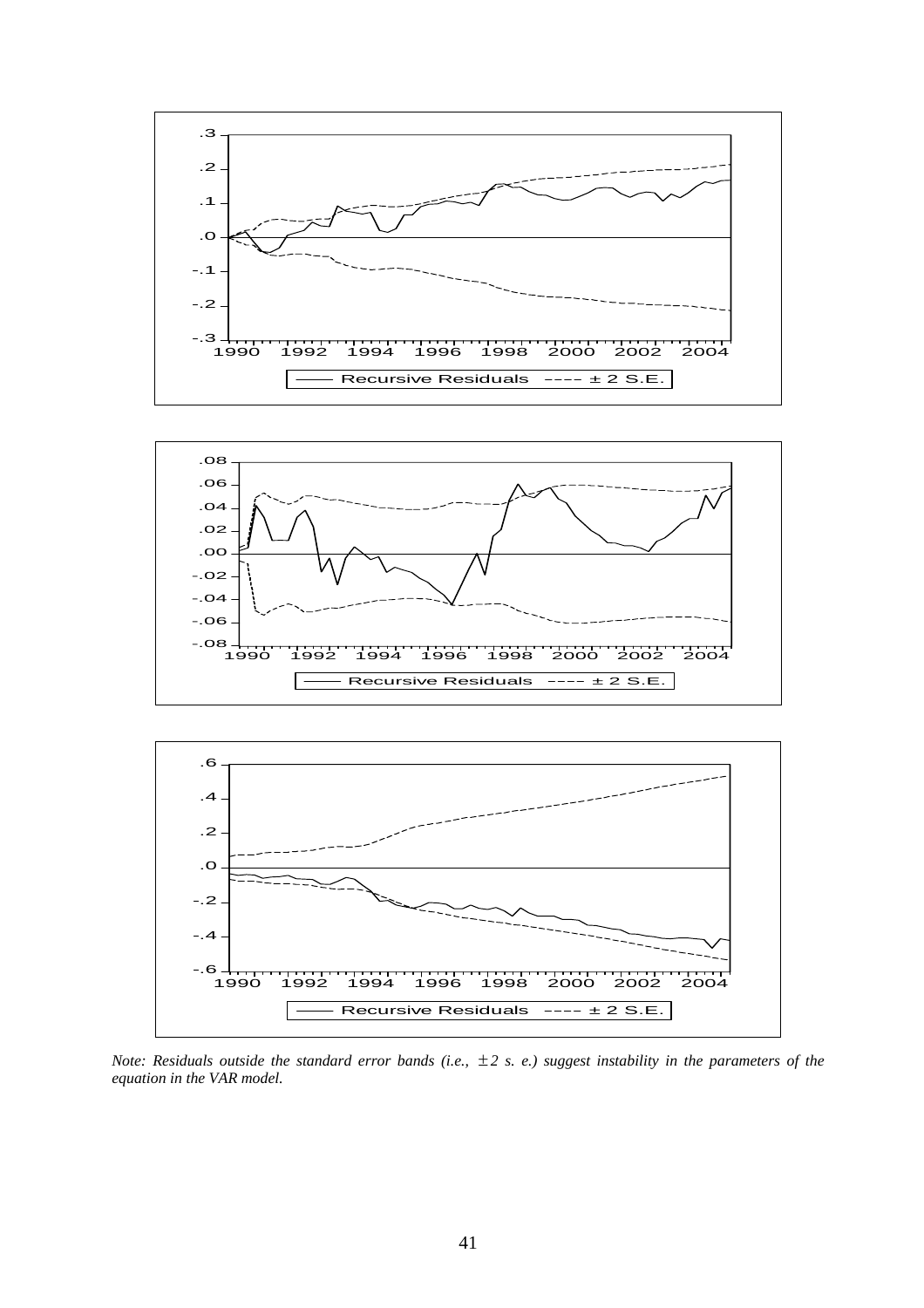*Note: Residuals outside the standard error bands (i.e., $\pm 2$ s. e.) suggest instability in the parameters of the equation in the VAR model.*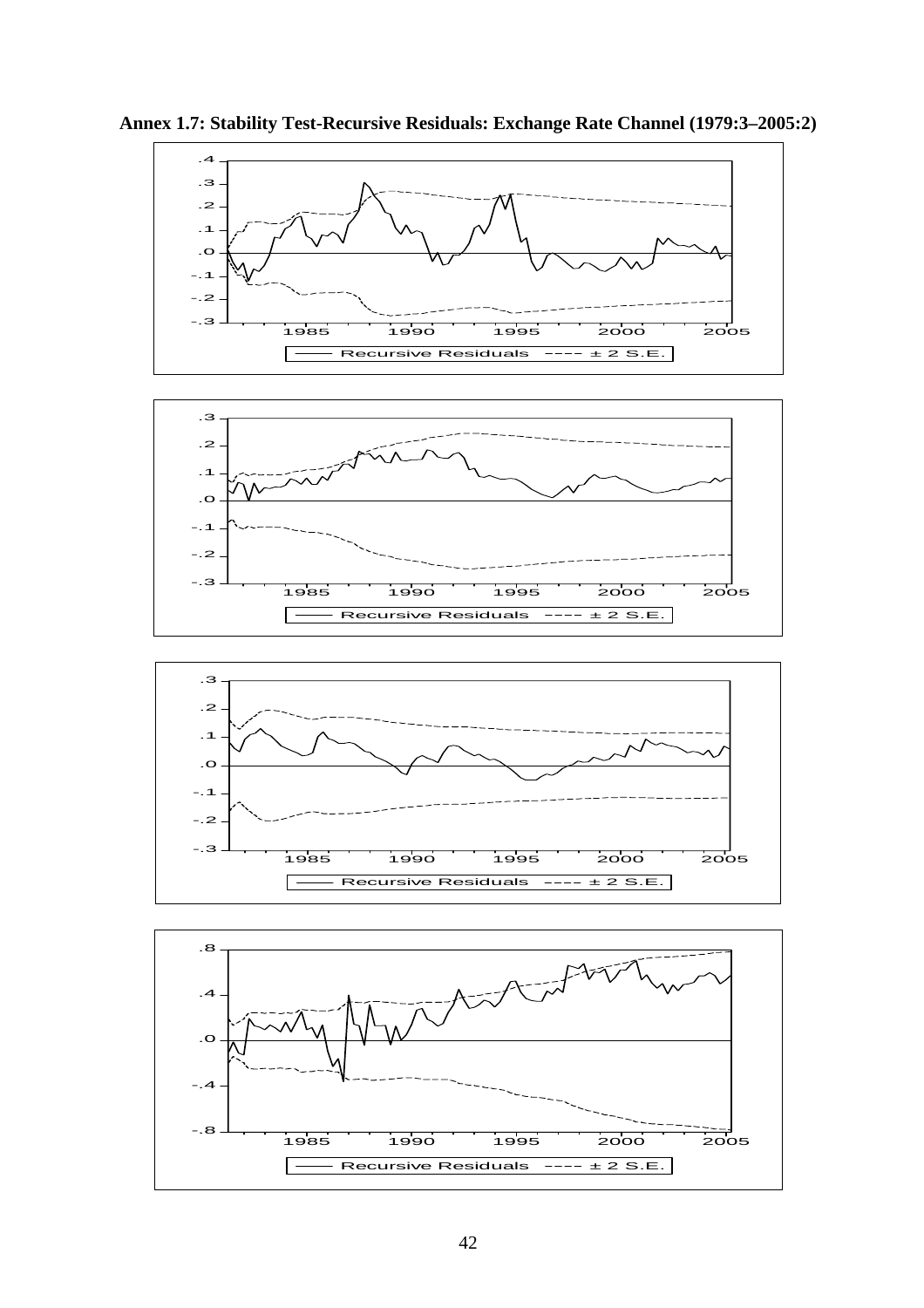**Annex 1.7: Stability Test-Recursive Residuals: Exchange Rate Channel (1979:3–2005:2)**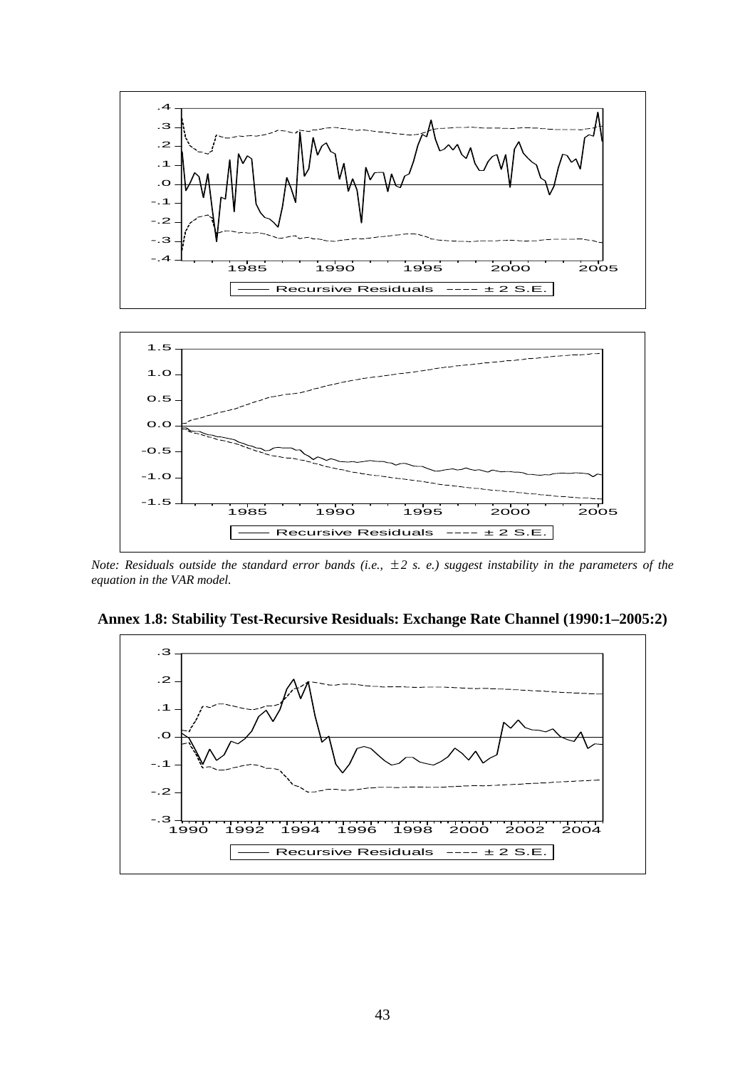*Note: Residuals outside the standard error bands (i.e., $\pm 2$ s. e.) suggest instability in the parameters of the equation in the VAR model.*

**Annex 1.8: Stability Test-Recursive Residuals: Exchange Rate Channel (1990:1–2005:2)**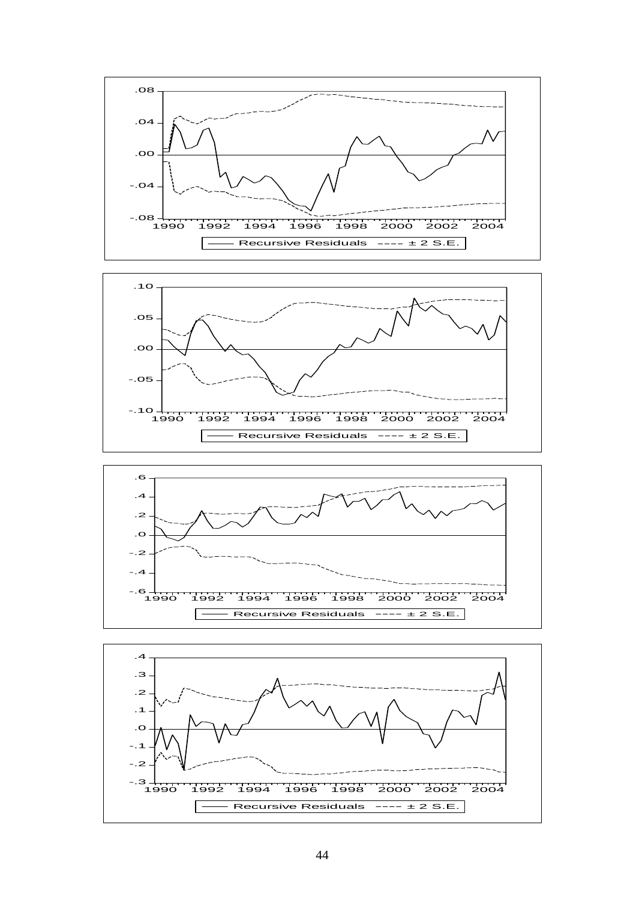Recursive Residuals ---- ± 2 S.E.

Recursive Residuals ---- ± 2 S.E.

Recursive Residuals ---- ± 2 S.E.

Recursive Residuals ---- ± 2 S.E.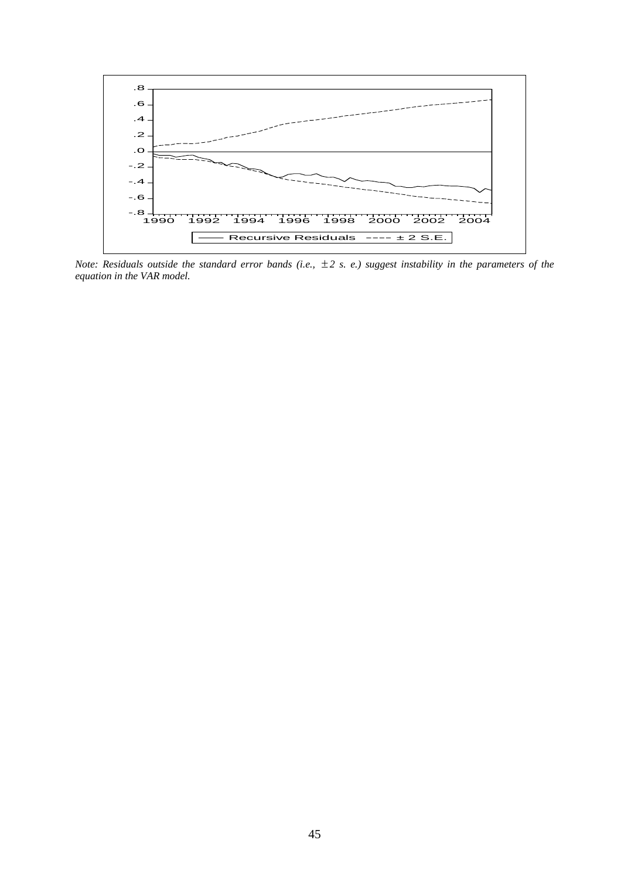.8
.6
.4
.2
.0
-.2
-.4
-.6
-.8

1990 1992 1994 1996 1998 2000 2002 2004

Recursive Residuals ---- ± 2 S.E.

*Note: Residuals outside the standard error bands (i.e., ± 2 s. e.) suggest instability in the parameters of the equation in the VAR model.*